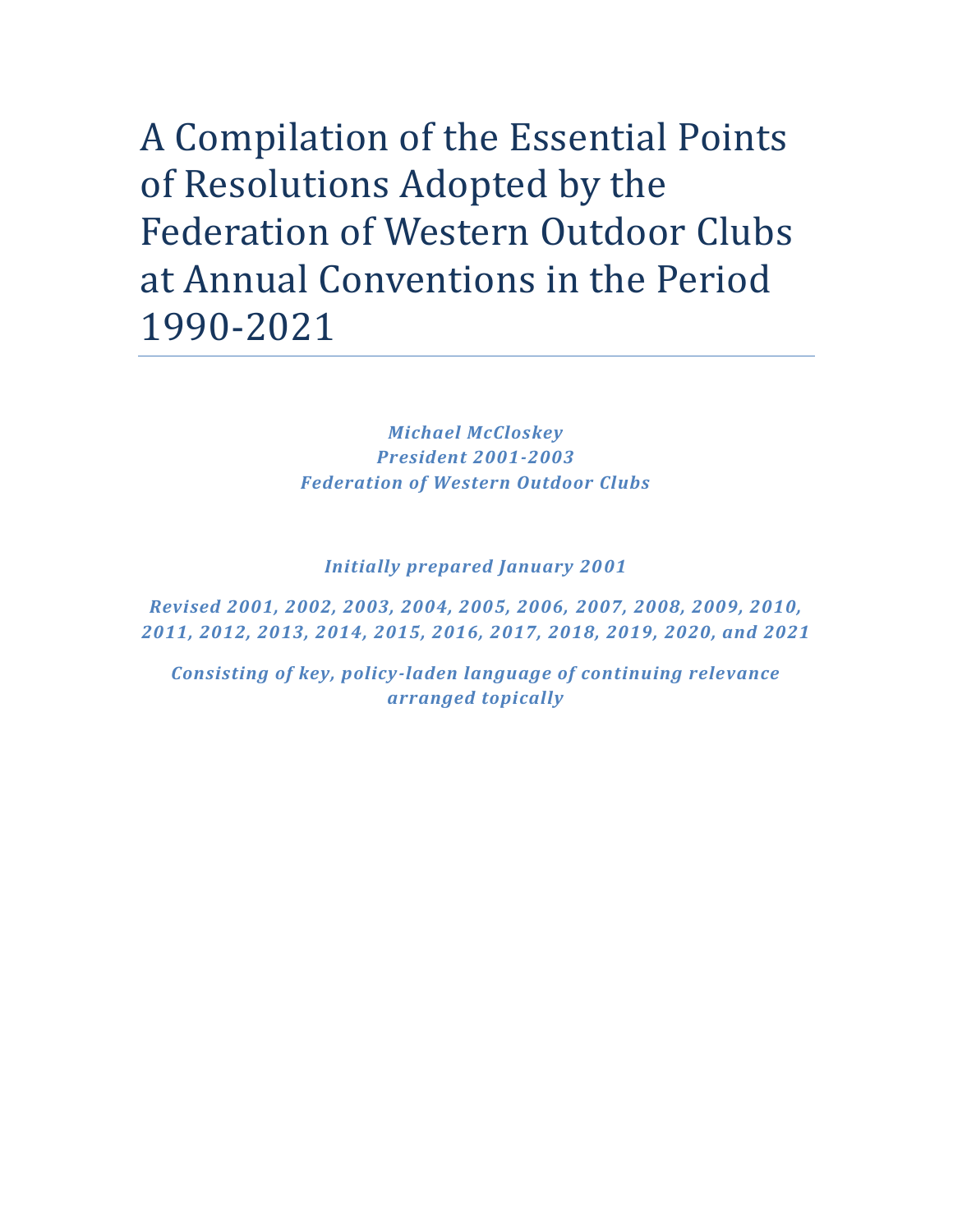# A Compilation of the Essential Points of Resolutions Adopted by the Federation of Western Outdoor Clubs at Annual Conventions in the Period 1990-2021

***Michael McCloskey***
***President 2001-2003***
***Federation of Western Outdoor Clubs***

***Initially prepared January 2001***

***Revised 2001, 2002, 2003, 2004, 2005, 2006, 2007, 2008, 2009, 2010, 2011, 2012, 2013, 2014, 2015, 2016, 2017, 2018, 2019, 2020, and 2021***

***Consisting of key, policy-laden language of continuing relevance arranged topically***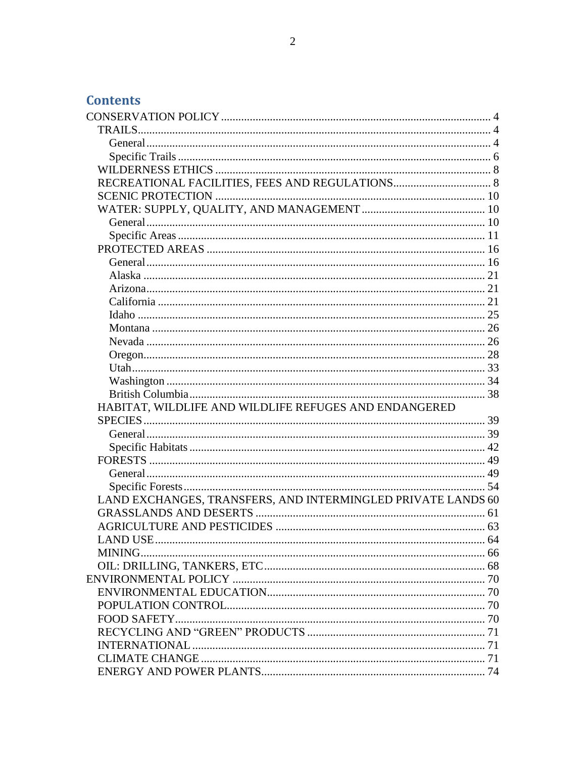## Contents

- CONSERVATION POLICY ........ 4
  - TRAILS ........ 4
    - General ........ 4
    - Specific Trails ........ 6
  - WILDERNESS ETHICS ........ 8
  - RECREATIONAL FACILITIES, FEES AND REGULATIONS ........ 8
  - SCENIC PROTECTION ........ 10
  - WATER: SUPPLY, QUALITY, AND MANAGEMENT ........ 10
    - General ........ 10
    - Specific Areas ........ 11
  - PROTECTED AREAS ........ 16
    - General ........ 16
    - Alaska ........ 21
    - Arizona ........ 21
    - California ........ 21
    - Idaho ........ 25
    - Montana ........ 26
    - Nevada ........ 26
    - Oregon ........ 28
    - Utah ........ 33
    - Washington ........ 34
    - British Columbia ........ 38
  - HABITAT, WILDLIFE AND WILDLIFE REFUGES AND ENDANGERED SPECIES ........ 39
    - General ........ 39
    - Specific Habitats ........ 42
  - FORESTS ........ 49
    - General ........ 49
    - Specific Forests ........ 54
  - LAND EXCHANGES, TRANSFERS, AND INTERMINGLED PRIVATE LANDS 60
  - GRASSLANDS AND DESERTS ........ 61
  - AGRICULTURE AND PESTICIDES ........ 63
  - LAND USE ........ 64
  - MINING ........ 66
  - OIL: DRILLING, TANKERS, ETC ........ 68
- ENVIRONMENTAL POLICY ........ 70
  - ENVIRONMENTAL EDUCATION ........ 70
  - POPULATION CONTROL ........ 70
  - FOOD SAFETY ........ 70
  - RECYCLING AND "GREEN" PRODUCTS ........ 71
  - INTERNATIONAL ........ 71
  - CLIMATE CHANGE ........ 71
  - ENERGY AND POWER PLANTS ........ 74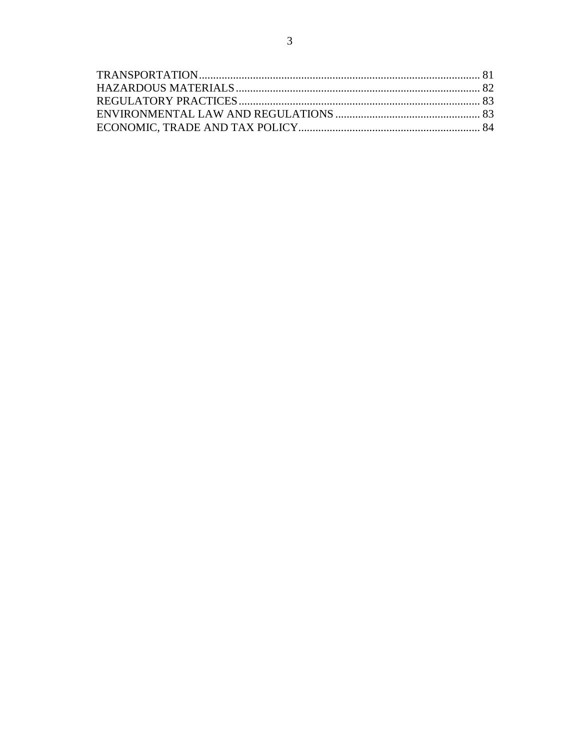TRANSPORTATION.................................................................................................. 81
HAZARDOUS MATERIALS...................................................................................... 82
REGULATORY PRACTICES.................................................................................... 83
ENVIRONMENTAL LAW AND REGULATIONS.................................................... 83
ECONOMIC, TRADE AND TAX POLICY................................................................ 84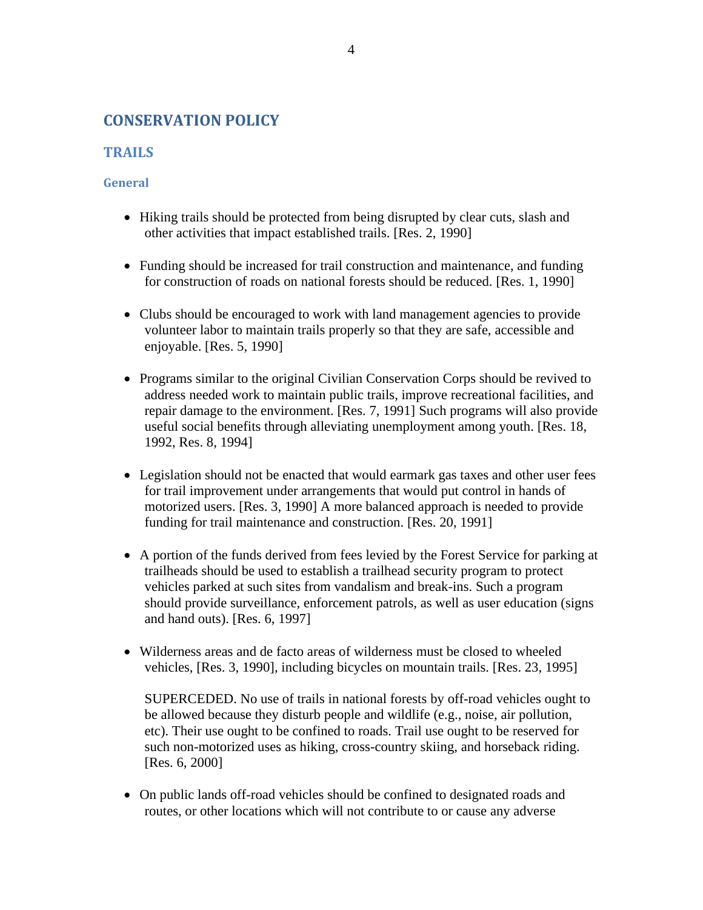# CONSERVATION POLICY

## TRAILS

### General

- Hiking trails should be protected from being disrupted by clear cuts, slash and other activities that impact established trails. [Res. 2, 1990]

- Funding should be increased for trail construction and maintenance, and funding for construction of roads on national forests should be reduced. [Res. 1, 1990]

- Clubs should be encouraged to work with land management agencies to provide volunteer labor to maintain trails properly so that they are safe, accessible and enjoyable. [Res. 5, 1990]

- Programs similar to the original Civilian Conservation Corps should be revived to address needed work to maintain public trails, improve recreational facilities, and repair damage to the environment. [Res. 7, 1991] Such programs will also provide useful social benefits through alleviating unemployment among youth. [Res. 18, 1992, Res. 8, 1994]

- Legislation should not be enacted that would earmark gas taxes and other user fees for trail improvement under arrangements that would put control in hands of motorized users. [Res. 3, 1990] A more balanced approach is needed to provide funding for trail maintenance and construction. [Res. 20, 1991]

- A portion of the funds derived from fees levied by the Forest Service for parking at trailheads should be used to establish a trailhead security program to protect vehicles parked at such sites from vandalism and break-ins. Such a program should provide surveillance, enforcement patrols, as well as user education (signs and hand outs). [Res. 6, 1997]

- Wilderness areas and de facto areas of wilderness must be closed to wheeled vehicles, [Res. 3, 1990], including bicycles on mountain trails. [Res. 23, 1995]

  SUPERCEDED. No use of trails in national forests by off-road vehicles ought to be allowed because they disturb people and wildlife (e.g., noise, air pollution, etc). Their use ought to be confined to roads. Trail use ought to be reserved for such non-motorized uses as hiking, cross-country skiing, and horseback riding. [Res. 6, 2000]

- On public lands off-road vehicles should be confined to designated roads and routes, or other locations which will not contribute to or cause any adverse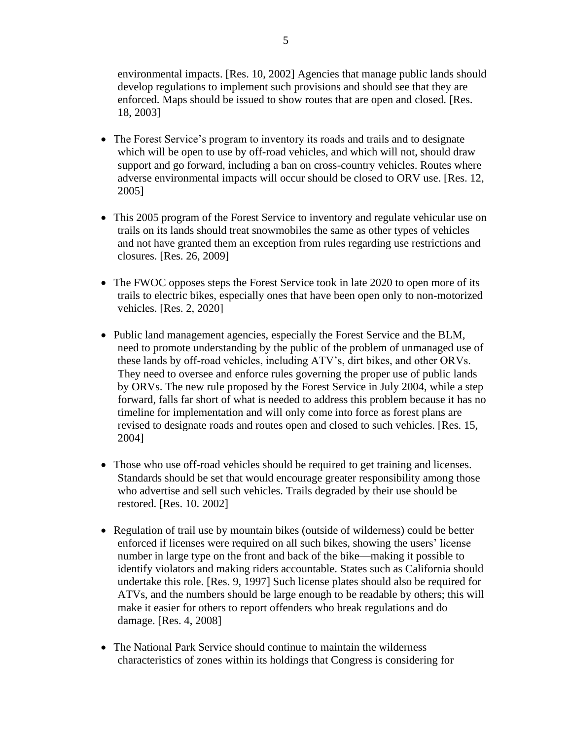environmental impacts. [Res. 10, 2002] Agencies that manage public lands should develop regulations to implement such provisions and should see that they are enforced. Maps should be issued to show routes that are open and closed. [Res. 18, 2003]

- The Forest Service's program to inventory its roads and trails and to designate which will be open to use by off-road vehicles, and which will not, should draw support and go forward, including a ban on cross-country vehicles. Routes where adverse environmental impacts will occur should be closed to ORV use. [Res. 12, 2005]

- This 2005 program of the Forest Service to inventory and regulate vehicular use on trails on its lands should treat snowmobiles the same as other types of vehicles and not have granted them an exception from rules regarding use restrictions and closures. [Res. 26, 2009]

- The FWOC opposes steps the Forest Service took in late 2020 to open more of its trails to electric bikes, especially ones that have been open only to non-motorized vehicles. [Res. 2, 2020]

- Public land management agencies, especially the Forest Service and the BLM, need to promote understanding by the public of the problem of unmanaged use of these lands by off-road vehicles, including ATV's, dirt bikes, and other ORVs. They need to oversee and enforce rules governing the proper use of public lands by ORVs. The new rule proposed by the Forest Service in July 2004, while a step forward, falls far short of what is needed to address this problem because it has no timeline for implementation and will only come into force as forest plans are revised to designate roads and routes open and closed to such vehicles. [Res. 15, 2004]

- Those who use off-road vehicles should be required to get training and licenses. Standards should be set that would encourage greater responsibility among those who advertise and sell such vehicles. Trails degraded by their use should be restored. [Res. 10. 2002]

- Regulation of trail use by mountain bikes (outside of wilderness) could be better enforced if licenses were required on all such bikes, showing the users' license number in large type on the front and back of the bike—making it possible to identify violators and making riders accountable. States such as California should undertake this role. [Res. 9, 1997] Such license plates should also be required for ATVs, and the numbers should be large enough to be readable by others; this will make it easier for others to report offenders who break regulations and do damage. [Res. 4, 2008]

- The National Park Service should continue to maintain the wilderness characteristics of zones within its holdings that Congress is considering for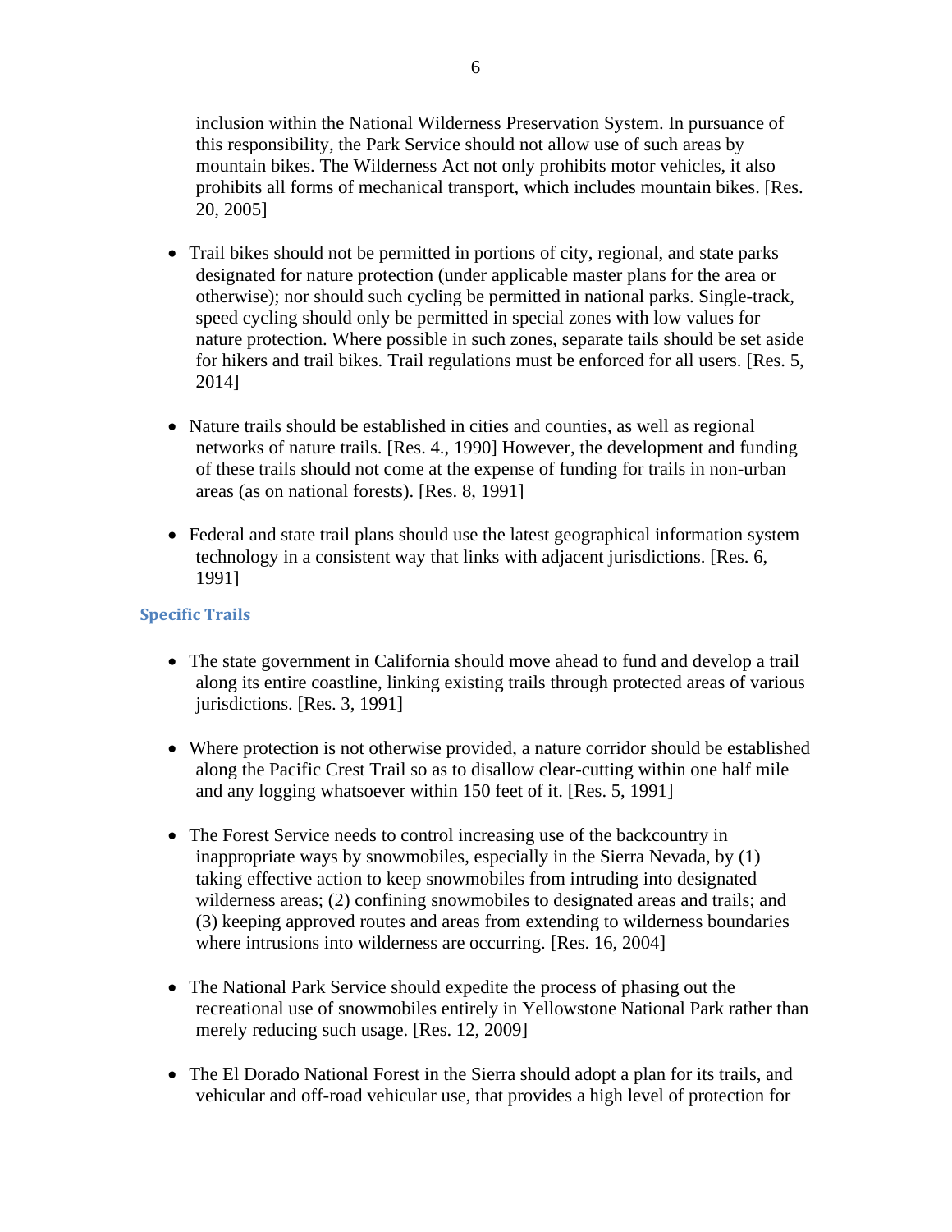inclusion within the National Wilderness Preservation System. In pursuance of this responsibility, the Park Service should not allow use of such areas by mountain bikes. The Wilderness Act not only prohibits motor vehicles, it also prohibits all forms of mechanical transport, which includes mountain bikes. [Res. 20, 2005]

- Trail bikes should not be permitted in portions of city, regional, and state parks designated for nature protection (under applicable master plans for the area or otherwise); nor should such cycling be permitted in national parks. Single-track, speed cycling should only be permitted in special zones with low values for nature protection. Where possible in such zones, separate tails should be set aside for hikers and trail bikes. Trail regulations must be enforced for all users. [Res. 5, 2014]

- Nature trails should be established in cities and counties, as well as regional networks of nature trails. [Res. 4., 1990] However, the development and funding of these trails should not come at the expense of funding for trails in non-urban areas (as on national forests). [Res. 8, 1991]

- Federal and state trail plans should use the latest geographical information system technology in a consistent way that links with adjacent jurisdictions. [Res. 6, 1991]

### Specific Trails

- The state government in California should move ahead to fund and develop a trail along its entire coastline, linking existing trails through protected areas of various jurisdictions. [Res. 3, 1991]

- Where protection is not otherwise provided, a nature corridor should be established along the Pacific Crest Trail so as to disallow clear-cutting within one half mile and any logging whatsoever within 150 feet of it. [Res. 5, 1991]

- The Forest Service needs to control increasing use of the backcountry in inappropriate ways by snowmobiles, especially in the Sierra Nevada, by (1) taking effective action to keep snowmobiles from intruding into designated wilderness areas; (2) confining snowmobiles to designated areas and trails; and (3) keeping approved routes and areas from extending to wilderness boundaries where intrusions into wilderness are occurring. [Res. 16, 2004]

- The National Park Service should expedite the process of phasing out the recreational use of snowmobiles entirely in Yellowstone National Park rather than merely reducing such usage. [Res. 12, 2009]

- The El Dorado National Forest in the Sierra should adopt a plan for its trails, and vehicular and off-road vehicular use, that provides a high level of protection for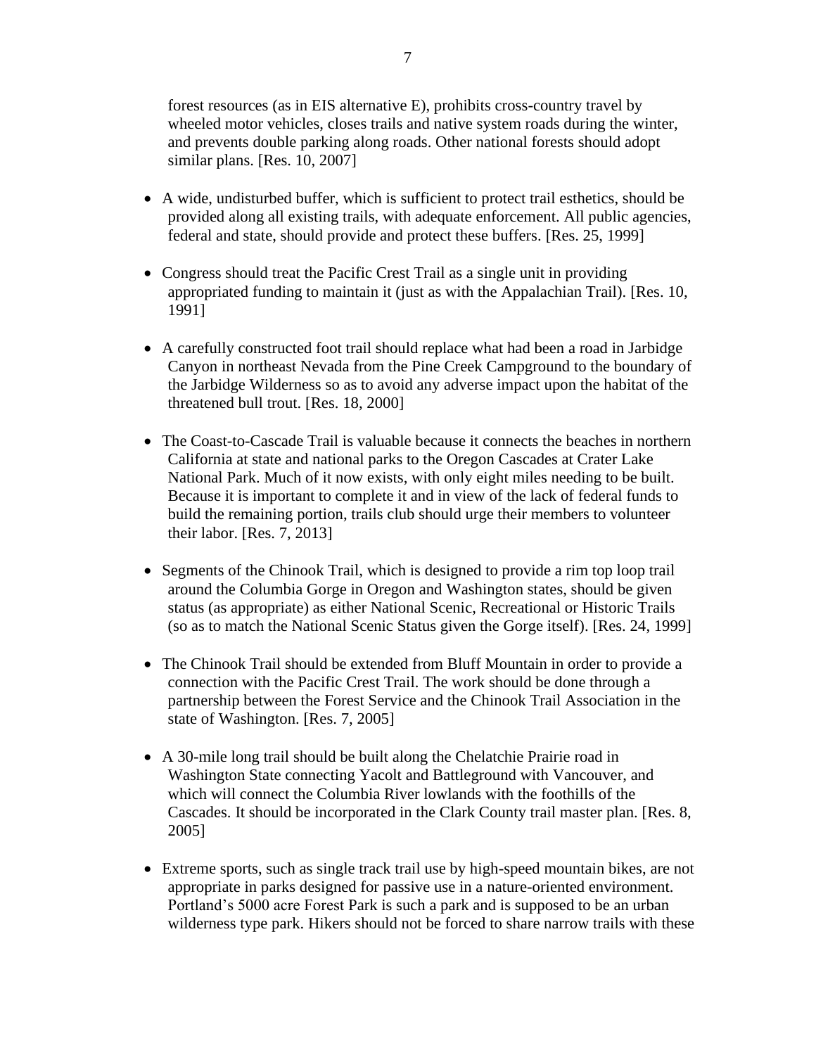forest resources (as in EIS alternative E), prohibits cross-country travel by wheeled motor vehicles, closes trails and native system roads during the winter, and prevents double parking along roads. Other national forests should adopt similar plans. [Res. 10, 2007]

- A wide, undisturbed buffer, which is sufficient to protect trail esthetics, should be provided along all existing trails, with adequate enforcement. All public agencies, federal and state, should provide and protect these buffers. [Res. 25, 1999]

- Congress should treat the Pacific Crest Trail as a single unit in providing appropriated funding to maintain it (just as with the Appalachian Trail). [Res. 10, 1991]

- A carefully constructed foot trail should replace what had been a road in Jarbidge Canyon in northeast Nevada from the Pine Creek Campground to the boundary of the Jarbidge Wilderness so as to avoid any adverse impact upon the habitat of the threatened bull trout. [Res. 18, 2000]

- The Coast-to-Cascade Trail is valuable because it connects the beaches in northern California at state and national parks to the Oregon Cascades at Crater Lake National Park. Much of it now exists, with only eight miles needing to be built. Because it is important to complete it and in view of the lack of federal funds to build the remaining portion, trails club should urge their members to volunteer their labor. [Res. 7, 2013]

- Segments of the Chinook Trail, which is designed to provide a rim top loop trail around the Columbia Gorge in Oregon and Washington states, should be given status (as appropriate) as either National Scenic, Recreational or Historic Trails (so as to match the National Scenic Status given the Gorge itself). [Res. 24, 1999]

- The Chinook Trail should be extended from Bluff Mountain in order to provide a connection with the Pacific Crest Trail. The work should be done through a partnership between the Forest Service and the Chinook Trail Association in the state of Washington. [Res. 7, 2005]

- A 30-mile long trail should be built along the Chelatchie Prairie road in Washington State connecting Yacolt and Battleground with Vancouver, and which will connect the Columbia River lowlands with the foothills of the Cascades. It should be incorporated in the Clark County trail master plan. [Res. 8, 2005]

- Extreme sports, such as single track trail use by high-speed mountain bikes, are not appropriate in parks designed for passive use in a nature-oriented environment. Portland's 5000 acre Forest Park is such a park and is supposed to be an urban wilderness type park. Hikers should not be forced to share narrow trails with these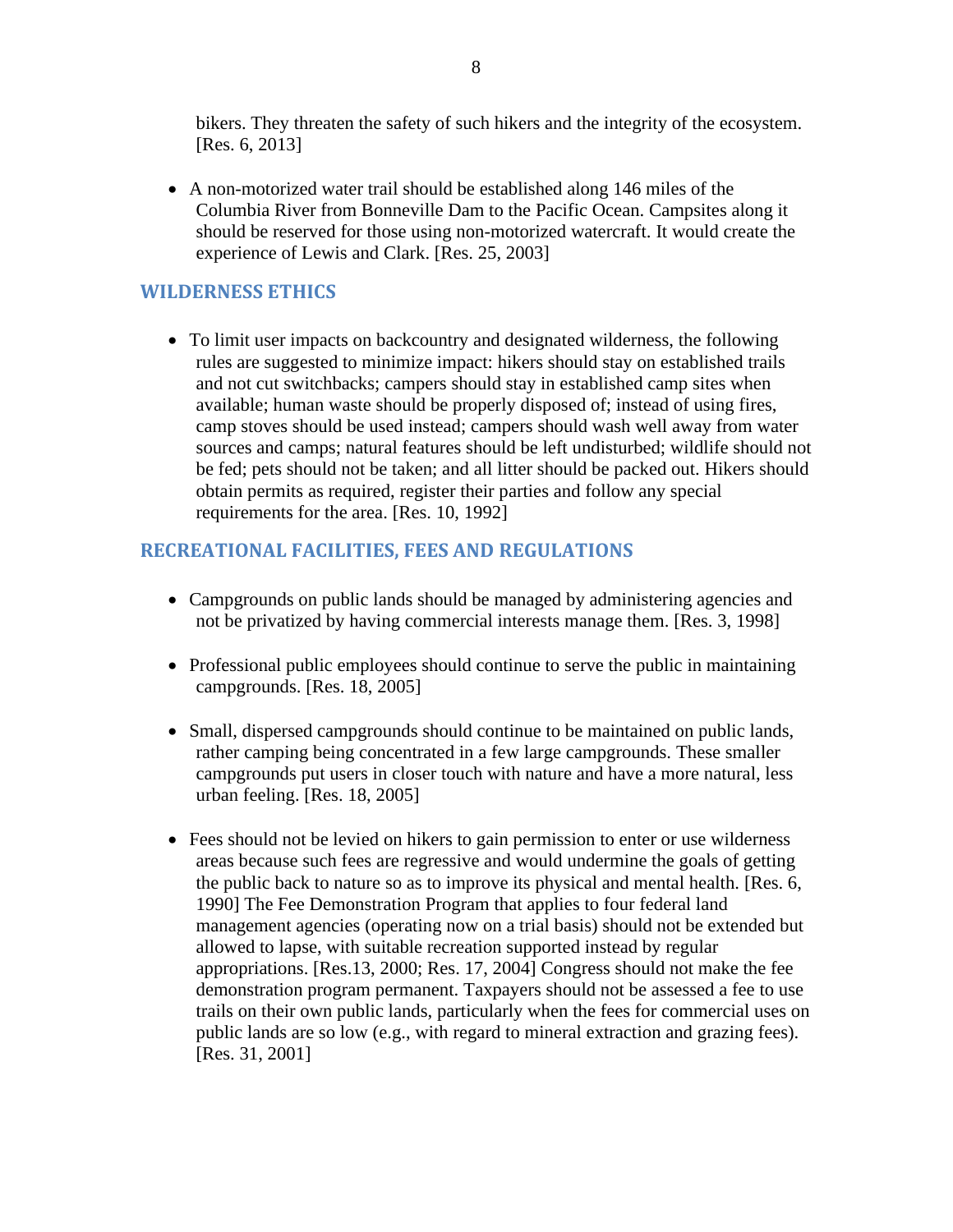bikers. They threaten the safety of such hikers and the integrity of the ecosystem. [Res. 6, 2013]

- A non-motorized water trail should be established along 146 miles of the Columbia River from Bonneville Dam to the Pacific Ocean. Campsites along it should be reserved for those using non-motorized watercraft. It would create the experience of Lewis and Clark. [Res. 25, 2003]

## WILDERNESS ETHICS

- To limit user impacts on backcountry and designated wilderness, the following rules are suggested to minimize impact: hikers should stay on established trails and not cut switchbacks; campers should stay in established camp sites when available; human waste should be properly disposed of; instead of using fires, camp stoves should be used instead; campers should wash well away from water sources and camps; natural features should be left undisturbed; wildlife should not be fed; pets should not be taken; and all litter should be packed out. Hikers should obtain permits as required, register their parties and follow any special requirements for the area. [Res. 10, 1992]

## RECREATIONAL FACILITIES, FEES AND REGULATIONS

- Campgrounds on public lands should be managed by administering agencies and not be privatized by having commercial interests manage them. [Res. 3, 1998]

- Professional public employees should continue to serve the public in maintaining campgrounds. [Res. 18, 2005]

- Small, dispersed campgrounds should continue to be maintained on public lands, rather camping being concentrated in a few large campgrounds. These smaller campgrounds put users in closer touch with nature and have a more natural, less urban feeling. [Res. 18, 2005]

- Fees should not be levied on hikers to gain permission to enter or use wilderness areas because such fees are regressive and would undermine the goals of getting the public back to nature so as to improve its physical and mental health. [Res. 6, 1990] The Fee Demonstration Program that applies to four federal land management agencies (operating now on a trial basis) should not be extended but allowed to lapse, with suitable recreation supported instead by regular appropriations. [Res.13, 2000; Res. 17, 2004] Congress should not make the fee demonstration program permanent. Taxpayers should not be assessed a fee to use trails on their own public lands, particularly when the fees for commercial uses on public lands are so low (e.g., with regard to mineral extraction and grazing fees). [Res. 31, 2001]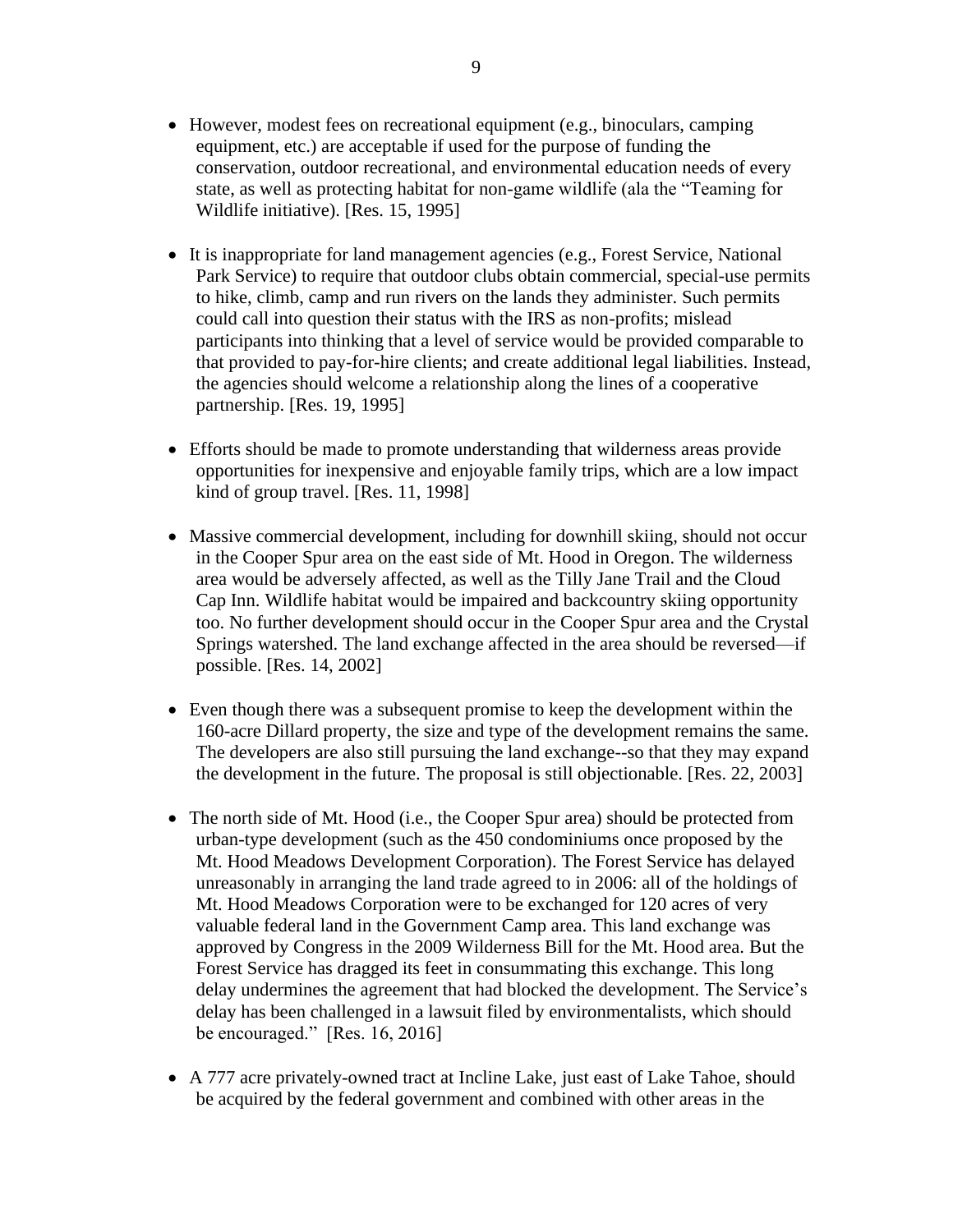- However, modest fees on recreational equipment (e.g., binoculars, camping equipment, etc.) are acceptable if used for the purpose of funding the conservation, outdoor recreational, and environmental education needs of every state, as well as protecting habitat for non-game wildlife (ala the "Teaming for Wildlife initiative). [Res. 15, 1995]

- It is inappropriate for land management agencies (e.g., Forest Service, National Park Service) to require that outdoor clubs obtain commercial, special-use permits to hike, climb, camp and run rivers on the lands they administer. Such permits could call into question their status with the IRS as non-profits; mislead participants into thinking that a level of service would be provided comparable to that provided to pay-for-hire clients; and create additional legal liabilities. Instead, the agencies should welcome a relationship along the lines of a cooperative partnership. [Res. 19, 1995]

- Efforts should be made to promote understanding that wilderness areas provide opportunities for inexpensive and enjoyable family trips, which are a low impact kind of group travel. [Res. 11, 1998]

- Massive commercial development, including for downhill skiing, should not occur in the Cooper Spur area on the east side of Mt. Hood in Oregon. The wilderness area would be adversely affected, as well as the Tilly Jane Trail and the Cloud Cap Inn. Wildlife habitat would be impaired and backcountry skiing opportunity too. No further development should occur in the Cooper Spur area and the Crystal Springs watershed. The land exchange affected in the area should be reversed—if possible. [Res. 14, 2002]

- Even though there was a subsequent promise to keep the development within the 160-acre Dillard property, the size and type of the development remains the same. The developers are also still pursuing the land exchange--so that they may expand the development in the future. The proposal is still objectionable. [Res. 22, 2003]

- The north side of Mt. Hood (i.e., the Cooper Spur area) should be protected from urban-type development (such as the 450 condominiums once proposed by the Mt. Hood Meadows Development Corporation). The Forest Service has delayed unreasonably in arranging the land trade agreed to in 2006: all of the holdings of Mt. Hood Meadows Corporation were to be exchanged for 120 acres of very valuable federal land in the Government Camp area. This land exchange was approved by Congress in the 2009 Wilderness Bill for the Mt. Hood area. But the Forest Service has dragged its feet in consummating this exchange. This long delay undermines the agreement that had blocked the development. The Service's delay has been challenged in a lawsuit filed by environmentalists, which should be encouraged." [Res. 16, 2016]

- A 777 acre privately-owned tract at Incline Lake, just east of Lake Tahoe, should be acquired by the federal government and combined with other areas in the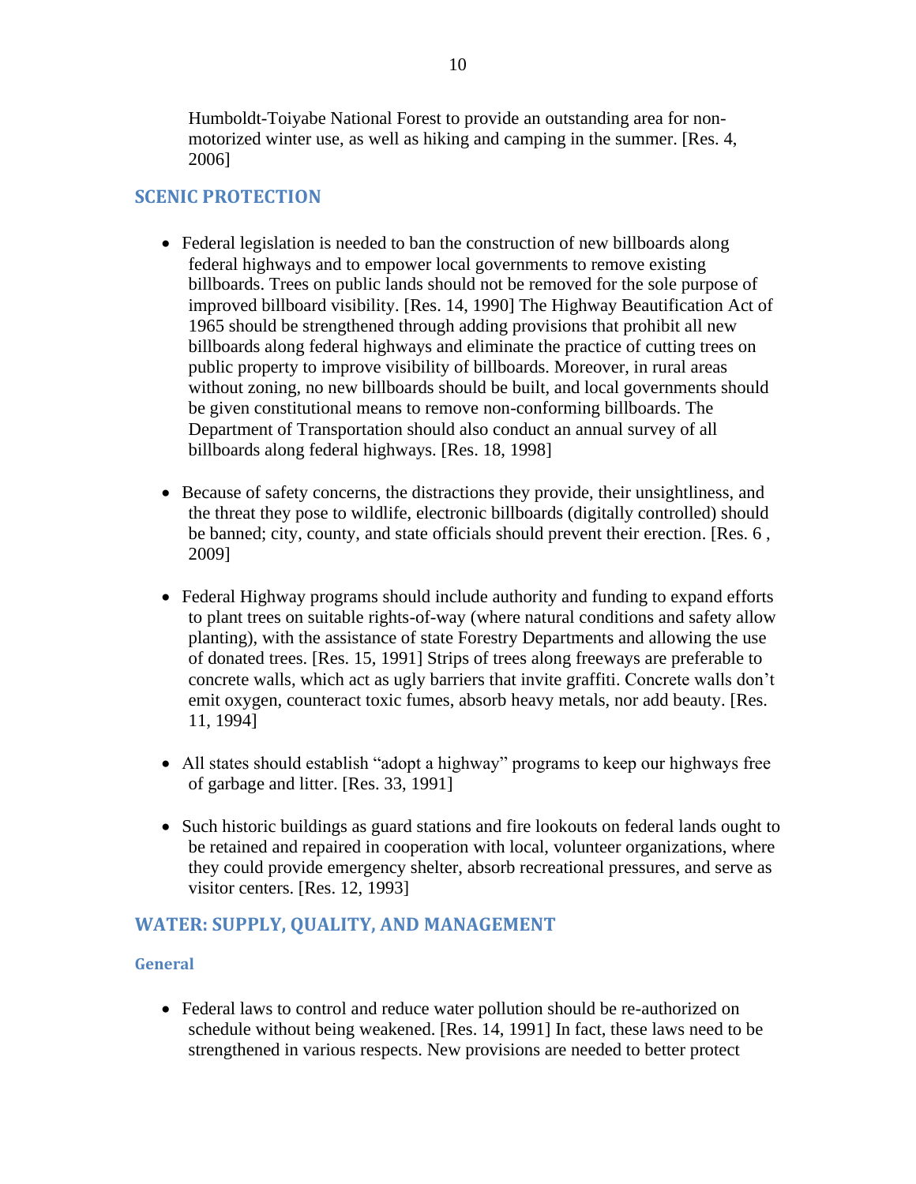Humboldt-Toiyabe National Forest to provide an outstanding area for non-motorized winter use, as well as hiking and camping in the summer. [Res. 4, 2006]

## SCENIC PROTECTION

- Federal legislation is needed to ban the construction of new billboards along federal highways and to empower local governments to remove existing billboards. Trees on public lands should not be removed for the sole purpose of improved billboard visibility. [Res. 14, 1990] The Highway Beautification Act of 1965 should be strengthened through adding provisions that prohibit all new billboards along federal highways and eliminate the practice of cutting trees on public property to improve visibility of billboards. Moreover, in rural areas without zoning, no new billboards should be built, and local governments should be given constitutional means to remove non-conforming billboards. The Department of Transportation should also conduct an annual survey of all billboards along federal highways. [Res. 18, 1998]

- Because of safety concerns, the distractions they provide, their unsightliness, and the threat they pose to wildlife, electronic billboards (digitally controlled) should be banned; city, county, and state officials should prevent their erection. [Res. 6 , 2009]

- Federal Highway programs should include authority and funding to expand efforts to plant trees on suitable rights-of-way (where natural conditions and safety allow planting), with the assistance of state Forestry Departments and allowing the use of donated trees. [Res. 15, 1991] Strips of trees along freeways are preferable to concrete walls, which act as ugly barriers that invite graffiti. Concrete walls don't emit oxygen, counteract toxic fumes, absorb heavy metals, nor add beauty. [Res. 11, 1994]

- All states should establish "adopt a highway" programs to keep our highways free of garbage and litter. [Res. 33, 1991]

- Such historic buildings as guard stations and fire lookouts on federal lands ought to be retained and repaired in cooperation with local, volunteer organizations, where they could provide emergency shelter, absorb recreational pressures, and serve as visitor centers. [Res. 12, 1993]

## WATER: SUPPLY, QUALITY, AND MANAGEMENT

### General

- Federal laws to control and reduce water pollution should be re-authorized on schedule without being weakened. [Res. 14, 1991] In fact, these laws need to be strengthened in various respects. New provisions are needed to better protect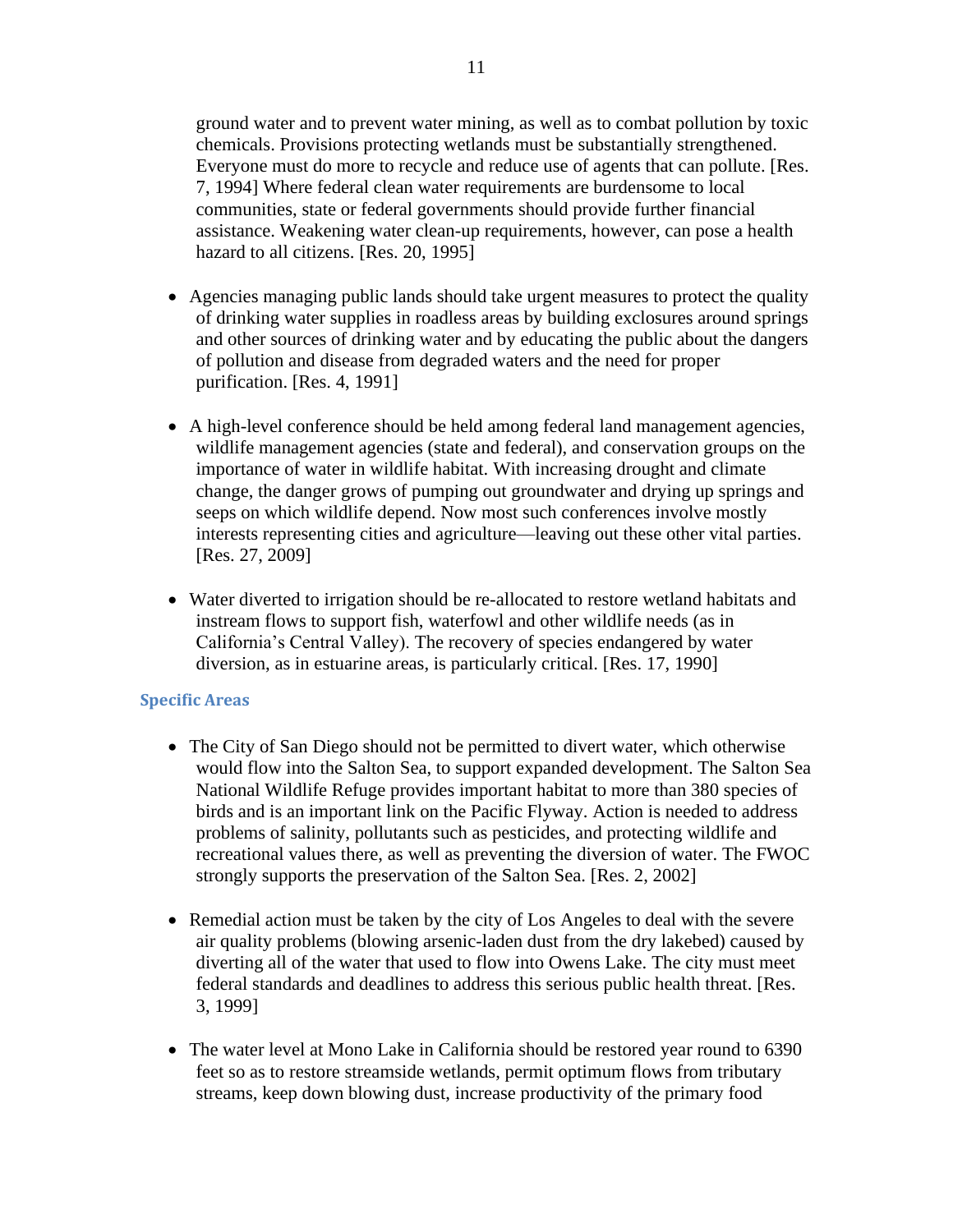ground water and to prevent water mining, as well as to combat pollution by toxic chemicals. Provisions protecting wetlands must be substantially strengthened. Everyone must do more to recycle and reduce use of agents that can pollute. [Res. 7, 1994] Where federal clean water requirements are burdensome to local communities, state or federal governments should provide further financial assistance. Weakening water clean-up requirements, however, can pose a health hazard to all citizens. [Res. 20, 1995]

- Agencies managing public lands should take urgent measures to protect the quality of drinking water supplies in roadless areas by building exclosures around springs and other sources of drinking water and by educating the public about the dangers of pollution and disease from degraded waters and the need for proper purification. [Res. 4, 1991]

- A high-level conference should be held among federal land management agencies, wildlife management agencies (state and federal), and conservation groups on the importance of water in wildlife habitat. With increasing drought and climate change, the danger grows of pumping out groundwater and drying up springs and seeps on which wildlife depend. Now most such conferences involve mostly interests representing cities and agriculture—leaving out these other vital parties. [Res. 27, 2009]

- Water diverted to irrigation should be re-allocated to restore wetland habitats and instream flows to support fish, waterfowl and other wildlife needs (as in California's Central Valley). The recovery of species endangered by water diversion, as in estuarine areas, is particularly critical. [Res. 17, 1990]

### Specific Areas

- The City of San Diego should not be permitted to divert water, which otherwise would flow into the Salton Sea, to support expanded development. The Salton Sea National Wildlife Refuge provides important habitat to more than 380 species of birds and is an important link on the Pacific Flyway. Action is needed to address problems of salinity, pollutants such as pesticides, and protecting wildlife and recreational values there, as well as preventing the diversion of water. The FWOC strongly supports the preservation of the Salton Sea. [Res. 2, 2002]

- Remedial action must be taken by the city of Los Angeles to deal with the severe air quality problems (blowing arsenic-laden dust from the dry lakebed) caused by diverting all of the water that used to flow into Owens Lake. The city must meet federal standards and deadlines to address this serious public health threat. [Res. 3, 1999]

- The water level at Mono Lake in California should be restored year round to 6390 feet so as to restore streamside wetlands, permit optimum flows from tributary streams, keep down blowing dust, increase productivity of the primary food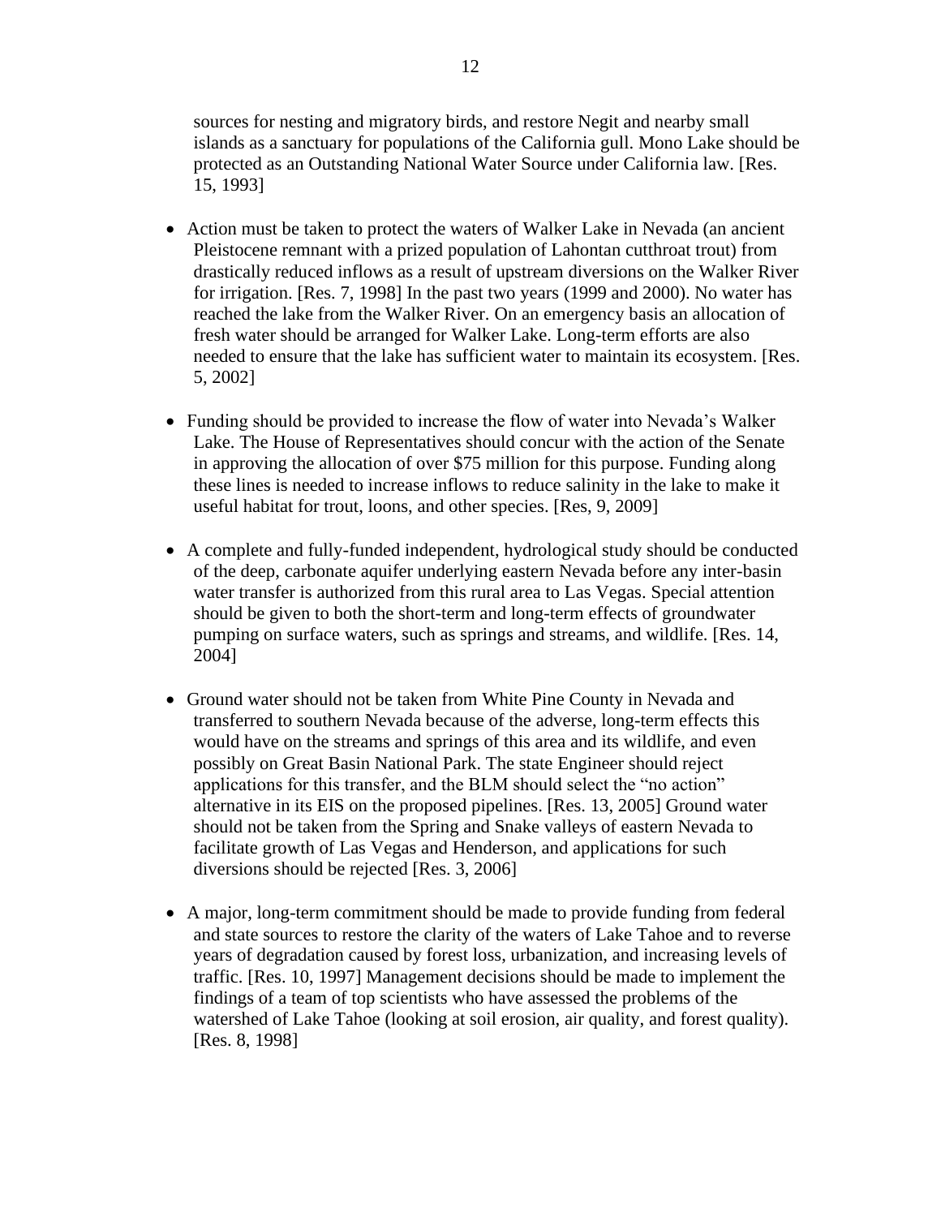sources for nesting and migratory birds, and restore Negit and nearby small islands as a sanctuary for populations of the California gull. Mono Lake should be protected as an Outstanding National Water Source under California law. [Res. 15, 1993]

- Action must be taken to protect the waters of Walker Lake in Nevada (an ancient Pleistocene remnant with a prized population of Lahontan cutthroat trout) from drastically reduced inflows as a result of upstream diversions on the Walker River for irrigation. [Res. 7, 1998] In the past two years (1999 and 2000). No water has reached the lake from the Walker River. On an emergency basis an allocation of fresh water should be arranged for Walker Lake. Long-term efforts are also needed to ensure that the lake has sufficient water to maintain its ecosystem. [Res. 5, 2002]

- Funding should be provided to increase the flow of water into Nevada's Walker Lake. The House of Representatives should concur with the action of the Senate in approving the allocation of over $75 million for this purpose. Funding along these lines is needed to increase inflows to reduce salinity in the lake to make it useful habitat for trout, loons, and other species. [Res, 9, 2009]

- A complete and fully-funded independent, hydrological study should be conducted of the deep, carbonate aquifer underlying eastern Nevada before any inter-basin water transfer is authorized from this rural area to Las Vegas. Special attention should be given to both the short-term and long-term effects of groundwater pumping on surface waters, such as springs and streams, and wildlife. [Res. 14, 2004]

- Ground water should not be taken from White Pine County in Nevada and transferred to southern Nevada because of the adverse, long-term effects this would have on the streams and springs of this area and its wildlife, and even possibly on Great Basin National Park. The state Engineer should reject applications for this transfer, and the BLM should select the "no action" alternative in its EIS on the proposed pipelines. [Res. 13, 2005] Ground water should not be taken from the Spring and Snake valleys of eastern Nevada to facilitate growth of Las Vegas and Henderson, and applications for such diversions should be rejected [Res. 3, 2006]

- A major, long-term commitment should be made to provide funding from federal and state sources to restore the clarity of the waters of Lake Tahoe and to reverse years of degradation caused by forest loss, urbanization, and increasing levels of traffic. [Res. 10, 1997] Management decisions should be made to implement the findings of a team of top scientists who have assessed the problems of the watershed of Lake Tahoe (looking at soil erosion, air quality, and forest quality). [Res. 8, 1998]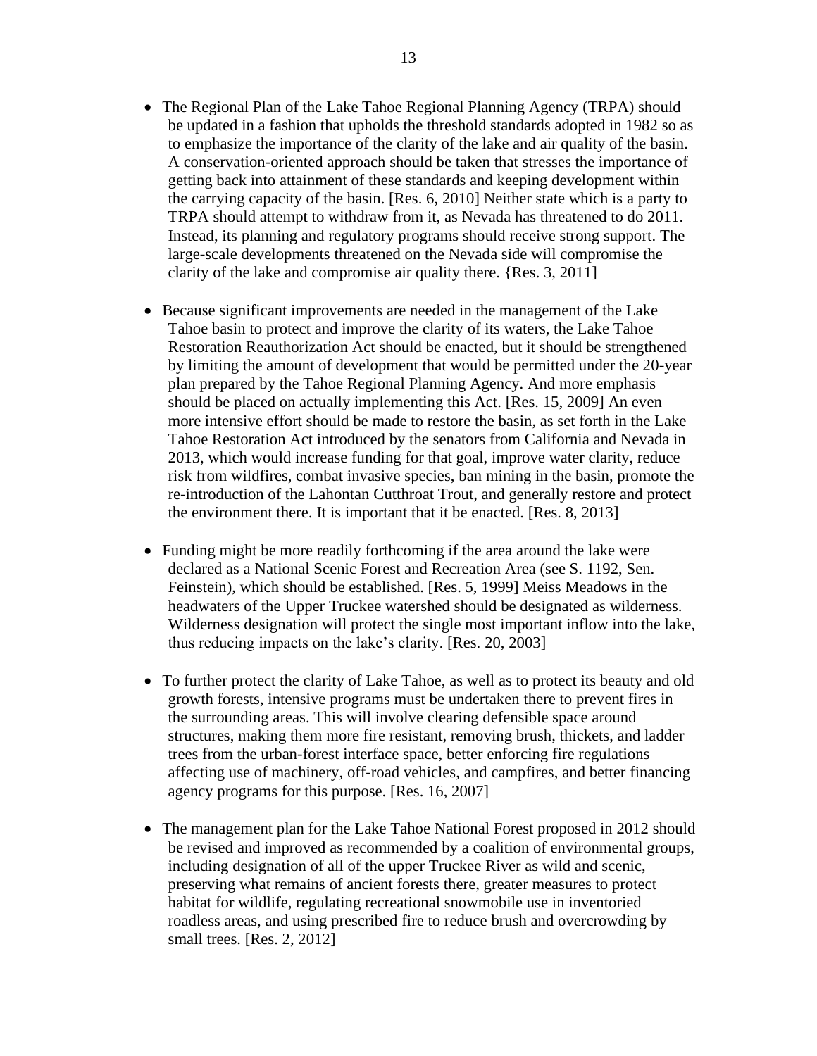- The Regional Plan of the Lake Tahoe Regional Planning Agency (TRPA) should be updated in a fashion that upholds the threshold standards adopted in 1982 so as to emphasize the importance of the clarity of the lake and air quality of the basin. A conservation-oriented approach should be taken that stresses the importance of getting back into attainment of these standards and keeping development within the carrying capacity of the basin. [Res. 6, 2010] Neither state which is a party to TRPA should attempt to withdraw from it, as Nevada has threatened to do 2011. Instead, its planning and regulatory programs should receive strong support. The large-scale developments threatened on the Nevada side will compromise the clarity of the lake and compromise air quality there. {Res. 3, 2011]

- Because significant improvements are needed in the management of the Lake Tahoe basin to protect and improve the clarity of its waters, the Lake Tahoe Restoration Reauthorization Act should be enacted, but it should be strengthened by limiting the amount of development that would be permitted under the 20-year plan prepared by the Tahoe Regional Planning Agency. And more emphasis should be placed on actually implementing this Act. [Res. 15, 2009] An even more intensive effort should be made to restore the basin, as set forth in the Lake Tahoe Restoration Act introduced by the senators from California and Nevada in 2013, which would increase funding for that goal, improve water clarity, reduce risk from wildfires, combat invasive species, ban mining in the basin, promote the re-introduction of the Lahontan Cutthroat Trout, and generally restore and protect the environment there. It is important that it be enacted. [Res. 8, 2013]

- Funding might be more readily forthcoming if the area around the lake were declared as a National Scenic Forest and Recreation Area (see S. 1192, Sen. Feinstein), which should be established. [Res. 5, 1999] Meiss Meadows in the headwaters of the Upper Truckee watershed should be designated as wilderness. Wilderness designation will protect the single most important inflow into the lake, thus reducing impacts on the lake's clarity. [Res. 20, 2003]

- To further protect the clarity of Lake Tahoe, as well as to protect its beauty and old growth forests, intensive programs must be undertaken there to prevent fires in the surrounding areas. This will involve clearing defensible space around structures, making them more fire resistant, removing brush, thickets, and ladder trees from the urban-forest interface space, better enforcing fire regulations affecting use of machinery, off-road vehicles, and campfires, and better financing agency programs for this purpose. [Res. 16, 2007]

- The management plan for the Lake Tahoe National Forest proposed in 2012 should be revised and improved as recommended by a coalition of environmental groups, including designation of all of the upper Truckee River as wild and scenic, preserving what remains of ancient forests there, greater measures to protect habitat for wildlife, regulating recreational snowmobile use in inventoried roadless areas, and using prescribed fire to reduce brush and overcrowding by small trees. [Res. 2, 2012]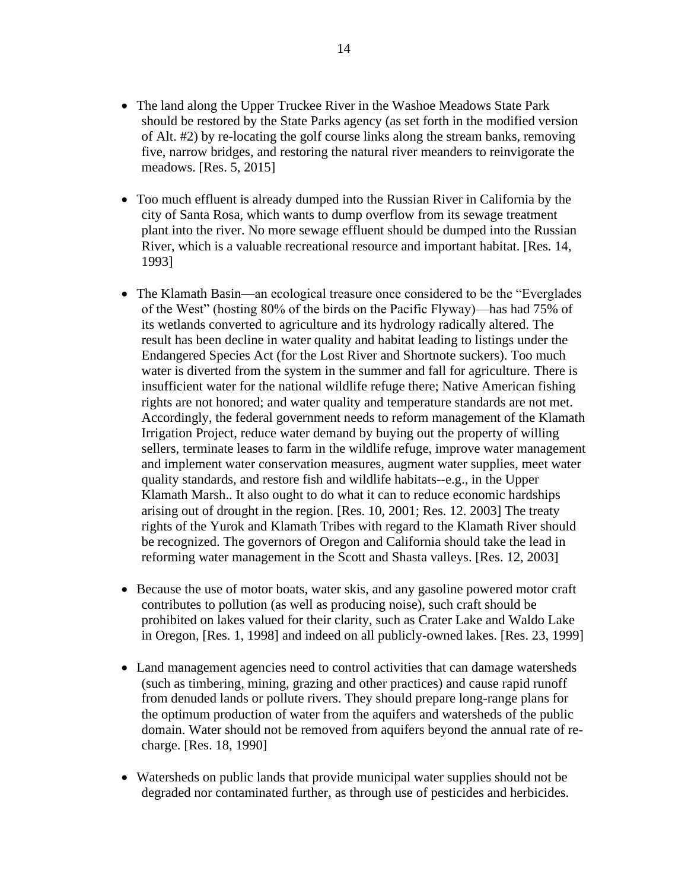- The land along the Upper Truckee River in the Washoe Meadows State Park should be restored by the State Parks agency (as set forth in the modified version of Alt. #2) by re-locating the golf course links along the stream banks, removing five, narrow bridges, and restoring the natural river meanders to reinvigorate the meadows. [Res. 5, 2015]

- Too much effluent is already dumped into the Russian River in California by the city of Santa Rosa, which wants to dump overflow from its sewage treatment plant into the river. No more sewage effluent should be dumped into the Russian River, which is a valuable recreational resource and important habitat. [Res. 14, 1993]

- The Klamath Basin—an ecological treasure once considered to be the "Everglades of the West" (hosting 80% of the birds on the Pacific Flyway)—has had 75% of its wetlands converted to agriculture and its hydrology radically altered. The result has been decline in water quality and habitat leading to listings under the Endangered Species Act (for the Lost River and Shortnote suckers). Too much water is diverted from the system in the summer and fall for agriculture. There is insufficient water for the national wildlife refuge there; Native American fishing rights are not honored; and water quality and temperature standards are not met. Accordingly, the federal government needs to reform management of the Klamath Irrigation Project, reduce water demand by buying out the property of willing sellers, terminate leases to farm in the wildlife refuge, improve water management and implement water conservation measures, augment water supplies, meet water quality standards, and restore fish and wildlife habitats--e.g., in the Upper Klamath Marsh.. It also ought to do what it can to reduce economic hardships arising out of drought in the region. [Res. 10, 2001; Res. 12. 2003] The treaty rights of the Yurok and Klamath Tribes with regard to the Klamath River should be recognized. The governors of Oregon and California should take the lead in reforming water management in the Scott and Shasta valleys. [Res. 12, 2003]

- Because the use of motor boats, water skis, and any gasoline powered motor craft contributes to pollution (as well as producing noise), such craft should be prohibited on lakes valued for their clarity, such as Crater Lake and Waldo Lake in Oregon, [Res. 1, 1998] and indeed on all publicly-owned lakes. [Res. 23, 1999]

- Land management agencies need to control activities that can damage watersheds (such as timbering, mining, grazing and other practices) and cause rapid runoff from denuded lands or pollute rivers. They should prepare long-range plans for the optimum production of water from the aquifers and watersheds of the public domain. Water should not be removed from aquifers beyond the annual rate of re-charge. [Res. 18, 1990]

- Watersheds on public lands that provide municipal water supplies should not be degraded nor contaminated further, as through use of pesticides and herbicides.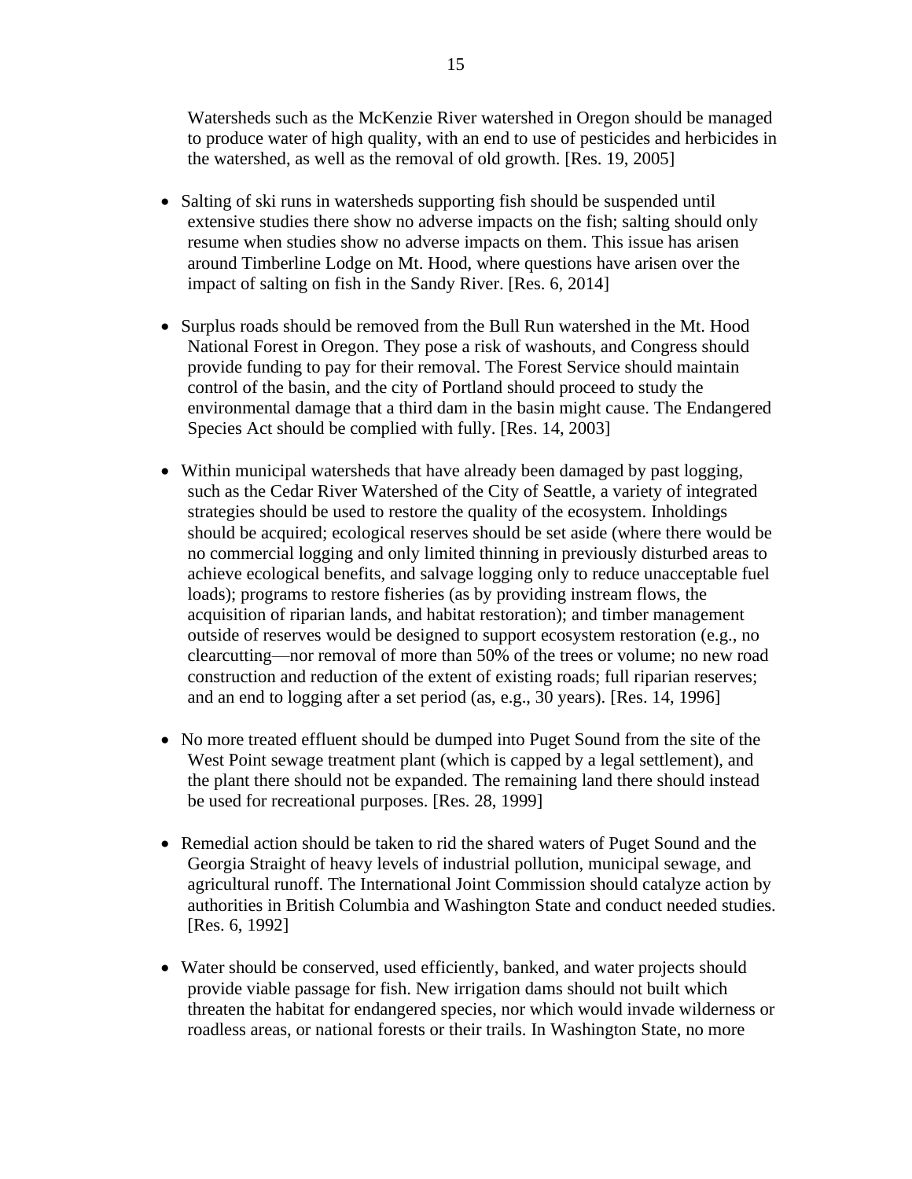Watersheds such as the McKenzie River watershed in Oregon should be managed to produce water of high quality, with an end to use of pesticides and herbicides in the watershed, as well as the removal of old growth. [Res. 19, 2005]

- Salting of ski runs in watersheds supporting fish should be suspended until extensive studies there show no adverse impacts on the fish; salting should only resume when studies show no adverse impacts on them. This issue has arisen around Timberline Lodge on Mt. Hood, where questions have arisen over the impact of salting on fish in the Sandy River. [Res. 6, 2014]

- Surplus roads should be removed from the Bull Run watershed in the Mt. Hood National Forest in Oregon. They pose a risk of washouts, and Congress should provide funding to pay for their removal. The Forest Service should maintain control of the basin, and the city of Portland should proceed to study the environmental damage that a third dam in the basin might cause. The Endangered Species Act should be complied with fully. [Res. 14, 2003]

- Within municipal watersheds that have already been damaged by past logging, such as the Cedar River Watershed of the City of Seattle, a variety of integrated strategies should be used to restore the quality of the ecosystem. Inholdings should be acquired; ecological reserves should be set aside (where there would be no commercial logging and only limited thinning in previously disturbed areas to achieve ecological benefits, and salvage logging only to reduce unacceptable fuel loads); programs to restore fisheries (as by providing instream flows, the acquisition of riparian lands, and habitat restoration); and timber management outside of reserves would be designed to support ecosystem restoration (e.g., no clearcutting—nor removal of more than 50% of the trees or volume; no new road construction and reduction of the extent of existing roads; full riparian reserves; and an end to logging after a set period (as, e.g., 30 years). [Res. 14, 1996]

- No more treated effluent should be dumped into Puget Sound from the site of the West Point sewage treatment plant (which is capped by a legal settlement), and the plant there should not be expanded. The remaining land there should instead be used for recreational purposes. [Res. 28, 1999]

- Remedial action should be taken to rid the shared waters of Puget Sound and the Georgia Straight of heavy levels of industrial pollution, municipal sewage, and agricultural runoff. The International Joint Commission should catalyze action by authorities in British Columbia and Washington State and conduct needed studies. [Res. 6, 1992]

- Water should be conserved, used efficiently, banked, and water projects should provide viable passage for fish. New irrigation dams should not built which threaten the habitat for endangered species, nor which would invade wilderness or roadless areas, or national forests or their trails. In Washington State, no more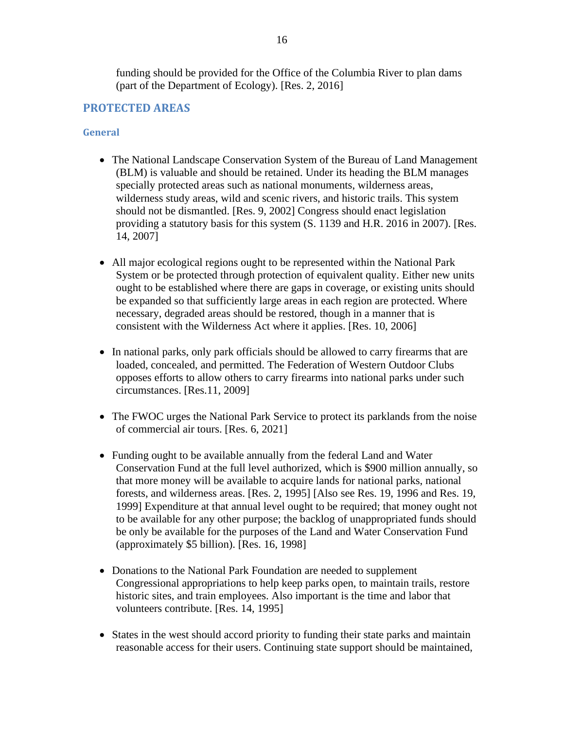funding should be provided for the Office of the Columbia River to plan dams (part of the Department of Ecology). [Res. 2, 2016]

## PROTECTED AREAS

### General

- The National Landscape Conservation System of the Bureau of Land Management (BLM) is valuable and should be retained. Under its heading the BLM manages specially protected areas such as national monuments, wilderness areas, wilderness study areas, wild and scenic rivers, and historic trails. This system should not be dismantled. [Res. 9, 2002] Congress should enact legislation providing a statutory basis for this system (S. 1139 and H.R. 2016 in 2007). [Res. 14, 2007]

- All major ecological regions ought to be represented within the National Park System or be protected through protection of equivalent quality. Either new units ought to be established where there are gaps in coverage, or existing units should be expanded so that sufficiently large areas in each region are protected. Where necessary, degraded areas should be restored, though in a manner that is consistent with the Wilderness Act where it applies. [Res. 10, 2006]

- In national parks, only park officials should be allowed to carry firearms that are loaded, concealed, and permitted. The Federation of Western Outdoor Clubs opposes efforts to allow others to carry firearms into national parks under such circumstances. [Res.11, 2009]

- The FWOC urges the National Park Service to protect its parklands from the noise of commercial air tours. [Res. 6, 2021]

- Funding ought to be available annually from the federal Land and Water Conservation Fund at the full level authorized, which is $900 million annually, so that more money will be available to acquire lands for national parks, national forests, and wilderness areas. [Res. 2, 1995] [Also see Res. 19, 1996 and Res. 19, 1999] Expenditure at that annual level ought to be required; that money ought not to be available for any other purpose; the backlog of unappropriated funds should be only be available for the purposes of the Land and Conservation Fund (approximately $5 billion). [Res. 16, 1998]

- Donations to the National Park Foundation are needed to supplement Congressional appropriations to help keep parks open, to maintain trails, restore historic sites, and train employees. Also important is the time and labor that volunteers contribute. [Res. 14, 1995]

- States in the west should accord priority to funding their state parks and maintain reasonable access for their users. Continuing state support should be maintained,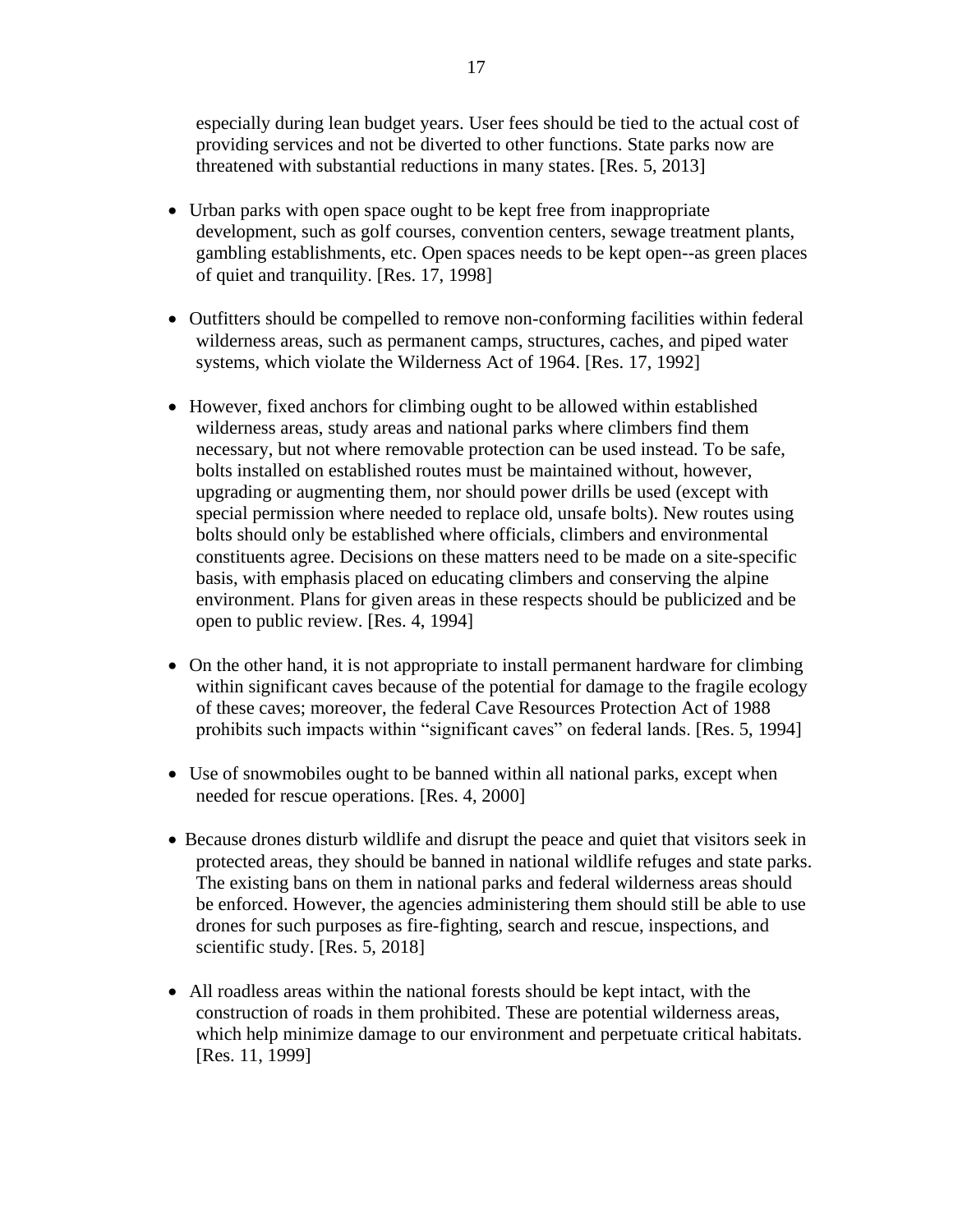especially during lean budget years. User fees should be tied to the actual cost of providing services and not be diverted to other functions. State parks now are threatened with substantial reductions in many states. [Res. 5, 2013]

- Urban parks with open space ought to be kept free from inappropriate development, such as golf courses, convention centers, sewage treatment plants, gambling establishments, etc. Open spaces needs to be kept open--as green places of quiet and tranquility. [Res. 17, 1998]

- Outfitters should be compelled to remove non-conforming facilities within federal wilderness areas, such as permanent camps, structures, caches, and piped water systems, which violate the Wilderness Act of 1964. [Res. 17, 1992]

- However, fixed anchors for climbing ought to be allowed within established wilderness areas, study areas and national parks where climbers find them necessary, but not where removable protection can be used instead. To be safe, bolts installed on established routes must be maintained without, however, upgrading or augmenting them, nor should power drills be used (except with special permission where needed to replace old, unsafe bolts). New routes using bolts should only be established where officials, climbers and environmental constituents agree. Decisions on these matters need to be made on a site-specific basis, with emphasis placed on educating climbers and conserving the alpine environment. Plans for given areas in these respects should be publicized and be open to public review. [Res. 4, 1994]

- On the other hand, it is not appropriate to install permanent hardware for climbing within significant caves because of the potential for damage to the fragile ecology of these caves; moreover, the federal Cave Resources Protection Act of 1988 prohibits such impacts within "significant caves" on federal lands. [Res. 5, 1994]

- Use of snowmobiles ought to be banned within all national parks, except when needed for rescue operations. [Res. 4, 2000]

- Because drones disturb wildlife and disrupt the peace and quiet that visitors seek in protected areas, they should be banned in national wildlife refuges and state parks. The existing bans on them in national parks and federal wilderness areas should be enforced. However, the agencies administering them should still be able to use drones for such purposes as fire-fighting, search and rescue, inspections, and scientific study. [Res. 5, 2018]

- All roadless areas within the national forests should be kept intact, with the construction of roads in them prohibited. These are potential wilderness areas, which help minimize damage to our environment and perpetuate critical habitats. [Res. 11, 1999]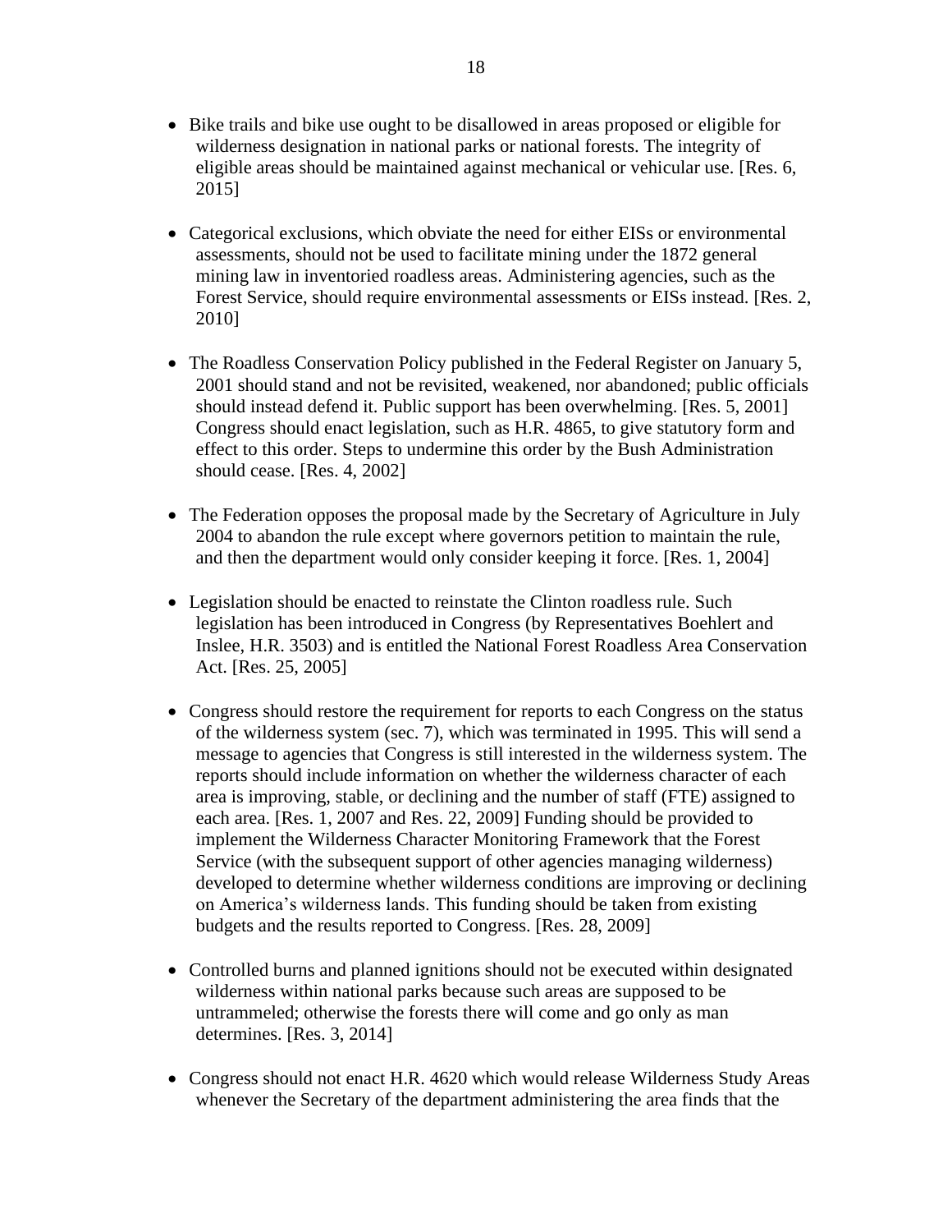- Bike trails and bike use ought to be disallowed in areas proposed or eligible for wilderness designation in national parks or national forests. The integrity of eligible areas should be maintained against mechanical or vehicular use. [Res. 6, 2015]

- Categorical exclusions, which obviate the need for either EISs or environmental assessments, should not be used to facilitate mining under the 1872 general mining law in inventoried roadless areas. Administering agencies, such as the Forest Service, should require environmental assessments or EISs instead. [Res. 2, 2010]

- The Roadless Conservation Policy published in the Federal Register on January 5, 2001 should stand and not be revisited, weakened, nor abandoned; public officials should instead defend it. Public support has been overwhelming. [Res. 5, 2001] Congress should enact legislation, such as H.R. 4865, to give statutory form and effect to this order. Steps to undermine this order by the Bush Administration should cease. [Res. 4, 2002]

- The Federation opposes the proposal made by the Secretary of Agriculture in July 2004 to abandon the rule except where governors petition to maintain the rule, and then the department would only consider keeping it force. [Res. 1, 2004]

- Legislation should be enacted to reinstate the Clinton roadless rule. Such legislation has been introduced in Congress (by Representatives Boehlert and Inslee, H.R. 3503) and is entitled the National Forest Roadless Area Conservation Act. [Res. 25, 2005]

- Congress should restore the requirement for reports to each Congress on the status of the wilderness system (sec. 7), which was terminated in 1995. This will send a message to agencies that Congress is still interested in the wilderness system. The reports should include information on whether the wilderness character of each area is improving, stable, or declining and the number of staff (FTE) assigned to each area. [Res. 1, 2007 and Res. 22, 2009] Funding should be provided to implement the Wilderness Character Monitoring Framework that the Forest Service (with the subsequent support of other agencies managing wilderness) developed to determine whether wilderness conditions are improving or declining on America's wilderness lands. This funding should be taken from existing budgets and the results reported to Congress. [Res. 28, 2009]

- Controlled burns and planned ignitions should not be executed within designated wilderness within national parks because such areas are supposed to be untrammeled; otherwise the forests there will come and go only as man determines. [Res. 3, 2014]

- Congress should not enact H.R. 4620 which would release Wilderness Study Areas whenever the Secretary of the department administering the area finds that the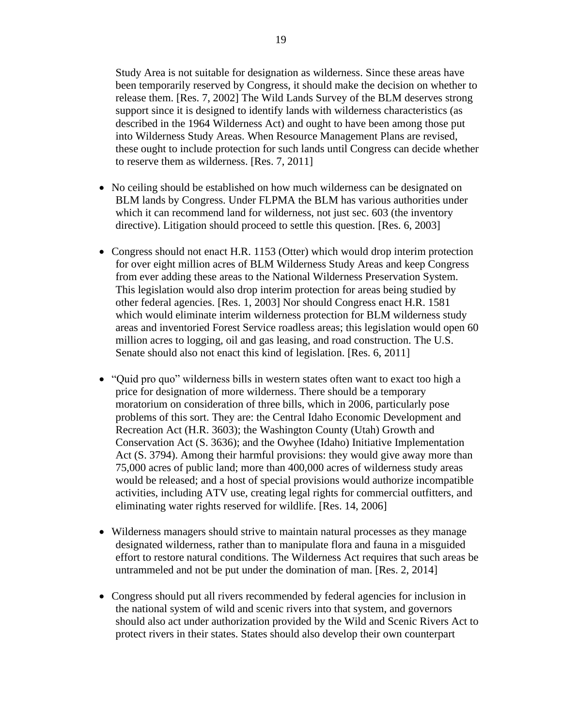Study Area is not suitable for designation as wilderness. Since these areas have been temporarily reserved by Congress, it should make the decision on whether to release them. [Res. 7, 2002] The Wild Lands Survey of the BLM deserves strong support since it is designed to identify lands with wilderness characteristics (as described in the 1964 Wilderness Act) and ought to have been among those put into Wilderness Study Areas. When Resource Management Plans are revised, these ought to include protection for such lands until Congress can decide whether to reserve them as wilderness. [Res. 7, 2011]

- No ceiling should be established on how much wilderness can be designated on BLM lands by Congress. Under FLPMA the BLM has various authorities under which it can recommend land for wilderness, not just sec. 603 (the inventory directive). Litigation should proceed to settle this question. [Res. 6, 2003]

- Congress should not enact H.R. 1153 (Otter) which would drop interim protection for over eight million acres of BLM Wilderness Study Areas and keep Congress from ever adding these areas to the National Wilderness Preservation System. This legislation would also drop interim protection for areas being studied by other federal agencies. [Res. 1, 2003] Nor should Congress enact H.R. 1581 which would eliminate interim wilderness protection for BLM wilderness study areas and inventoried Forest Service roadless areas; this legislation would open 60 million acres to logging, oil and gas leasing, and road construction. The U.S. Senate should also not enact this kind of legislation. [Res. 6, 2011]

- "Quid pro quo" wilderness bills in western states often want to exact too high a price for designation of more wilderness. There should be a temporary moratorium on consideration of three bills, which in 2006, particularly pose problems of this sort. They are: the Central Idaho Economic Development and Recreation Act (H.R. 3603); the Washington County (Utah) Growth and Conservation Act (S. 3636); and the Owyhee (Idaho) Initiative Implementation Act (S. 3794). Among their harmful provisions: they would give away more than 75,000 acres of public land; more than 400,000 acres of wilderness study areas would be released; and a host of special provisions would authorize incompatible activities, including ATV use, creating legal rights for commercial outfitters, and eliminating water rights reserved for wildlife. [Res. 14, 2006]

- Wilderness managers should strive to maintain natural processes as they manage designated wilderness, rather than to manipulate flora and fauna in a misguided effort to restore natural conditions. The Wilderness Act requires that such areas be untrammeled and not be put under the domination of man. [Res. 2, 2014]

- Congress should put all rivers recommended by federal agencies for inclusion in the national system of wild and scenic rivers into that system, and governors should also act under authorization provided by the Wild and Scenic Rivers Act to protect rivers in their states. States should also develop their own counterpart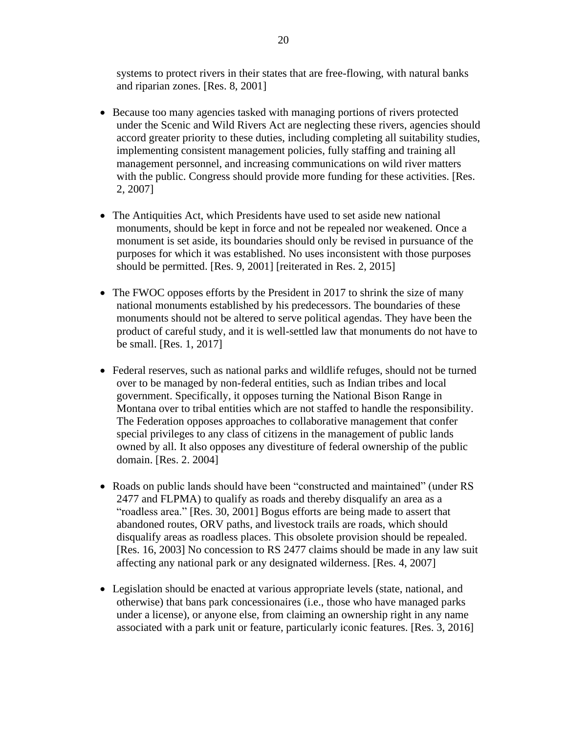systems to protect rivers in their states that are free-flowing, with natural banks and riparian zones. [Res. 8, 2001]

- Because too many agencies tasked with managing portions of rivers protected under the Scenic and Wild Rivers Act are neglecting these rivers, agencies should accord greater priority to these duties, including completing all suitability studies, implementing consistent management policies, fully staffing and training all management personnel, and increasing communications on wild river matters with the public. Congress should provide more funding for these activities. [Res. 2, 2007]

- The Antiquities Act, which Presidents have used to set aside new national monuments, should be kept in force and not be repealed nor weakened. Once a monument is set aside, its boundaries should only be revised in pursuance of the purposes for which it was established. No uses inconsistent with those purposes should be permitted. [Res. 9, 2001] [reiterated in Res. 2, 2015]

- The FWOC opposes efforts by the President in 2017 to shrink the size of many national monuments established by his predecessors. The boundaries of these monuments should not be altered to serve political agendas. They have been the product of careful study, and it is well-settled law that monuments do not have to be small. [Res. 1, 2017]

- Federal reserves, such as national parks and wildlife refuges, should not be turned over to be managed by non-federal entities, such as Indian tribes and local government. Specifically, it opposes turning the National Bison Range in Montana over to tribal entities which are not staffed to handle the responsibility. The Federation opposes approaches to collaborative management that confer special privileges to any class of citizens in the management of public lands owned by all. It also opposes any divestiture of federal ownership of the public domain. [Res. 2. 2004]

- Roads on public lands should have been "constructed and maintained" (under RS 2477 and FLPMA) to qualify as roads and thereby disqualify an area as a "roadless area." [Res. 30, 2001] Bogus efforts are being made to assert that abandoned routes, ORV paths, and livestock trails are roads, which should disqualify areas as roadless places. This obsolete provision should be repealed. [Res. 16, 2003] No concession to RS 2477 claims should be made in any law suit affecting any national park or any designated wilderness. [Res. 4, 2007]

- Legislation should be enacted at various appropriate levels (state, national, and otherwise) that bans park concessionaires (i.e., those who have managed parks under a license), or anyone else, from claiming an ownership right in any name associated with a park unit or feature, particularly iconic features. [Res. 3, 2016]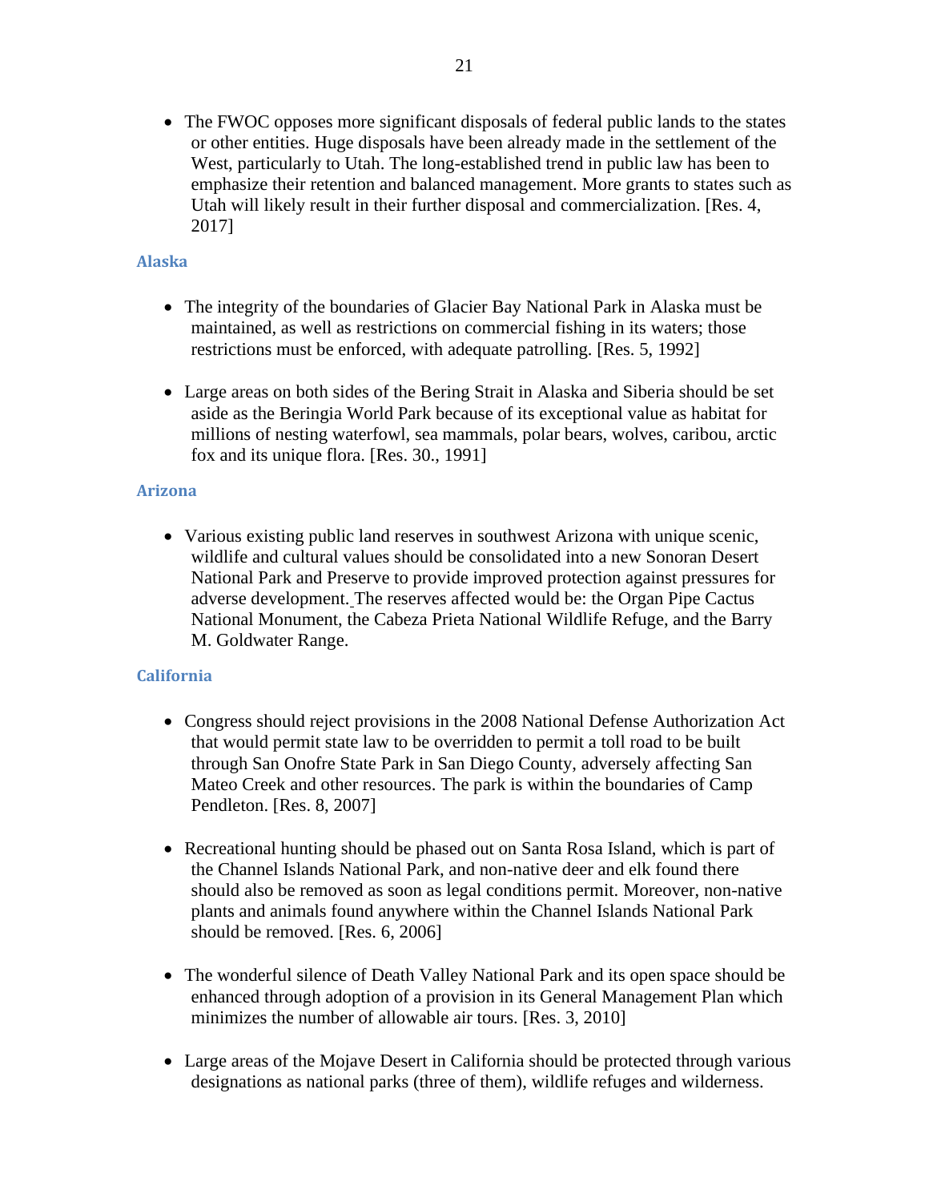- The FWOC opposes more significant disposals of federal public lands to the states or other entities. Huge disposals have been already made in the settlement of the West, particularly to Utah. The long-established trend in public law has been to emphasize their retention and balanced management. More grants to states such as Utah will likely result in their further disposal and commercialization. [Res. 4, 2017]

### Alaska

- The integrity of the boundaries of Glacier Bay National Park in Alaska must be maintained, as well as restrictions on commercial fishing in its waters; those restrictions must be enforced, with adequate patrolling. [Res. 5, 1992]

- Large areas on both sides of the Bering Strait in Alaska and Siberia should be set aside as the Beringia World Park because of its exceptional value as habitat for millions of nesting waterfowl, sea mammals, polar bears, wolves, caribou, arctic fox and its unique flora. [Res. 30., 1991]

### Arizona

- Various existing public land reserves in southwest Arizona with unique scenic, wildlife and cultural values should be consolidated into a new Sonoran Desert National Park and Preserve to provide improved protection against pressures for adverse development. The reserves affected would be: the Organ Pipe Cactus National Monument, the Cabeza Prieta National Wildlife Refuge, and the Barry M. Goldwater Range.

### California

- Congress should reject provisions in the 2008 National Defense Authorization Act that would permit state law to be overridden to permit a toll road to be built through San Onofre State Park in San Diego County, adversely affecting San Mateo Creek and other resources. The park is within the boundaries of Camp Pendleton. [Res. 8, 2007]

- Recreational hunting should be phased out on Santa Rosa Island, which is part of the Channel Islands National Park, and non-native deer and elk found there should also be removed as soon as legal conditions permit. Moreover, non-native plants and animals found anywhere within the Channel Islands National Park should be removed. [Res. 6, 2006]

- The wonderful silence of Death Valley National Park and its open space should be enhanced through adoption of a provision in its General Management Plan which minimizes the number of allowable air tours. [Res. 3, 2010]

- Large areas of the Mojave Desert in California should be protected through various designations as national parks (three of them), wildlife refuges and wilderness.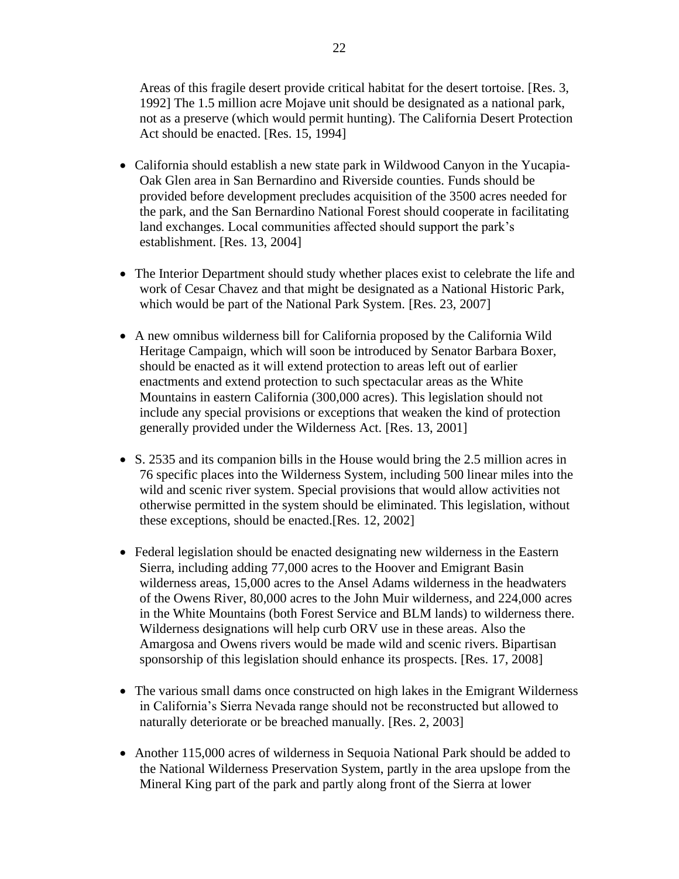Areas of this fragile desert provide critical habitat for the desert tortoise. [Res. 3, 1992] The 1.5 million acre Mojave unit should be designated as a national park, not as a preserve (which would permit hunting). The California Desert Protection Act should be enacted. [Res. 15, 1994]

- California should establish a new state park in Wildwood Canyon in the Yucapia-Oak Glen area in San Bernardino and Riverside counties. Funds should be provided before development precludes acquisition of the 3500 acres needed for the park, and the San Bernardino National Forest should cooperate in facilitating land exchanges. Local communities affected should support the park's establishment. [Res. 13, 2004]

- The Interior Department should study whether places exist to celebrate the life and work of Cesar Chavez and that might be designated as a National Historic Park, which would be part of the National Park System. [Res. 23, 2007]

- A new omnibus wilderness bill for California proposed by the California Wild Heritage Campaign, which will soon be introduced by Senator Barbara Boxer, should be enacted as it will extend protection to areas left out of earlier enactments and extend protection to such spectacular areas as the White Mountains in eastern California (300,000 acres). This legislation should not include any special provisions or exceptions that weaken the kind of protection generally provided under the Wilderness Act. [Res. 13, 2001]

- S. 2535 and its companion bills in the House would bring the 2.5 million acres in 76 specific places into the Wilderness System, including 500 linear miles into the wild and scenic river system. Special provisions that would allow activities not otherwise permitted in the system should be eliminated. This legislation, without these exceptions, should be enacted.[Res. 12, 2002]

- Federal legislation should be enacted designating new wilderness in the Eastern Sierra, including adding 77,000 acres to the Hoover and Emigrant Basin wilderness areas, 15,000 acres to the Ansel Adams wilderness in the headwaters of the Owens River, 80,000 acres to the John Muir wilderness, and 224,000 acres in the White Mountains (both Forest Service and BLM lands) to wilderness there. Wilderness designations will help curb ORV use in these areas. Also the Amargosa and Owens rivers would be made wild and scenic rivers. Bipartisan sponsorship of this legislation should enhance its prospects. [Res. 17, 2008]

- The various small dams once constructed on high lakes in the Emigrant Wilderness in California's Sierra Nevada range should not be reconstructed but allowed to naturally deteriorate or be breached manually. [Res. 2, 2003]

- Another 115,000 acres of wilderness in Sequoia National Park should be added to the National Wilderness Preservation System, partly in the area upslope from the Mineral King part of the park and partly along front of the Sierra at lower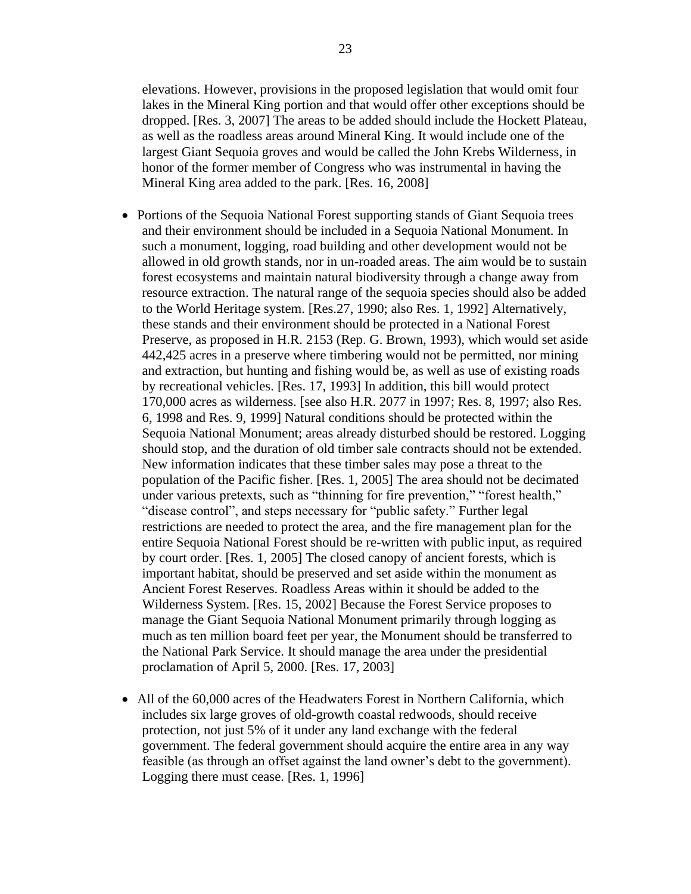elevations. However, provisions in the proposed legislation that would omit four lakes in the Mineral King portion and that would offer other exceptions should be dropped. [Res. 3, 2007] The areas to be added should include the Hockett Plateau, as well as the roadless areas around Mineral King. It would include one of the largest Giant Sequoia groves and would be called the John Krebs Wilderness, in honor of the former member of Congress who was instrumental in having the Mineral King area added to the park. [Res. 16, 2008]

- Portions of the Sequoia National Forest supporting stands of Giant Sequoia trees and their environment should be included in a Sequoia National Monument. In such a monument, logging, road building and other development would not be allowed in old growth stands, nor in un-roaded areas. The aim would be to sustain forest ecosystems and maintain natural biodiversity through a change away from resource extraction. The natural range of the sequoia species should also be added to the World Heritage system. [Res.27, 1990; also Res. 1, 1992] Alternatively, these stands and their environment should be protected in a National Forest Preserve, as proposed in H.R. 2153 (Rep. G. Brown, 1993), which would set aside 442,425 acres in a preserve where timbering would not be permitted, nor mining and extraction, but hunting and fishing would be, as well as use of existing roads by recreational vehicles. [Res. 17, 1993] In addition, this bill would protect 170,000 acres as wilderness. [see also H.R. 2077 in 1997; Res. 8, 1997; also Res. 6, 1998 and Res. 9, 1999] Natural conditions should be protected within the Sequoia National Monument; areas already disturbed should be restored. Logging should stop, and the duration of old timber sale contracts should not be extended. New information indicates that these timber sales may pose a threat to the population of the Pacific fisher. [Res. 1, 2005] The area should not be decimated under various pretexts, such as "thinning for fire prevention," "forest health," "disease control", and steps necessary for "public safety." Further legal restrictions are needed to protect the area, and the fire management plan for the entire Sequoia National Forest should be re-written with public input, as required by court order. [Res. 1, 2005] The closed canopy of ancient forests, which is important habitat, should be preserved and set aside within the monument as Ancient Forest Reserves. Roadless Areas within it should be added to the Wilderness System. [Res. 15, 2002] Because the Forest Service proposes to manage the Giant Sequoia National Monument primarily through logging as much as ten million board feet per year, the Monument should be transferred to the National Park Service. It should manage the area under the presidential proclamation of April 5, 2000. [Res. 17, 2003]

- All of the 60,000 acres of the Headwaters Forest in Northern California, which includes six large groves of old-growth coastal redwoods, should receive protection, not just 5% of it under any land exchange with the federal government. The federal government should acquire the entire area in any way feasible (as through an offset against the land owner's debt to the government). Logging there must cease. [Res. 1, 1996]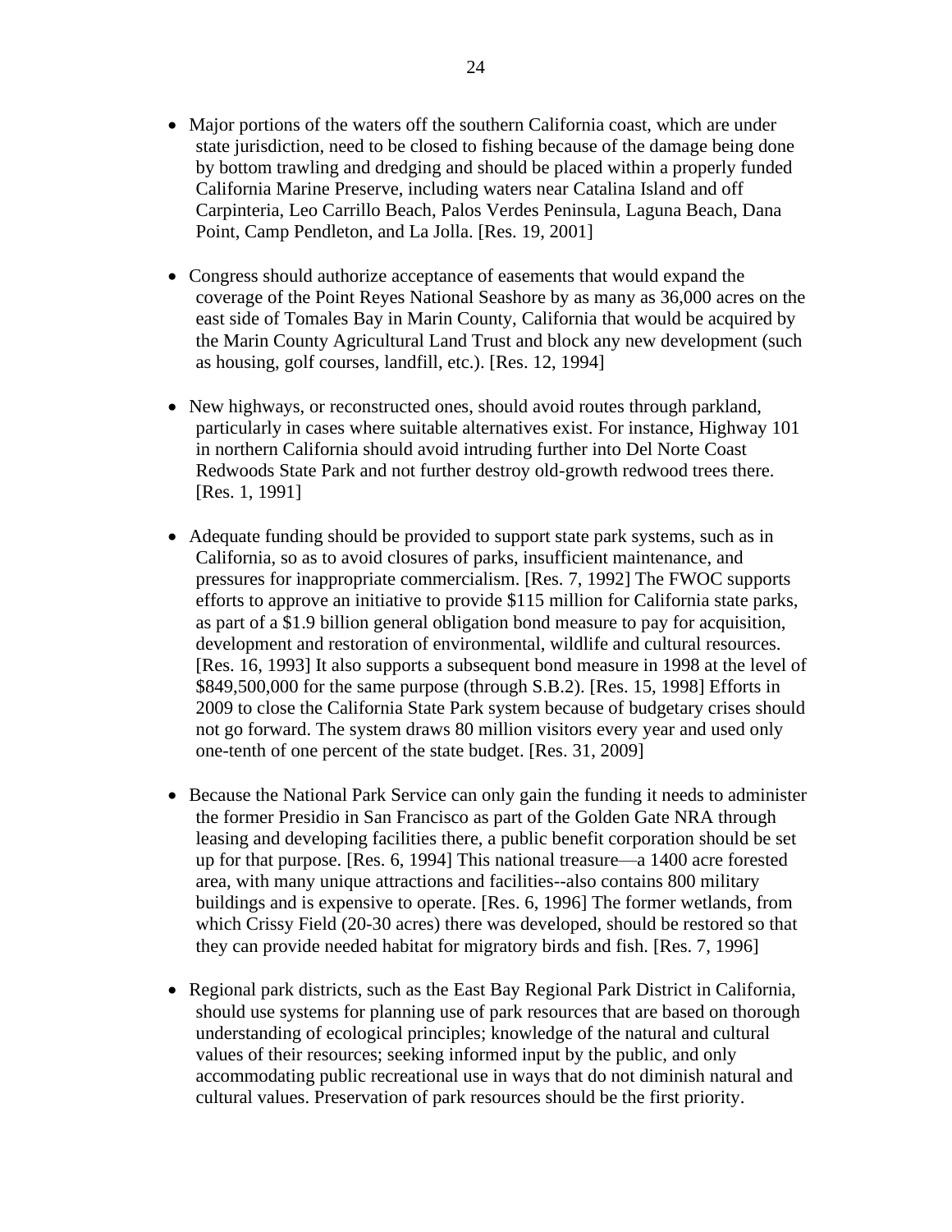- Major portions of the waters off the southern California coast, which are under state jurisdiction, need to be closed to fishing because of the damage being done by bottom trawling and dredging and should be placed within a properly funded California Marine Preserve, including waters near Catalina Island and off Carpinteria, Leo Carrillo Beach, Palos Verdes Peninsula, Laguna Beach, Dana Point, Camp Pendleton, and La Jolla. [Res. 19, 2001]

- Congress should authorize acceptance of easements that would expand the coverage of the Point Reyes National Seashore by as many as 36,000 acres on the east side of Tomales Bay in Marin County, California that would be acquired by the Marin County Agricultural Land Trust and block any new development (such as housing, golf courses, landfill, etc.). [Res. 12, 1994]

- New highways, or reconstructed ones, should avoid routes through parkland, particularly in cases where suitable alternatives exist. For instance, Highway 101 in northern California should avoid intruding further into Del Norte Coast Redwoods State Park and not further destroy old-growth redwood trees there. [Res. 1, 1991]

- Adequate funding should be provided to support state park systems, such as in California, so as to avoid closures of parks, insufficient maintenance, and pressures for inappropriate commercialism. [Res. 7, 1992] The FWOC supports efforts to approve an initiative to provide $115 million for California state parks, as part of a $1.9 billion general obligation bond measure to pay for acquisition, development and restoration of environmental, wildlife and cultural resources. [Res. 16, 1993] It also supports a subsequent bond measure in 1998 at the level of $849,500,000 for the same purpose (through S.B.2). [Res. 15, 1998] Efforts in 2009 to close the California State Park system because of budgetary crises should not go forward. The system draws 80 million visitors every year and used only one-tenth of one percent of the state budget. [Res. 31, 2009]

- Because the National Park Service can only gain the funding it needs to administer the former Presidio in San Francisco as part of the Golden Gate NRA through leasing and developing facilities there, a public benefit corporation should be set up for that purpose. [Res. 6, 1994] This national treasure—a 1400 acre forested area, with many unique attractions and facilities--also contains 800 military buildings and is expensive to operate. [Res. 6, 1996] The former wetlands, from which Crissy Field (20-30 acres) there was developed, should be restored so that they can provide needed habitat for migratory birds and fish. [Res. 7, 1996]

- Regional park districts, such as the East Bay Regional Park District in California, should use systems for planning use of park resources that are based on thorough understanding of ecological principles; knowledge of the natural and cultural values of their resources; seeking informed input by the public, and only accommodating public recreational use in ways that do not diminish natural and cultural values. Preservation of park resources should be the first priority.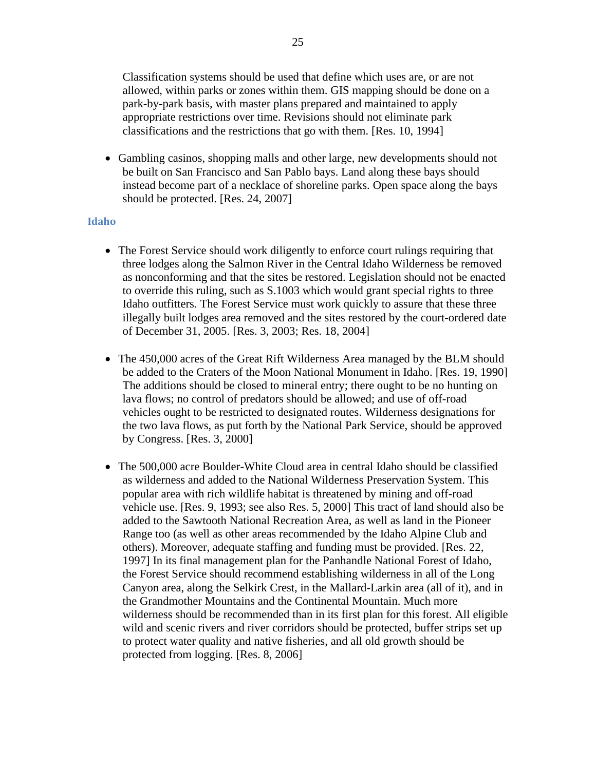Classification systems should be used that define which uses are, or are not allowed, within parks or zones within them. GIS mapping should be done on a park-by-park basis, with master plans prepared and maintained to apply appropriate restrictions over time. Revisions should not eliminate park classifications and the restrictions that go with them. [Res. 10, 1994]

- Gambling casinos, shopping malls and other large, new developments should not be built on San Francisco and San Pablo bays. Land along these bays should instead become part of a necklace of shoreline parks. Open space along the bays should be protected. [Res. 24, 2007]

### Idaho

- The Forest Service should work diligently to enforce court rulings requiring that three lodges along the Salmon River in the Central Idaho Wilderness be removed as nonconforming and that the sites be restored. Legislation should not be enacted to override this ruling, such as S.1003 which would grant special rights to three Idaho outfitters. The Forest Service must work quickly to assure that these three illegally built lodges area removed and the sites restored by the court-ordered date of December 31, 2005. [Res. 3, 2003; Res. 18, 2004]

- The 450,000 acres of the Great Rift Wilderness Area managed by the BLM should be added to the Craters of the Moon National Monument in Idaho. [Res. 19, 1990] The additions should be closed to mineral entry; there ought to be no hunting on lava flows; no control of predators should be allowed; and use of off-road vehicles ought to be restricted to designated routes. Wilderness designations for the two lava flows, as put forth by the National Park Service, should be approved by Congress. [Res. 3, 2000]

- The 500,000 acre Boulder-White Cloud area in central Idaho should be classified as wilderness and added to the National Wilderness Preservation System. This popular area with rich wildlife habitat is threatened by mining and off-road vehicle use. [Res. 9, 1993; see also Res. 5, 2000] This tract of land should also be added to the Sawtooth National Recreation Area, as well as land in the Pioneer Range too (as well as other areas recommended by the Idaho Alpine Club and others). Moreover, adequate staffing and funding must be provided. [Res. 22, 1997] In its final management plan for the Panhandle National Forest of Idaho, the Forest Service should recommend establishing wilderness in all of the Long Canyon area, along the Selkirk Crest, in the Mallard-Larkin area (all of it), and in the Grandmother Mountains and the Continental Mountain. Much more wilderness should be recommended than in its first plan for this forest. All eligible wild and scenic rivers and river corridors should be protected, buffer strips set up to protect water quality and native fisheries, and all old growth should be protected from logging. [Res. 8, 2006]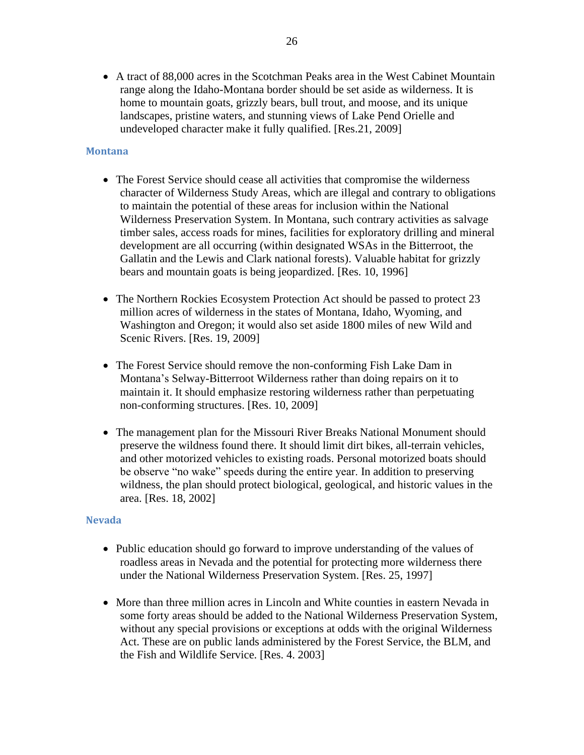- A tract of 88,000 acres in the Scotchman Peaks area in the West Cabinet Mountain range along the Idaho-Montana border should be set aside as wilderness. It is home to mountain goats, grizzly bears, bull trout, and moose, and its unique landscapes, pristine waters, and stunning views of Lake Pend Orielle and undeveloped character make it fully qualified. [Res.21, 2009]

### Montana

- The Forest Service should cease all activities that compromise the wilderness character of Wilderness Study Areas, which are illegal and contrary to obligations to maintain the potential of these areas for inclusion within the National Wilderness Preservation System. In Montana, such contrary activities as salvage timber sales, access roads for mines, facilities for exploratory drilling and mineral development are all occurring (within designated WSAs in the Bitterroot, the Gallatin and the Lewis and Clark national forests). Valuable habitat for grizzly bears and mountain goats is being jeopardized. [Res. 10, 1996]

- The Northern Rockies Ecosystem Protection Act should be passed to protect 23 million acres of wilderness in the states of Montana, Idaho, Wyoming, and Washington and Oregon; it would also set aside 1800 miles of new Wild and Scenic Rivers. [Res. 19, 2009]

- The Forest Service should remove the non-conforming Fish Lake Dam in Montana's Selway-Bitterroot Wilderness rather than doing repairs on it to maintain it. It should emphasize restoring wilderness rather than perpetuating non-conforming structures. [Res. 10, 2009]

- The management plan for the Missouri River Breaks National Monument should preserve the wildness found there. It should limit dirt bikes, all-terrain vehicles, and other motorized vehicles to existing roads. Personal motorized boats should be observe "no wake" speeds during the entire year. In addition to preserving wildness, the plan should protect biological, geological, and historic values in the area. [Res. 18, 2002]

### Nevada

- Public education should go forward to improve understanding of the values of roadless areas in Nevada and the potential for protecting more wilderness there under the National Wilderness Preservation System. [Res. 25, 1997]

- More than three million acres in Lincoln and White counties in eastern Nevada in some forty areas should be added to the National Wilderness Preservation System, without any special provisions or exceptions at odds with the original Wilderness Act. These are on public lands administered by the Forest Service, the BLM, and the Fish and Wildlife Service. [Res. 4. 2003]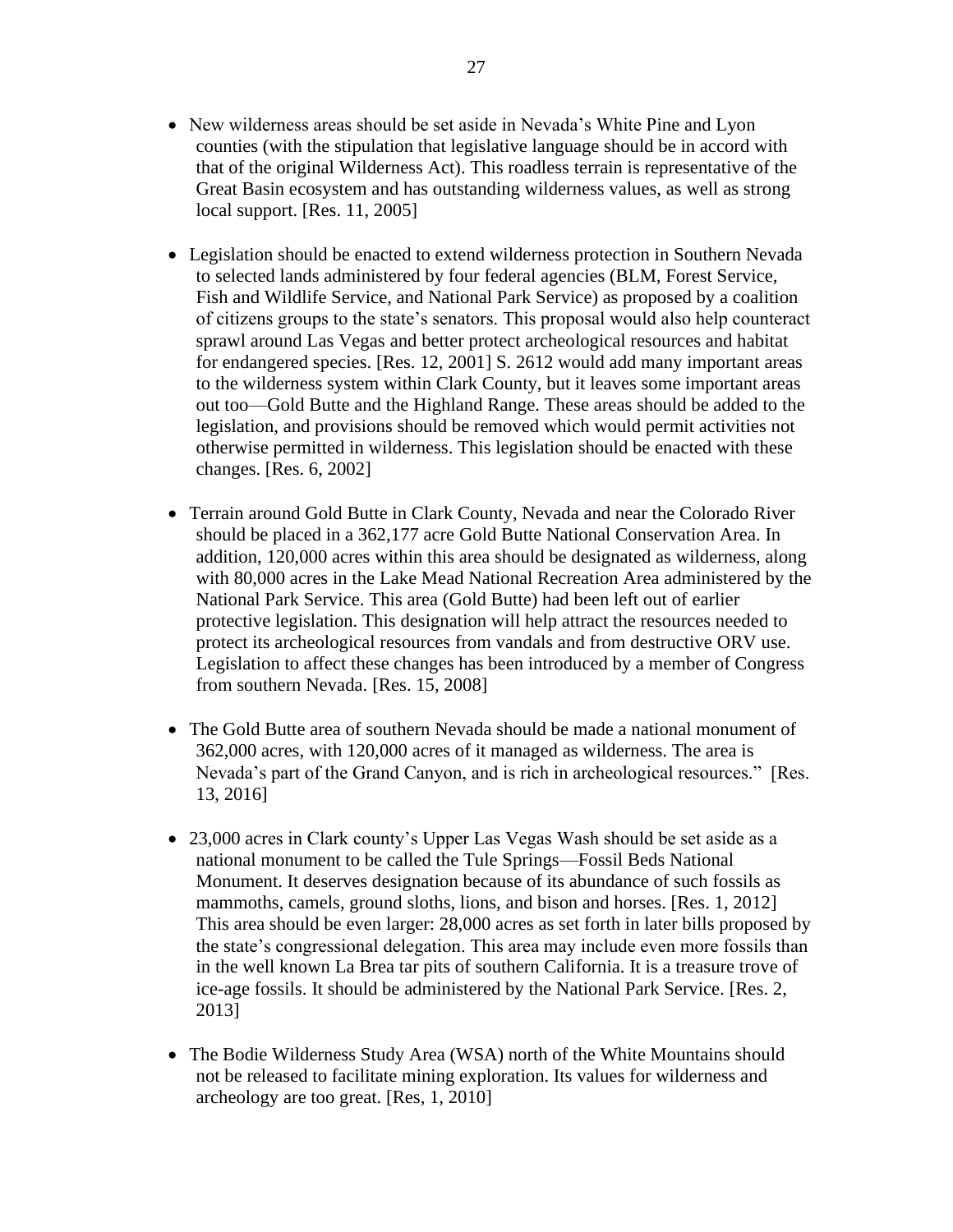- New wilderness areas should be set aside in Nevada's White Pine and Lyon counties (with the stipulation that legislative language should be in accord with that of the original Wilderness Act). This roadless terrain is representative of the Great Basin ecosystem and has outstanding wilderness values, as well as strong local support. [Res. 11, 2005]

- Legislation should be enacted to extend wilderness protection in Southern Nevada to selected lands administered by four federal agencies (BLM, Forest Service, Fish and Wildlife Service, and National Park Service) as proposed by a coalition of citizens groups to the state's senators. This proposal would also help counteract sprawl around Las Vegas and better protect archeological resources and habitat for endangered species. [Res. 12, 2001] S. 2612 would add many important areas to the wilderness system within Clark County, but it leaves some important areas out too—Gold Butte and the Highland Range. These areas should be added to the legislation, and provisions should be removed which would permit activities not otherwise permitted in wilderness. This legislation should be enacted with these changes. [Res. 6, 2002]

- Terrain around Gold Butte in Clark County, Nevada and near the Colorado River should be placed in a 362,177 acre Gold Butte National Conservation Area. In addition, 120,000 acres within this area should be designated as wilderness, along with 80,000 acres in the Lake Mead National Recreation Area administered by the National Park Service. This area (Gold Butte) had been left out of earlier protective legislation. This designation will help attract the resources needed to protect its archeological resources from vandals and from destructive ORV use. Legislation to affect these changes has been introduced by a member of Congress from southern Nevada. [Res. 15, 2008]

- The Gold Butte area of southern Nevada should be made a national monument of 362,000 acres, with 120,000 acres of it managed as wilderness. The area is Nevada's part of the Grand Canyon, and is rich in archeological resources." [Res. 13, 2016]

- 23,000 acres in Clark county's Upper Las Vegas Wash should be set aside as a national monument to be called the Tule Springs—Fossil Beds National Monument. It deserves designation because of its abundance of such fossils as mammoths, camels, ground sloths, lions, and bison and horses. [Res. 1, 2012] This area should be even larger: 28,000 acres as set forth in later bills proposed by the state's congressional delegation. This area may include even more fossils than in the well known La Brea tar pits of southern California. It is a treasure trove of ice-age fossils. It should be administered by the National Park Service. [Res. 2, 2013]

- The Bodie Wilderness Study Area (WSA) north of the White Mountains should not be released to facilitate mining exploration. Its values for wilderness and archeology are too great. [Res, 1, 2010]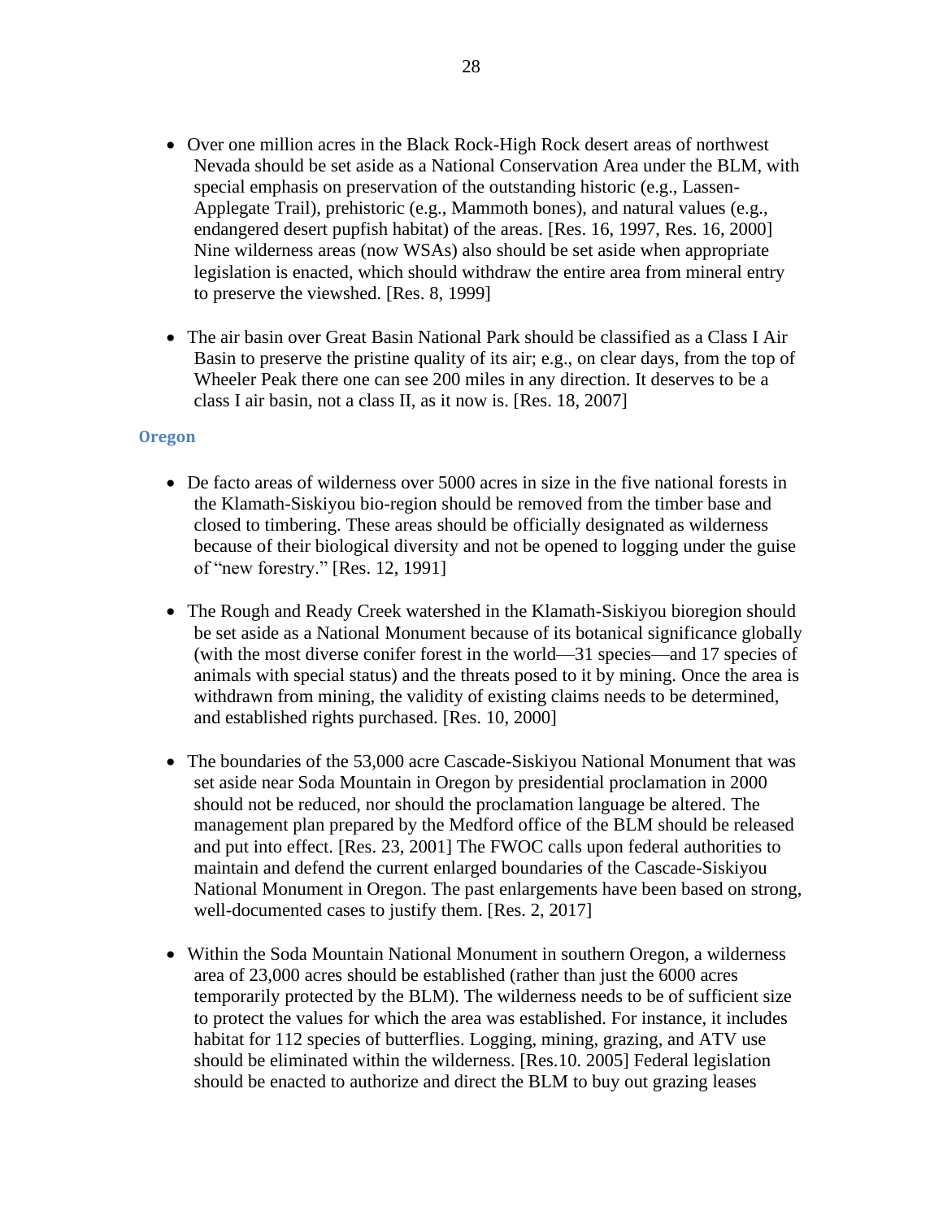- Over one million acres in the Black Rock-High Rock desert areas of northwest Nevada should be set aside as a National Conservation Area under the BLM, with special emphasis on preservation of the outstanding historic (e.g., Lassen-Applegate Trail), prehistoric (e.g., Mammoth bones), and natural values (e.g., endangered desert pupfish habitat) of the areas. [Res. 16, 1997, Res. 16, 2000] Nine wilderness areas (now WSAs) also should be set aside when appropriate legislation is enacted, which should withdraw the entire area from mineral entry to preserve the viewshed. [Res. 8, 1999]

- The air basin over Great Basin National Park should be classified as a Class I Air Basin to preserve the pristine quality of its air; e.g., on clear days, from the top of Wheeler Peak there one can see 200 miles in any direction. It deserves to be a class I air basin, not a class II, as it now is. [Res. 18, 2007]

### Oregon

- De facto areas of wilderness over 5000 acres in size in the five national forests in the Klamath-Siskiyou bio-region should be removed from the timber base and closed to timbering. These areas should be officially designated as wilderness because of their biological diversity and not be opened to logging under the guise of "new forestry." [Res. 12, 1991]

- The Rough and Ready Creek watershed in the Klamath-Siskiyou bioregion should be set aside as a National Monument because of its botanical significance globally (with the most diverse conifer forest in the world—31 species—and 17 species of animals with special status) and the threats posed to it by mining. Once the area is withdrawn from mining, the validity of existing claims needs to be determined, and established rights purchased. [Res. 10, 2000]

- The boundaries of the 53,000 acre Cascade-Siskiyou National Monument that was set aside near Soda Mountain in Oregon by presidential proclamation in 2000 should not be reduced, nor should the proclamation language be altered. The management plan prepared by the Medford office of the BLM should be released and put into effect. [Res. 23, 2001] The FWOC calls upon federal authorities to maintain and defend the current enlarged boundaries of the Cascade-Siskiyou National Monument in Oregon. The past enlargements have been based on strong, well-documented cases to justify them. [Res. 2, 2017]

- Within the Soda Mountain National Monument in southern Oregon, a wilderness area of 23,000 acres should be established (rather than just the 6000 acres temporarily protected by the BLM). The wilderness needs to be of sufficient size to protect the values for which the area was established. For instance, it includes habitat for 112 species of butterflies. Logging, mining, grazing, and ATV use should be eliminated within the wilderness. [Res.10. 2005] Federal legislation should be enacted to authorize and direct the BLM to buy out grazing leases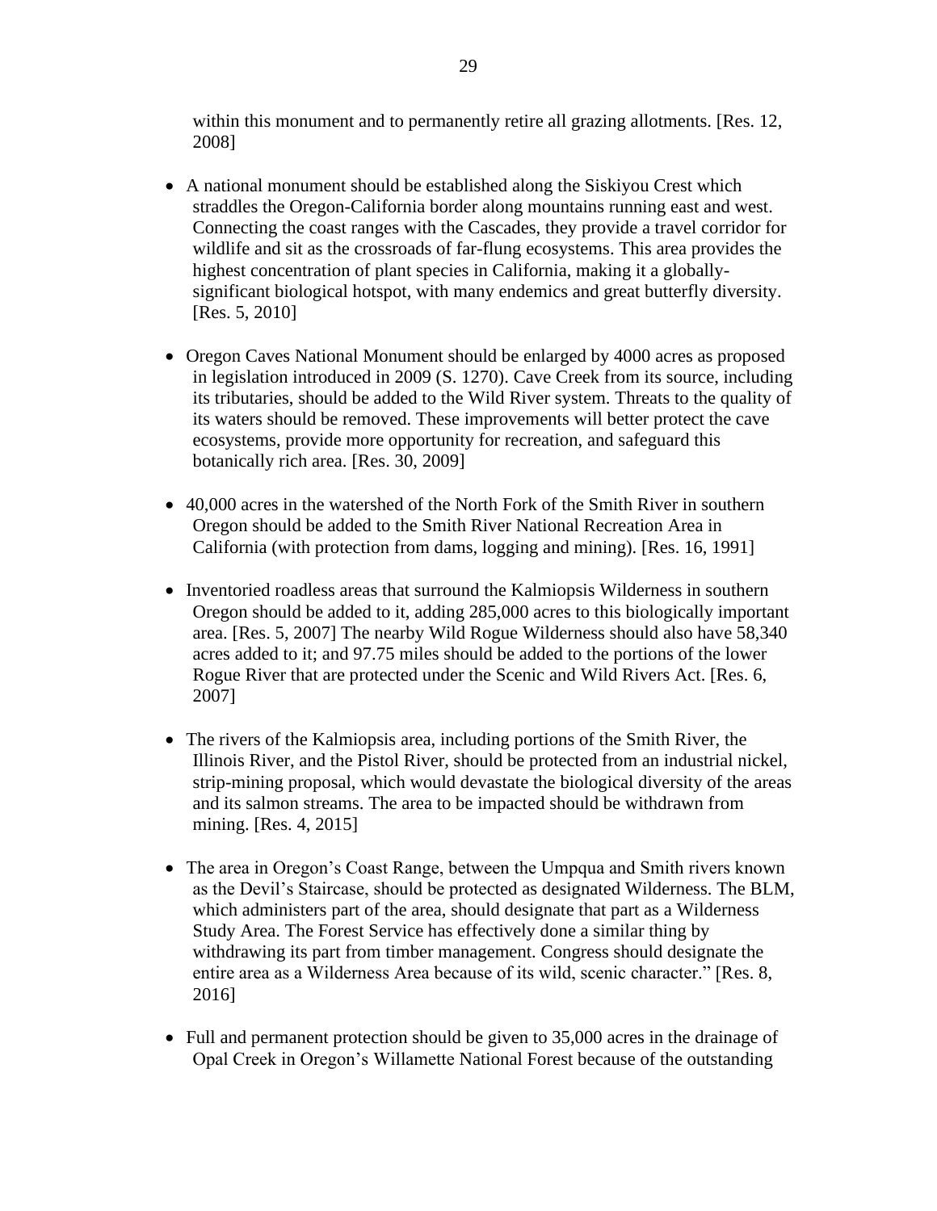within this monument and to permanently retire all grazing allotments. [Res. 12, 2008]

- A national monument should be established along the Siskiyou Crest which straddles the Oregon-California border along mountains running east and west. Connecting the coast ranges with the Cascades, they provide a travel corridor for wildlife and sit as the crossroads of far-flung ecosystems. This area provides the highest concentration of plant species in California, making it a globally-significant biological hotspot, with many endemics and great butterfly diversity. [Res. 5, 2010]

- Oregon Caves National Monument should be enlarged by 4000 acres as proposed in legislation introduced in 2009 (S. 1270). Cave Creek from its source, including its tributaries, should be added to the Wild River system. Threats to the quality of its waters should be removed. These improvements will better protect the cave ecosystems, provide more opportunity for recreation, and safeguard this botanically rich area. [Res. 30, 2009]

- 40,000 acres in the watershed of the North Fork of the Smith River in southern Oregon should be added to the Smith River National Recreation Area in California (with protection from dams, logging and mining). [Res. 16, 1991]

- Inventoried roadless areas that surround the Kalmiopsis Wilderness in southern Oregon should be added to it, adding 285,000 acres to this biologically important area. [Res. 5, 2007] The nearby Wild Rogue Wilderness should also have 58,340 acres added to it; and 97.75 miles should be added to the portions of the lower Rogue River that are protected under the Scenic and Wild Rivers Act. [Res. 6, 2007]

- The rivers of the Kalmiopsis area, including portions of the Smith River, the Illinois River, and the Pistol River, should be protected from an industrial nickel, strip-mining proposal, which would devastate the biological diversity of the areas and its salmon streams. The area to be impacted should be withdrawn from mining. [Res. 4, 2015]

- The area in Oregon's Coast Range, between the Umpqua and Smith rivers known as the Devil's Staircase, should be protected as designated Wilderness. The BLM, which administers part of the area, should designate that part as a Wilderness Study Area. The Forest Service has effectively done a similar thing by withdrawing its part from timber management. Congress should designate the entire area as a Wilderness Area because of its wild, scenic character." [Res. 8, 2016]

- Full and permanent protection should be given to 35,000 acres in the drainage of Opal Creek in Oregon's Willamette National Forest because of the outstanding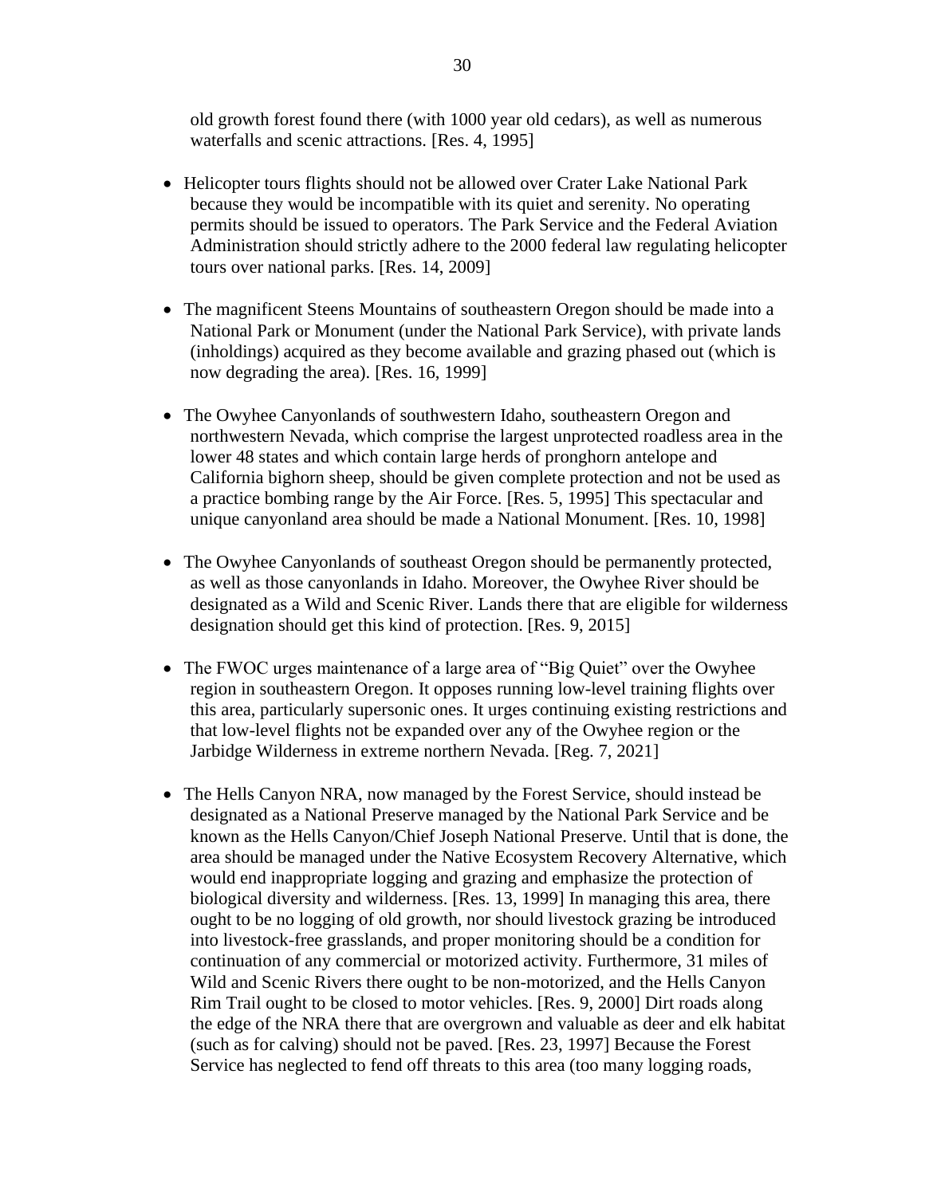old growth forest found there (with 1000 year old cedars), as well as numerous waterfalls and scenic attractions. [Res. 4, 1995]

- Helicopter tours flights should not be allowed over Crater Lake National Park because they would be incompatible with its quiet and serenity. No operating permits should be issued to operators. The Park Service and the Federal Aviation Administration should strictly adhere to the 2000 federal law regulating helicopter tours over national parks. [Res. 14, 2009]

- The magnificent Steens Mountains of southeastern Oregon should be made into a National Park or Monument (under the National Park Service), with private lands (inholdings) acquired as they become available and grazing phased out (which is now degrading the area). [Res. 16, 1999]

- The Owyhee Canyonlands of southwestern Idaho, southeastern Oregon and northwestern Nevada, which comprise the largest unprotected roadless area in the lower 48 states and which contain large herds of pronghorn antelope and California bighorn sheep, should be given complete protection and not be used as a practice bombing range by the Air Force. [Res. 5, 1995] This spectacular and unique canyonland area should be made a National Monument. [Res. 10, 1998]

- The Owyhee Canyonlands of southeast Oregon should be permanently protected, as well as those canyonlands in Idaho. Moreover, the Owyhee River should be designated as a Wild and Scenic River. Lands there that are eligible for wilderness designation should get this kind of protection. [Res. 9, 2015]

- The FWOC urges maintenance of a large area of "Big Quiet" over the Owyhee region in southeastern Oregon. It opposes running low-level training flights over this area, particularly supersonic ones. It urges continuing existing restrictions and that low-level flights not be expanded over any of the Owyhee region or the Jarbidge Wilderness in extreme northern Nevada. [Reg. 7, 2021]

- The Hells Canyon NRA, now managed by the Forest Service, should instead be designated as a National Preserve managed by the National Park Service and be known as the Hells Canyon/Chief Joseph National Preserve. Until that is done, the area should be managed under the Native Ecosystem Recovery Alternative, which would end inappropriate logging and grazing and emphasize the protection of biological diversity and wilderness. [Res. 13, 1999] In managing this area, there ought to be no logging of old growth, nor should livestock grazing be introduced into livestock-free grasslands, and proper monitoring should be a condition for continuation of any commercial or motorized activity. Furthermore, 31 miles of Wild and Scenic Rivers there ought to be non-motorized, and the Hells Canyon Rim Trail ought to be closed to motor vehicles. [Res. 9, 2000] Dirt roads along the edge of the NRA there that are overgrown and valuable as deer and elk habitat (such as for calving) should not be paved. [Res. 23, 1997] Because the Forest Service has neglected to fend off threats to this area (too many logging roads,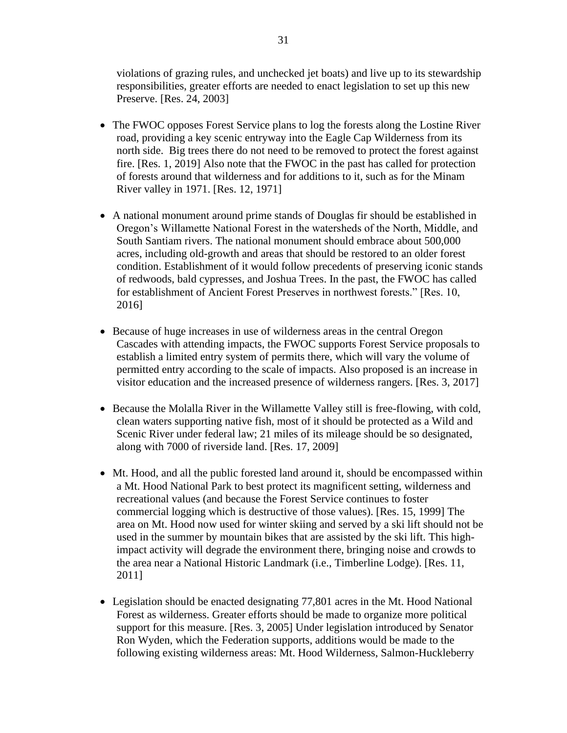violations of grazing rules, and unchecked jet boats) and live up to its stewardship responsibilities, greater efforts are needed to enact legislation to set up this new Preserve. [Res. 24, 2003]

- The FWOC opposes Forest Service plans to log the forests along the Lostine River road, providing a key scenic entryway into the Eagle Cap Wilderness from its north side. Big trees there do not need to be removed to protect the forest against fire. [Res. 1, 2019] Also note that the FWOC in the past has called for protection of forests around that wilderness and for additions to it, such as for the Minam River valley in 1971. [Res. 12, 1971]

- A national monument around prime stands of Douglas fir should be established in Oregon's Willamette National Forest in the watersheds of the North, Middle, and South Santiam rivers. The national monument should embrace about 500,000 acres, including old-growth and areas that should be restored to an older forest condition. Establishment of it would follow precedents of preserving iconic stands of redwoods, bald cypresses, and Joshua Trees. In the past, the FWOC has called for establishment of Ancient Forest Preserves in northwest forests." [Res. 10, 2016]

- Because of huge increases in use of wilderness areas in the central Oregon Cascades with attending impacts, the FWOC supports Forest Service proposals to establish a limited entry system of permits there, which will vary the volume of permitted entry according to the scale of impacts. Also proposed is an increase in visitor education and the increased presence of wilderness rangers. [Res. 3, 2017]

- Because the Molalla River in the Willamette Valley still is free-flowing, with cold, clean waters supporting native fish, most of it should be protected as a Wild and Scenic River under federal law; 21 miles of its mileage should be so designated, along with 7000 of riverside land. [Res. 17, 2009]

- Mt. Hood, and all the public forested land around it, should be encompassed within a Mt. Hood National Park to best protect its magnificent setting, wilderness and recreational values (and because the Forest Service continues to foster commercial logging which is destructive of those values). [Res. 15, 1999] The area on Mt. Hood now used for winter skiing and served by a ski lift should not be used in the summer by mountain bikes that are assisted by the ski lift. This high-impact activity will degrade the environment there, bringing noise and crowds to the area near a National Historic Landmark (i.e., Timberline Lodge). [Res. 11, 2011]

- Legislation should be enacted designating 77,801 acres in the Mt. Hood National Forest as wilderness. Greater efforts should be made to organize more political support for this measure. [Res. 3, 2005] Under legislation introduced by Senator Ron Wyden, which the Federation supports, additions would be made to the following existing wilderness areas: Mt. Hood Wilderness, Salmon-Huckleberry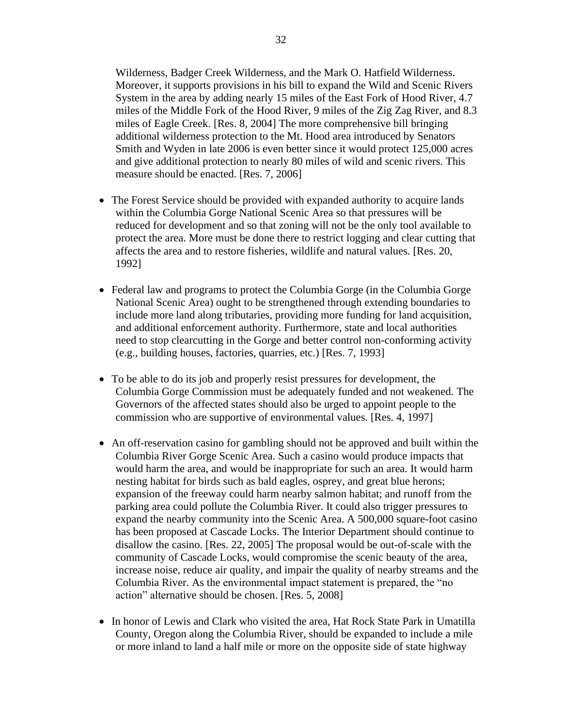Wilderness, Badger Creek Wilderness, and the Mark O. Hatfield Wilderness. Moreover, it supports provisions in his bill to expand the Wild and Scenic Rivers System in the area by adding nearly 15 miles of the East Fork of Hood River, 4.7 miles of the Middle Fork of the Hood River, 9 miles of the Zig Zag River, and 8.3 miles of Eagle Creek. [Res. 8, 2004] The more comprehensive bill bringing additional wilderness protection to the Mt. Hood area introduced by Senators Smith and Wyden in late 2006 is even better since it would protect 125,000 acres and give additional protection to nearly 80 miles of wild and scenic rivers. This measure should be enacted. [Res. 7, 2006]

- The Forest Service should be provided with expanded authority to acquire lands within the Columbia Gorge National Scenic Area so that pressures will be reduced for development and so that zoning will not be the only tool available to protect the area. More must be done there to restrict logging and clear cutting that affects the area and to restore fisheries, wildlife and natural values. [Res. 20, 1992]

- Federal law and programs to protect the Columbia Gorge (in the Columbia Gorge National Scenic Area) ought to be strengthened through extending boundaries to include more land along tributaries, providing more funding for land acquisition, and additional enforcement authority. Furthermore, state and local authorities need to stop clearcutting in the Gorge and better control non-conforming activity (e.g., building houses, factories, quarries, etc.) [Res. 7, 1993]

- To be able to do its job and properly resist pressures for development, the Columbia Gorge Commission must be adequately funded and not weakened. The Governors of the affected states should also be urged to appoint people to the commission who are supportive of environmental values. [Res. 4, 1997]

- An off-reservation casino for gambling should not be approved and built within the Columbia River Gorge Scenic Area. Such a casino would produce impacts that would harm the area, and would be inappropriate for such an area. It would harm nesting habitat for birds such as bald eagles, osprey, and great blue herons; expansion of the freeway could harm nearby salmon habitat; and runoff from the parking area could pollute the Columbia River. It could also trigger pressures to expand the nearby community into the Scenic Area. A 500,000 square-foot casino has been proposed at Cascade Locks. The Interior Department should continue to disallow the casino. [Res. 22, 2005] The proposal would be out-of-scale with the community of Cascade Locks, would compromise the scenic beauty of the area, increase noise, reduce air quality, and impair the quality of nearby streams and the Columbia River. As the environmental impact statement is prepared, the "no action" alternative should be chosen. [Res. 5, 2008]

- In honor of Lewis and Clark who visited the area, Hat Rock State Park in Umatilla County, Oregon along the Columbia River, should be expanded to include a mile or more inland to land a half mile or more on the opposite side of state highway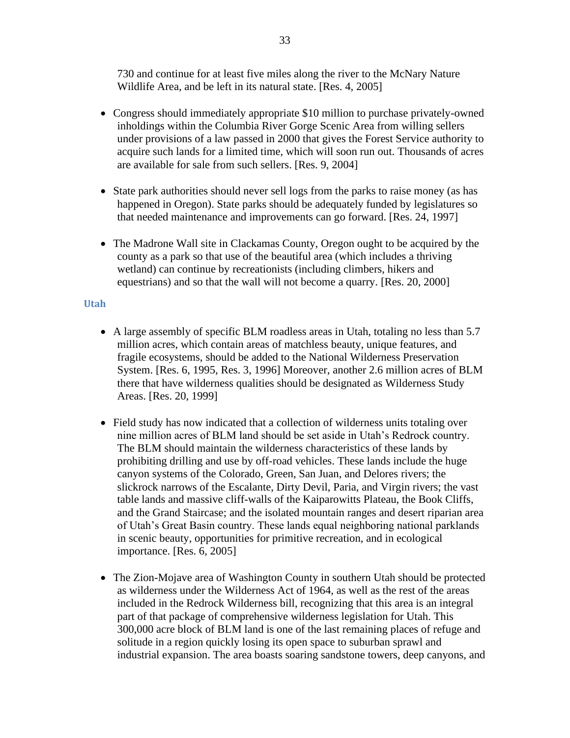730 and continue for at least five miles along the river to the McNary Nature Wildlife Area, and be left in its natural state. [Res. 4, 2005]

- Congress should immediately appropriate $10 million to purchase privately-owned inholdings within the Columbia River Gorge Scenic Area from willing sellers under provisions of a law passed in 2000 that gives the Forest Service authority to acquire such lands for a limited time, which will soon run out. Thousands of acres are available for sale from such sellers. [Res. 9, 2004]

- State park authorities should never sell logs from the parks to raise money (as has happened in Oregon). State parks should be adequately funded by legislatures so that needed maintenance and improvements can go forward. [Res. 24, 1997]

- The Madrone Wall site in Clackamas County, Oregon ought to be acquired by the county as a park so that use of the beautiful area (which includes a thriving wetland) can continue by recreationists (including climbers, hikers and equestrians) and so that the wall will not become a quarry. [Res. 20, 2000]

### Utah

- A large assembly of specific BLM roadless areas in Utah, totaling no less than 5.7 million acres, which contain areas of matchless beauty, unique features, and fragile ecosystems, should be added to the National Wilderness Preservation System. [Res. 6, 1995, Res. 3, 1996] Moreover, another 2.6 million acres of BLM there that have wilderness qualities should be designated as Wilderness Study Areas. [Res. 20, 1999]

- Field study has now indicated that a collection of wilderness units totaling over nine million acres of BLM land should be set aside in Utah's Redrock country. The BLM should maintain the wilderness characteristics of these lands by prohibiting drilling and use by off-road vehicles. These lands include the huge canyon systems of the Colorado, Green, San Juan, and Delores rivers; the slickrock narrows of the Escalante, Dirty Devil, Paria, and Virgin rivers; the vast table lands and massive cliff-walls of the Kaiparowitts Plateau, the Book Cliffs, and the Grand Staircase; and the isolated mountain ranges and desert riparian area of Utah's Great Basin country. These lands equal neighboring national parklands in scenic beauty, opportunities for primitive recreation, and in ecological importance. [Res. 6, 2005]

- The Zion-Mojave area of Washington County in southern Utah should be protected as wilderness under the Wilderness Act of 1964, as well as the rest of the areas included in the Redrock Wilderness bill, recognizing that this area is an integral part of that package of comprehensive wilderness legislation for Utah. This 300,000 acre block of BLM land is one of the last remaining places of refuge and solitude in a region quickly losing its open space to suburban sprawl and industrial expansion. The area boasts soaring sandstone towers, deep canyons, and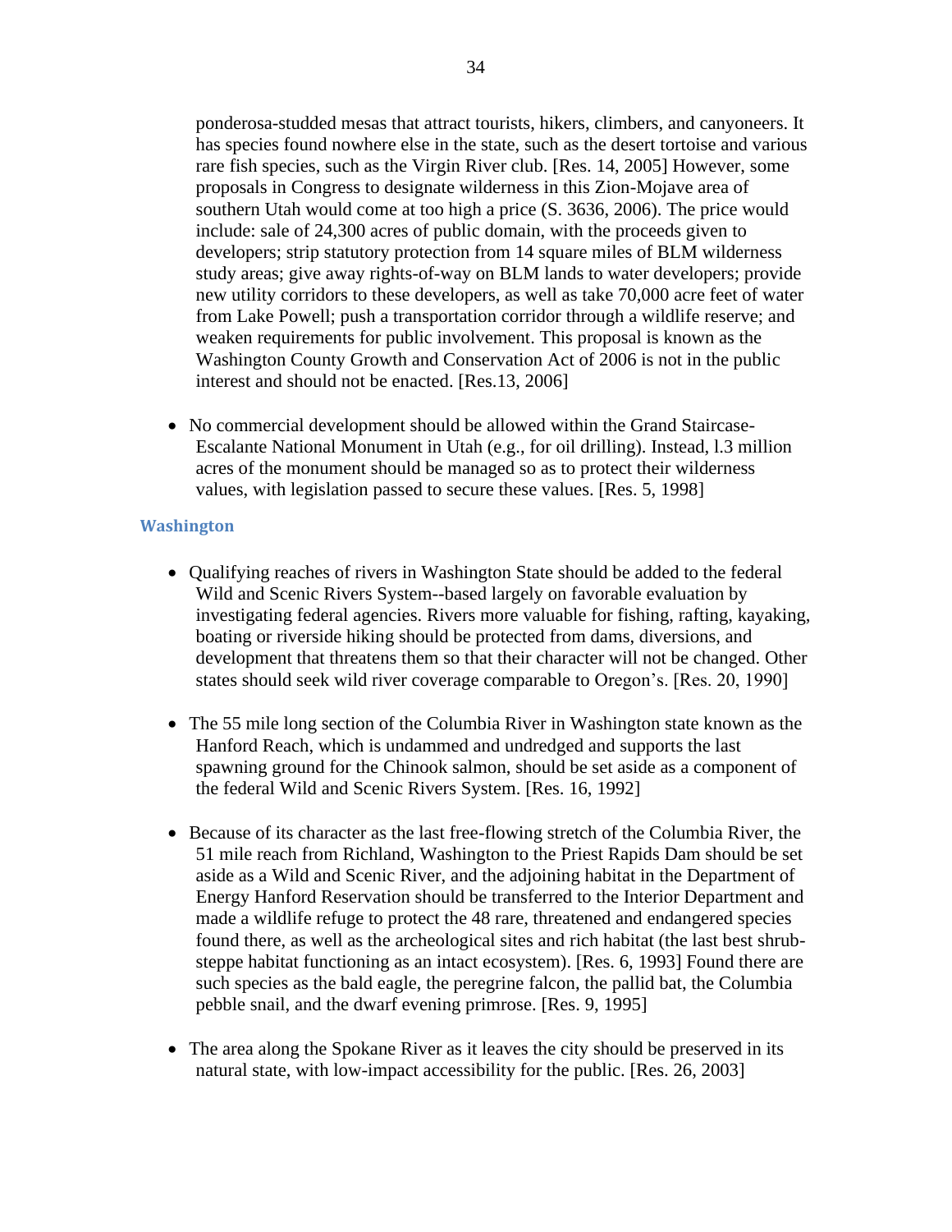ponderosa-studded mesas that attract tourists, hikers, climbers, and canyoneers. It has species found nowhere else in the state, such as the desert tortoise and various rare fish species, such as the Virgin River club. [Res. 14, 2005] However, some proposals in Congress to designate wilderness in this Zion-Mojave area of southern Utah would come at too high a price (S. 3636, 2006). The price would include: sale of 24,300 acres of public domain, with the proceeds given to developers; strip statutory protection from 14 square miles of BLM wilderness study areas; give away rights-of-way on BLM lands to water developers; provide new utility corridors to these developers, as well as take 70,000 acre feet of water from Lake Powell; push a transportation corridor through a wildlife reserve; and weaken requirements for public involvement. This proposal is known as the Washington County Growth and Conservation Act of 2006 is not in the public interest and should not be enacted. [Res.13, 2006]

- No commercial development should be allowed within the Grand Staircase-Escalante National Monument in Utah (e.g., for oil drilling). Instead, l.3 million acres of the monument should be managed so as to protect their wilderness values, with legislation passed to secure these values. [Res. 5, 1998]

### Washington

- Qualifying reaches of rivers in Washington State should be added to the federal Wild and Scenic Rivers System--based largely on favorable evaluation by investigating federal agencies. Rivers more valuable for fishing, rafting, kayaking, boating or riverside hiking should be protected from dams, diversions, and development that threatens them so that their character will not be changed. Other states should seek wild river coverage comparable to Oregon's. [Res. 20, 1990]

- The 55 mile long section of the Columbia River in Washington state known as the Hanford Reach, which is undammed and undredged and supports the last spawning ground for the Chinook salmon, should be set aside as a component of the federal Wild and Scenic Rivers System. [Res. 16, 1992]

- Because of its character as the last free-flowing stretch of the Columbia River, the 51 mile reach from Richland, Washington to the Priest Rapids Dam should be set aside as a Wild and Scenic River, and the adjoining habitat in the Department of Energy Hanford Reservation should be transferred to the Interior Department and made a wildlife refuge to protect the 48 rare, threatened and endangered species found there, as well as the archeological sites and rich habitat (the last best shrub-steppe habitat functioning as an intact ecosystem). [Res. 6, 1993] Found there are such species as the bald eagle, the peregrine falcon, the pallid bat, the Columbia pebble snail, and the dwarf evening primrose. [Res. 9, 1995]

- The area along the Spokane River as it leaves the city should be preserved in its natural state, with low-impact accessibility for the public. [Res. 26, 2003]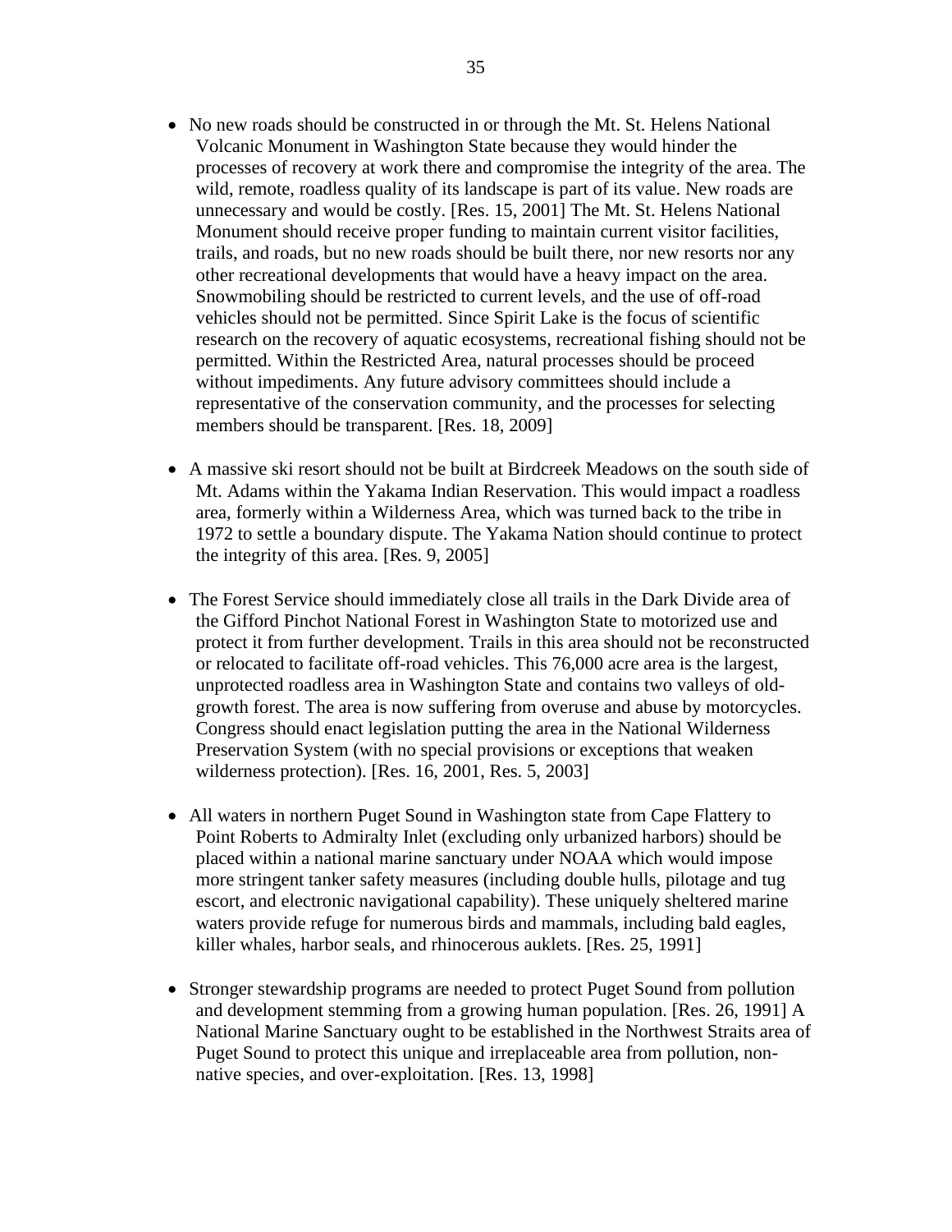- No new roads should be constructed in or through the Mt. St. Helens National Volcanic Monument in Washington State because they would hinder the processes of recovery at work there and compromise the integrity of the area. The wild, remote, roadless quality of its landscape is part of its value. New roads are unnecessary and would be costly. [Res. 15, 2001] The Mt. St. Helens National Monument should receive proper funding to maintain current visitor facilities, trails, and roads, but no new roads should be built there, nor new resorts nor any other recreational developments that would have a heavy impact on the area. Snowmobiling should be restricted to current levels, and the use of off-road vehicles should not be permitted. Since Spirit Lake is the focus of scientific research on the recovery of aquatic ecosystems, recreational fishing should not be permitted. Within the Restricted Area, natural processes should be proceed without impediments. Any future advisory committees should include a representative of the conservation community, and the processes for selecting members should be transparent. [Res. 18, 2009]

- A massive ski resort should not be built at Birdcreek Meadows on the south side of Mt. Adams within the Yakama Indian Reservation. This would impact a roadless area, formerly within a Wilderness Area, which was turned back to the tribe in 1972 to settle a boundary dispute. The Yakama Nation should continue to protect the integrity of this area. [Res. 9, 2005]

- The Forest Service should immediately close all trails in the Dark Divide area of the Gifford Pinchot National Forest in Washington State to motorized use and protect it from further development. Trails in this area should not be reconstructed or relocated to facilitate off-road vehicles. This 76,000 acre area is the largest, unprotected roadless area in Washington State and contains two valleys of old-growth forest. The area is now suffering from overuse and abuse by motorcycles. Congress should enact legislation putting the area in the National Wilderness Preservation System (with no special provisions or exceptions that weaken wilderness protection). [Res. 16, 2001, Res. 5, 2003]

- All waters in northern Puget Sound in Washington state from Cape Flattery to Point Roberts to Admiralty Inlet (excluding only urbanized harbors) should be placed within a national marine sanctuary under NOAA which would impose more stringent tanker safety measures (including double hulls, pilotage and tug escort, and electronic navigational capability). These uniquely sheltered marine waters provide refuge for numerous birds and mammals, including bald eagles, killer whales, harbor seals, and rhinocerous auklets. [Res. 25, 1991]

- Stronger stewardship programs are needed to protect Puget Sound from pollution and development stemming from a growing human population. [Res. 26, 1991] A National Marine Sanctuary ought to be established in the Northwest Straits area of Puget Sound to protect this unique and irreplaceable area from pollution, non-native species, and over-exploitation. [Res. 13, 1998]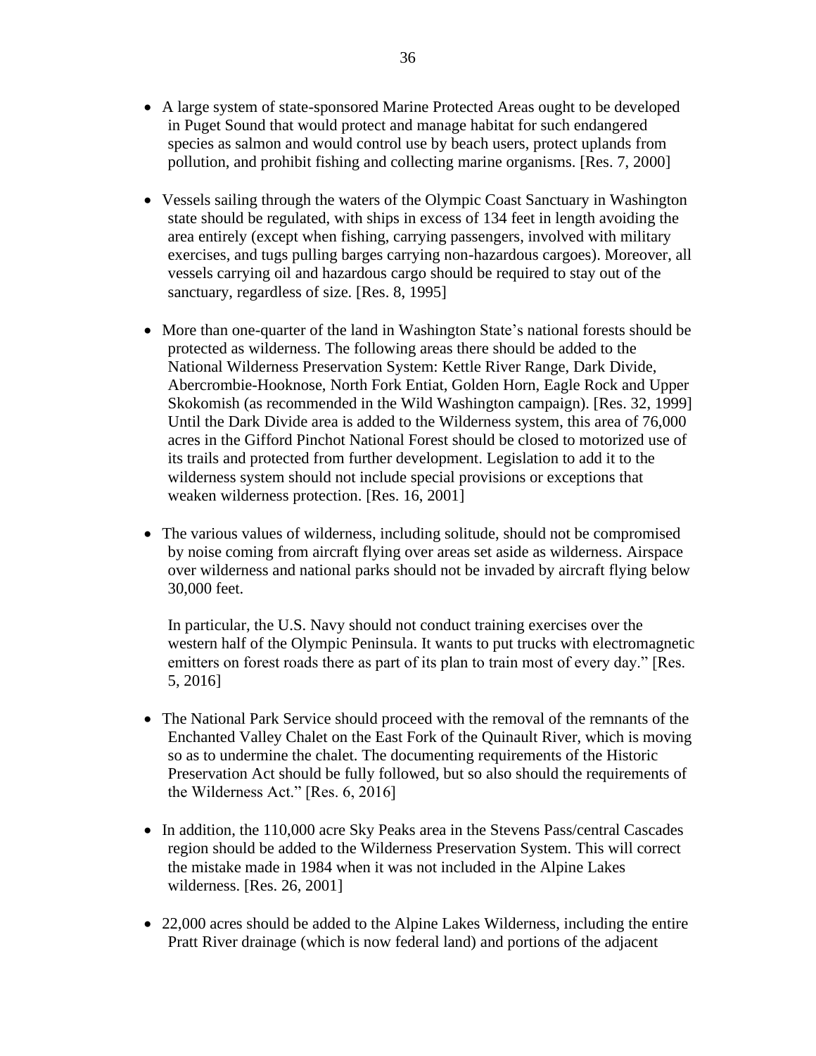- A large system of state-sponsored Marine Protected Areas ought to be developed in Puget Sound that would protect and manage habitat for such endangered species as salmon and would control use by beach users, protect uplands from pollution, and prohibit fishing and collecting marine organisms. [Res. 7, 2000]

- Vessels sailing through the waters of the Olympic Coast Sanctuary in Washington state should be regulated, with ships in excess of 134 feet in length avoiding the area entirely (except when fishing, carrying passengers, involved with military exercises, and tugs pulling barges carrying non-hazardous cargoes). Moreover, all vessels carrying oil and hazardous cargo should be required to stay out of the sanctuary, regardless of size. [Res. 8, 1995]

- More than one-quarter of the land in Washington State's national forests should be protected as wilderness. The following areas there should be added to the National Wilderness Preservation System: Kettle River Range, Dark Divide, Abercrombie-Hooknose, North Fork Entiat, Golden Horn, Eagle Rock and Upper Skokomish (as recommended in the Wild Washington campaign). [Res. 32, 1999] Until the Dark Divide area is added to the Wilderness system, this area of 76,000 acres in the Gifford Pinchot National Forest should be closed to motorized use of its trails and protected from further development. Legislation to add it to the wilderness system should not include special provisions or exceptions that weaken wilderness protection. [Res. 16, 2001]

- The various values of wilderness, including solitude, should not be compromised by noise coming from aircraft flying over areas set aside as wilderness. Airspace over wilderness and national parks should not be invaded by aircraft flying below 30,000 feet.

  In particular, the U.S. Navy should not conduct training exercises over the western half of the Olympic Peninsula. It wants to put trucks with electromagnetic emitters on forest roads there as part of its plan to train most of every day." [Res. 5, 2016]

- The National Park Service should proceed with the removal of the remnants of the Enchanted Valley Chalet on the East Fork of the Quinault River, which is moving so as to undermine the chalet. The documenting requirements of the Historic Preservation Act should be fully followed, but so also should the requirements of the Wilderness Act." [Res. 6, 2016]

- In addition, the 110,000 acre Sky Peaks area in the Stevens Pass/central Cascades region should be added to the Wilderness Preservation System. This will correct the mistake made in 1984 when it was not included in the Alpine Lakes wilderness. [Res. 26, 2001]

- 22,000 acres should be added to the Alpine Lakes Wilderness, including the entire Pratt River drainage (which is now federal land) and portions of the adjacent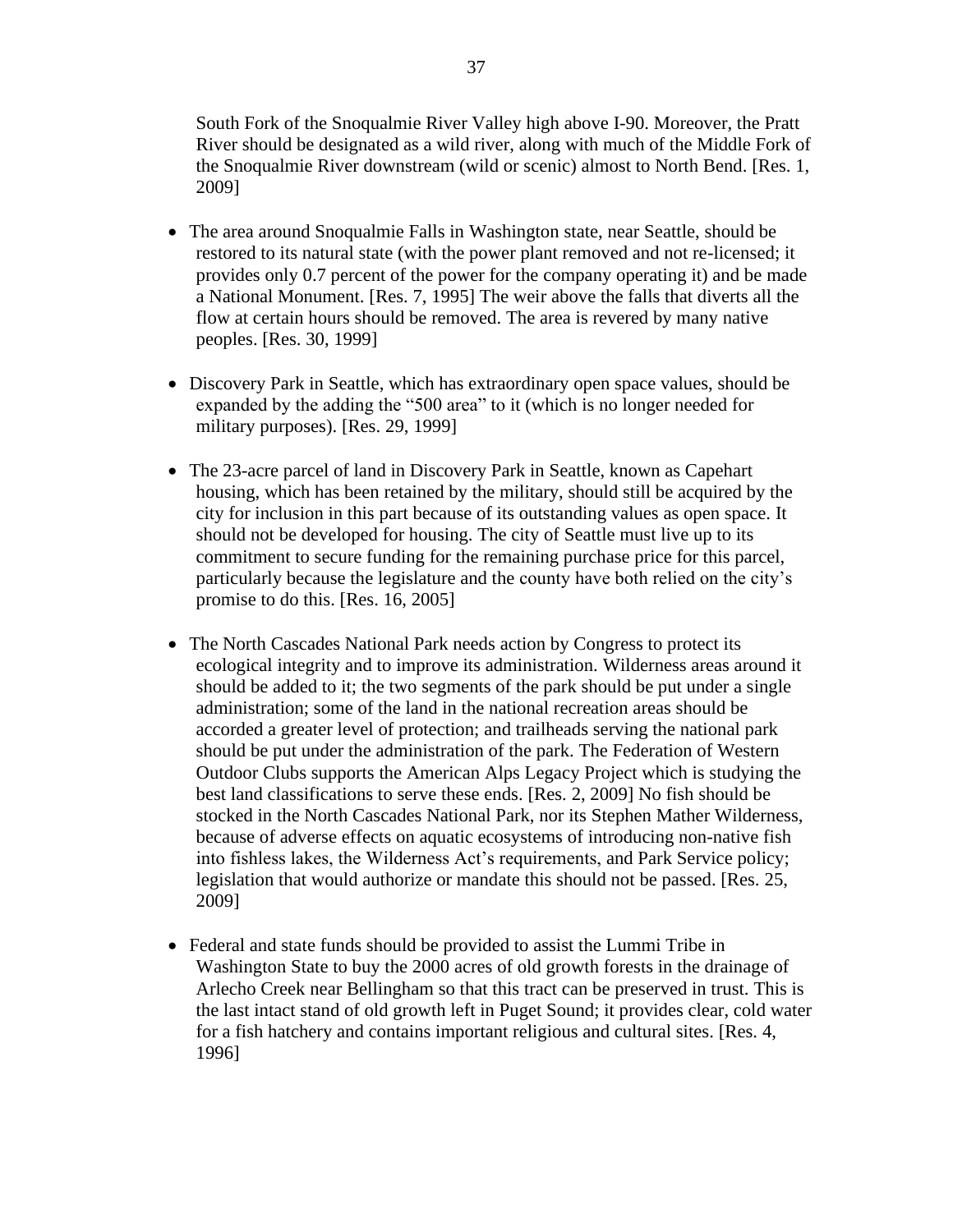South Fork of the Snoqualmie River Valley high above I-90. Moreover, the Pratt River should be designated as a wild river, along with much of the Middle Fork of the Snoqualmie River downstream (wild or scenic) almost to North Bend. [Res. 1, 2009]

- The area around Snoqualmie Falls in Washington state, near Seattle, should be restored to its natural state (with the power plant removed and not re-licensed; it provides only 0.7 percent of the power for the company operating it) and be made a National Monument. [Res. 7, 1995] The weir above the falls that diverts all the flow at certain hours should be removed. The area is revered by many native peoples. [Res. 30, 1999]

- Discovery Park in Seattle, which has extraordinary open space values, should be expanded by the adding the "500 area" to it (which is no longer needed for military purposes). [Res. 29, 1999]

- The 23-acre parcel of land in Discovery Park in Seattle, known as Capehart housing, which has been retained by the military, should still be acquired by the city for inclusion in this part because of its outstanding values as open space. It should not be developed for housing. The city of Seattle must live up to its commitment to secure funding for the remaining purchase price for this parcel, particularly because the legislature and the county have both relied on the city's promise to do this. [Res. 16, 2005]

- The North Cascades National Park needs action by Congress to protect its ecological integrity and to improve its administration. Wilderness areas around it should be added to it; the two segments of the park should be put under a single administration; some of the land in the national recreation areas should be accorded a greater level of protection; and trailheads serving the national park should be put under the administration of the park. The Federation of Western Outdoor Clubs supports the American Alps Legacy Project which is studying the best land classifications to serve these ends. [Res. 2, 2009] No fish should be stocked in the North Cascades National Park, nor its Stephen Mather Wilderness, because of adverse effects on aquatic ecosystems of introducing non-native fish into fishless lakes, the Wilderness Act's requirements, and Park Service policy; legislation that would authorize or mandate this should not be passed. [Res. 25, 2009]

- Federal and state funds should be provided to assist the Lummi Tribe in Washington State to buy the 2000 acres of old growth forests in the drainage of Arlecho Creek near Bellingham so that this tract can be preserved in trust. This is the last intact stand of old growth left in Puget Sound; it provides clear, cold water for a fish hatchery and contains important religious and cultural sites. [Res. 4, 1996]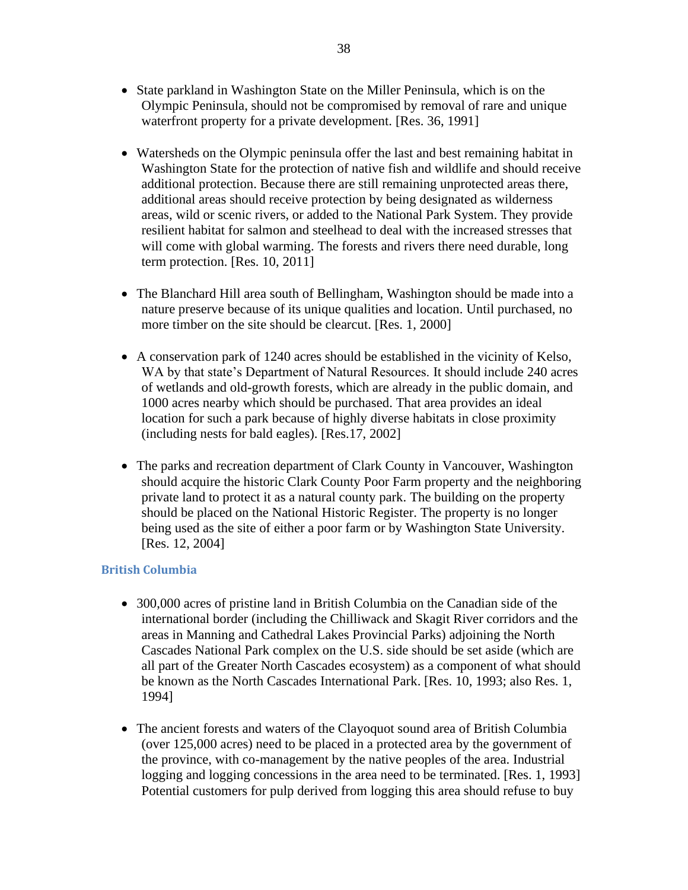- State parkland in Washington State on the Miller Peninsula, which is on the Olympic Peninsula, should not be compromised by removal of rare and unique waterfront property for a private development. [Res. 36, 1991]

- Watersheds on the Olympic peninsula offer the last and best remaining habitat in Washington State for the protection of native fish and wildlife and should receive additional protection. Because there are still remaining unprotected areas there, additional areas should receive protection by being designated as wilderness areas, wild or scenic rivers, or added to the National Park System. They provide resilient habitat for salmon and steelhead to deal with the increased stresses that will come with global warming. The forests and rivers there need durable, long term protection. [Res. 10, 2011]

- The Blanchard Hill area south of Bellingham, Washington should be made into a nature preserve because of its unique qualities and location. Until purchased, no more timber on the site should be clearcut. [Res. 1, 2000]

- A conservation park of 1240 acres should be established in the vicinity of Kelso, WA by that state's Department of Natural Resources. It should include 240 acres of wetlands and old-growth forests, which are already in the public domain, and 1000 acres nearby which should be purchased. That area provides an ideal location for such a park because of highly diverse habitats in close proximity (including nests for bald eagles). [Res.17, 2002]

- The parks and recreation department of Clark County in Vancouver, Washington should acquire the historic Clark County Poor Farm property and the neighboring private land to protect it as a natural county park. The building on the property should be placed on the National Historic Register. The property is no longer being used as the site of either a poor farm or by Washington State University. [Res. 12, 2004]

### British Columbia

- 300,000 acres of pristine land in British Columbia on the Canadian side of the international border (including the Chilliwack and Skagit River corridors and the areas in Manning and Cathedral Lakes Provincial Parks) adjoining the North Cascades National Park complex on the U.S. side should be set aside (which are all part of the Greater North Cascades ecosystem) as a component of what should be known as the North Cascades International Park. [Res. 10, 1993; also Res. 1, 1994]

- The ancient forests and waters of the Clayoquot sound area of British Columbia (over 125,000 acres) need to be placed in a protected area by the government of the province, with co-management by the native peoples of the area. Industrial logging and logging concessions in the area need to be terminated. [Res. 1, 1993] Potential customers for pulp derived from logging this area should refuse to buy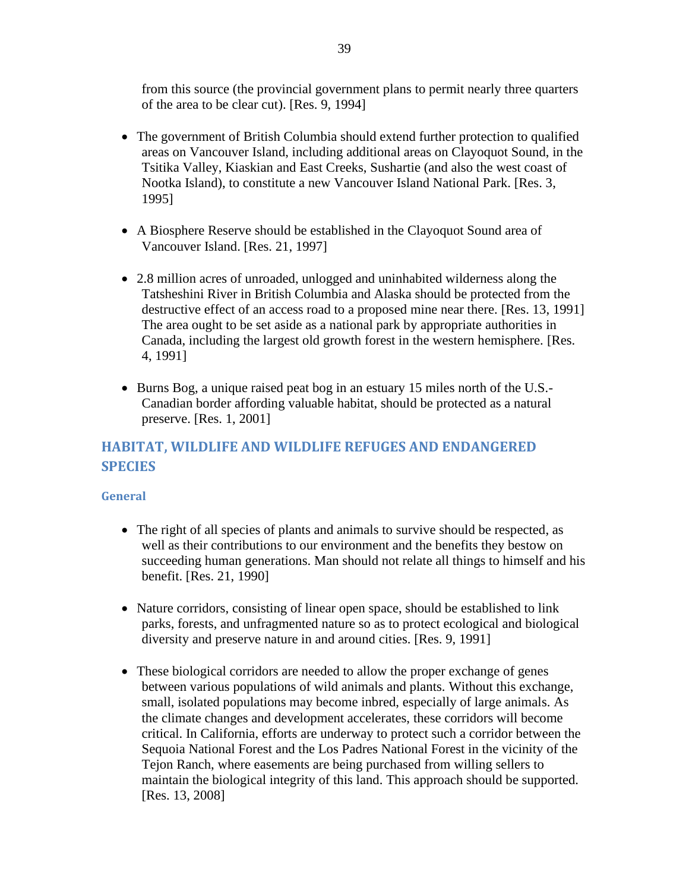from this source (the provincial government plans to permit nearly three quarters of the area to be clear cut). [Res. 9, 1994]

- The government of British Columbia should extend further protection to qualified areas on Vancouver Island, including additional areas on Clayoquot Sound, in the Tsitika Valley, Kiaskian and East Creeks, Sushartie (and also the west coast of Nootka Island), to constitute a new Vancouver Island National Park. [Res. 3, 1995]

- A Biosphere Reserve should be established in the Clayoquot Sound area of Vancouver Island. [Res. 21, 1997]

- 2.8 million acres of unroaded, unlogged and uninhabited wilderness along the Tatsheshini River in British Columbia and Alaska should be protected from the destructive effect of an access road to a proposed mine near there. [Res. 13, 1991] The area ought to be set aside as a national park by appropriate authorities in Canada, including the largest old growth forest in the western hemisphere. [Res. 4, 1991]

- Burns Bog, a unique raised peat bog in an estuary 15 miles north of the U.S.-Canadian border affording valuable habitat, should be protected as a natural preserve. [Res. 1, 2001]

## HABITAT, WILDLIFE AND WILDLIFE REFUGES AND ENDANGERED SPECIES

### General

- The right of all species of plants and animals to survive should be respected, as well as their contributions to our environment and the benefits they bestow on succeeding human generations. Man should not relate all things to himself and his benefit. [Res. 21, 1990]

- Nature corridors, consisting of linear open space, should be established to link parks, forests, and unfragmented nature so as to protect ecological and biological diversity and preserve nature in and around cities. [Res. 9, 1991]

- These biological corridors are needed to allow the proper exchange of genes between various populations of wild animals and plants. Without this exchange, small, isolated populations may become inbred, especially of large animals. As the climate changes and development accelerates, these corridors will become critical. In California, efforts are underway to protect such a corridor between the Sequoia National Forest and the Los Padres National Forest in the vicinity of the Tejon Ranch, where easements are being purchased from willing sellers to maintain the biological integrity of this land. This approach should be supported. [Res. 13, 2008]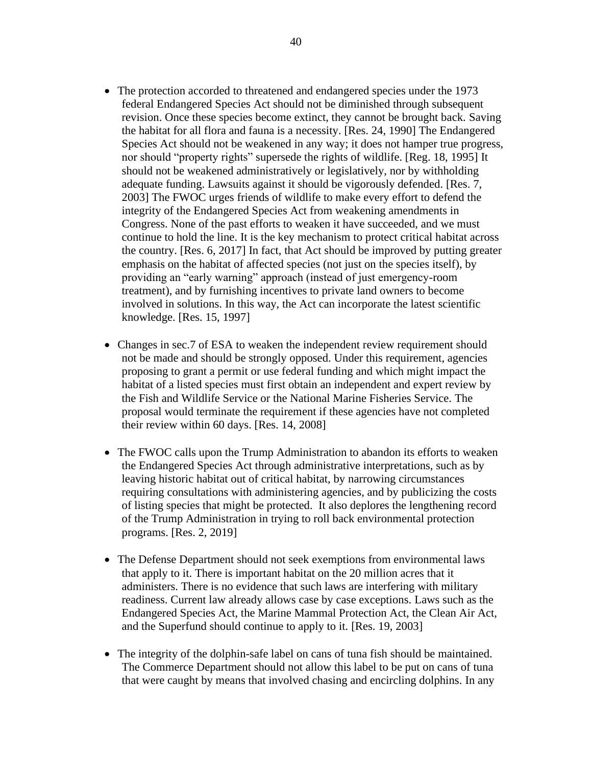- The protection accorded to threatened and endangered species under the 1973 federal Endangered Species Act should not be diminished through subsequent revision. Once these species become extinct, they cannot be brought back. Saving the habitat for all flora and fauna is a necessity. [Res. 24, 1990] The Endangered Species Act should not be weakened in any way; it does not hamper true progress, nor should "property rights" supersede the rights of wildlife. [Reg. 18, 1995] It should not be weakened administratively or legislatively, nor by withholding adequate funding. Lawsuits against it should be vigorously defended. [Res. 7, 2003] The FWOC urges friends of wildlife to make every effort to defend the integrity of the Endangered Species Act from weakening amendments in Congress. None of the past efforts to weaken it have succeeded, and we must continue to hold the line. It is the key mechanism to protect critical habitat across the country. [Res. 6, 2017] In fact, that Act should be improved by putting greater emphasis on the habitat of affected species (not just on the species itself), by providing an "early warning" approach (instead of just emergency-room treatment), and by furnishing incentives to private land owners to become involved in solutions. In this way, the Act can incorporate the latest scientific knowledge. [Res. 15, 1997]

- Changes in sec.7 of ESA to weaken the independent review requirement should not be made and should be strongly opposed. Under this requirement, agencies proposing to grant a permit or use federal funding and which might impact the habitat of a listed species must first obtain an independent and expert review by the Fish and Wildlife Service or the National Marine Fisheries Service. The proposal would terminate the requirement if these agencies have not completed their review within 60 days. [Res. 14, 2008]

- The FWOC calls upon the Trump Administration to abandon its efforts to weaken the Endangered Species Act through administrative interpretations, such as by leaving historic habitat out of critical habitat, by narrowing circumstances requiring consultations with administering agencies, and by publicizing the costs of listing species that might be protected. It also deplores the lengthening record of the Trump Administration in trying to roll back environmental protection programs. [Res. 2, 2019]

- The Defense Department should not seek exemptions from environmental laws that apply to it. There is important habitat on the 20 million acres that it administers. There is no evidence that such laws are interfering with military readiness. Current law already allows case by case exceptions. Laws such as the Endangered Species Act, the Marine Mammal Protection Act, the Clean Air Act, and the Superfund should continue to apply to it. [Res. 19, 2003]

- The integrity of the dolphin-safe label on cans of tuna fish should be maintained. The Commerce Department should not allow this label to be put on cans of tuna that were caught by means that involved chasing and encircling dolphins. In any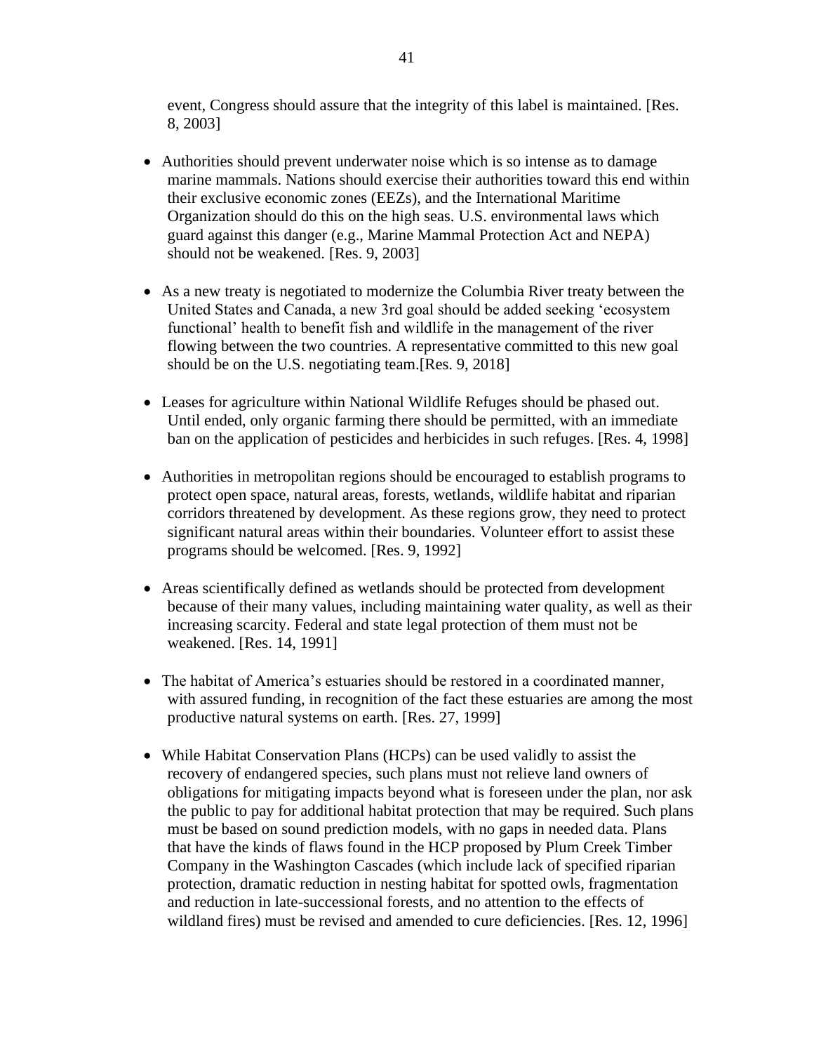event, Congress should assure that the integrity of this label is maintained. [Res. 8, 2003]

- Authorities should prevent underwater noise which is so intense as to damage marine mammals. Nations should exercise their authorities toward this end within their exclusive economic zones (EEZs), and the International Maritime Organization should do this on the high seas. U.S. environmental laws which guard against this danger (e.g., Marine Mammal Protection Act and NEPA) should not be weakened. [Res. 9, 2003]

- As a new treaty is negotiated to modernize the Columbia River treaty between the United States and Canada, a new 3rd goal should be added seeking 'ecosystem functional' health to benefit fish and wildlife in the management of the river flowing between the two countries. A representative committed to this new goal should be on the U.S. negotiating team.[Res. 9, 2018]

- Leases for agriculture within National Wildlife Refuges should be phased out. Until ended, only organic farming there should be permitted, with an immediate ban on the application of pesticides and herbicides in such refuges. [Res. 4, 1998]

- Authorities in metropolitan regions should be encouraged to establish programs to protect open space, natural areas, forests, wetlands, wildlife habitat and riparian corridors threatened by development. As these regions grow, they need to protect significant natural areas within their boundaries. Volunteer effort to assist these programs should be welcomed. [Res. 9, 1992]

- Areas scientifically defined as wetlands should be protected from development because of their many values, including maintaining water quality, as well as their increasing scarcity. Federal and state legal protection of them must not be weakened. [Res. 14, 1991]

- The habitat of America's estuaries should be restored in a coordinated manner, with assured funding, in recognition of the fact these estuaries are among the most productive natural systems on earth. [Res. 27, 1999]

- While Habitat Conservation Plans (HCPs) can be used validly to assist the recovery of endangered species, such plans must not relieve land owners of obligations for mitigating impacts beyond what is foreseen under the plan, nor ask the public to pay for additional habitat protection that may be required. Such plans must be based on sound prediction models, with no gaps in needed data. Plans that have the kinds of flaws found in the HCP proposed by Plum Creek Timber Company in the Washington Cascades (which include lack of specified riparian protection, dramatic reduction in nesting habitat for spotted owls, fragmentation and reduction in late-successional forests, and no attention to the effects of wildland fires) must be revised and amended to cure deficiencies. [Res. 12, 1996]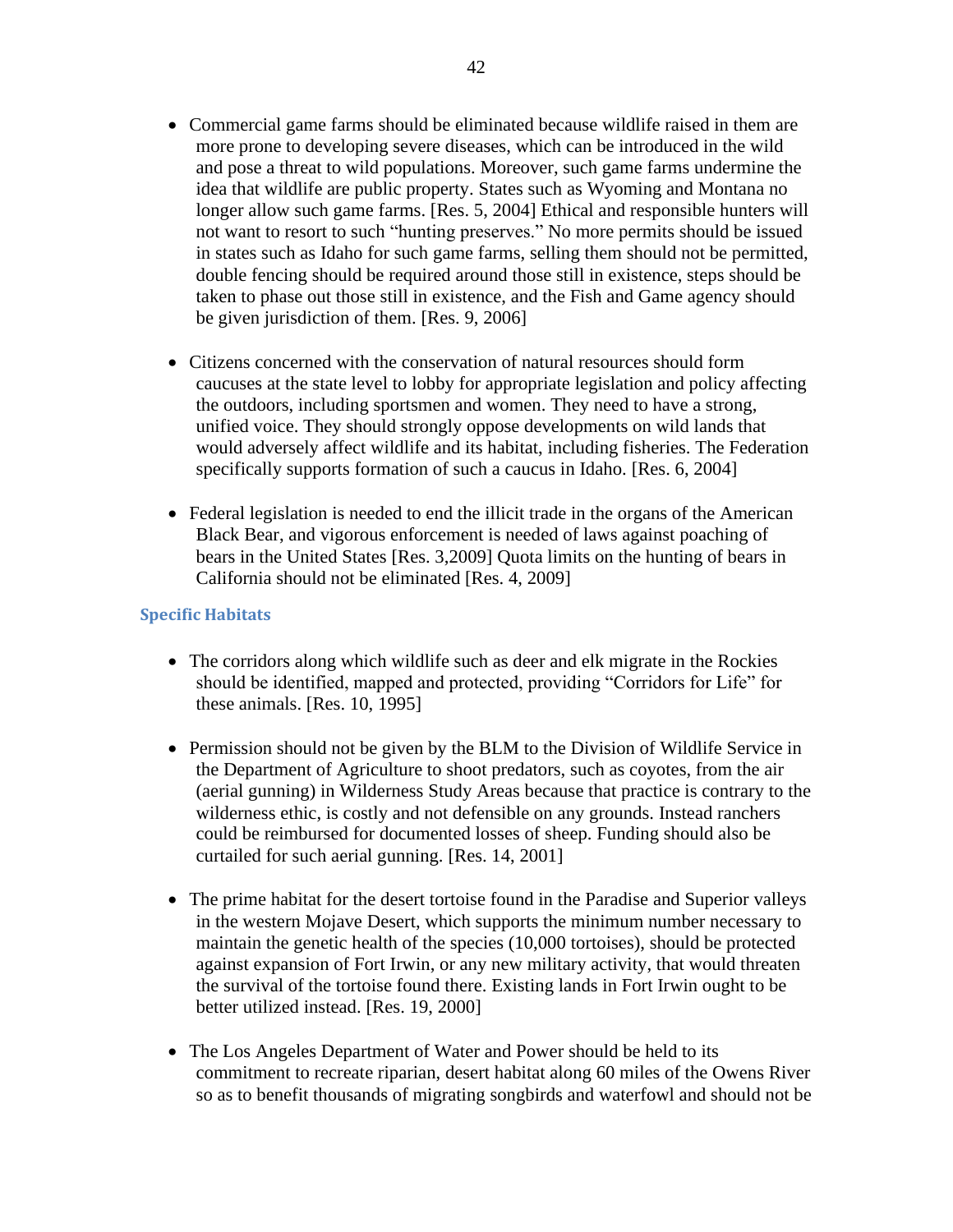- Commercial game farms should be eliminated because wildlife raised in them are more prone to developing severe diseases, which can be introduced in the wild and pose a threat to wild populations. Moreover, such game farms undermine the idea that wildlife are public property. States such as Wyoming and Montana no longer allow such game farms. [Res. 5, 2004] Ethical and responsible hunters will not want to resort to such "hunting preserves." No more permits should be issued in states such as Idaho for such game farms, selling them should not be permitted, double fencing should be required around those still in existence, steps should be taken to phase out those still in existence, and the Fish and Game agency should be given jurisdiction of them. [Res. 9, 2006]

- Citizens concerned with the conservation of natural resources should form caucuses at the state level to lobby for appropriate legislation and policy affecting the outdoors, including sportsmen and women. They need to have a strong, unified voice. They should strongly oppose developments on wild lands that would adversely affect wildlife and its habitat, including fisheries. The Federation specifically supports formation of such a caucus in Idaho. [Res. 6, 2004]

- Federal legislation is needed to end the illicit trade in the organs of the American Black Bear, and vigorous enforcement is needed of laws against poaching of bears in the United States [Res. 3,2009] Quota limits on the hunting of bears in California should not be eliminated [Res. 4, 2009]

### Specific Habitats

- The corridors along which wildlife such as deer and elk migrate in the Rockies should be identified, mapped and protected, providing "Corridors for Life" for these animals. [Res. 10, 1995]

- Permission should not be given by the BLM to the Division of Wildlife Service in the Department of Agriculture to shoot predators, such as coyotes, from the air (aerial gunning) in Wilderness Study Areas because that practice is contrary to the wilderness ethic, is costly and not defensible on any grounds. Instead ranchers could be reimbursed for documented losses of sheep. Funding should also be curtailed for such aerial gunning. [Res. 14, 2001]

- The prime habitat for the desert tortoise found in the Paradise and Superior valleys in the western Mojave Desert, which supports the minimum number necessary to maintain the genetic health of the species (10,000 tortoises), should be protected against expansion of Fort Irwin, or any new military activity, that would threaten the survival of the tortoise found there. Existing lands in Fort Irwin ought to be better utilized instead. [Res. 19, 2000]

- The Los Angeles Department of Water and Power should be held to its commitment to recreate riparian, desert habitat along 60 miles of the Owens River so as to benefit thousands of migrating songbirds and waterfowl and should not be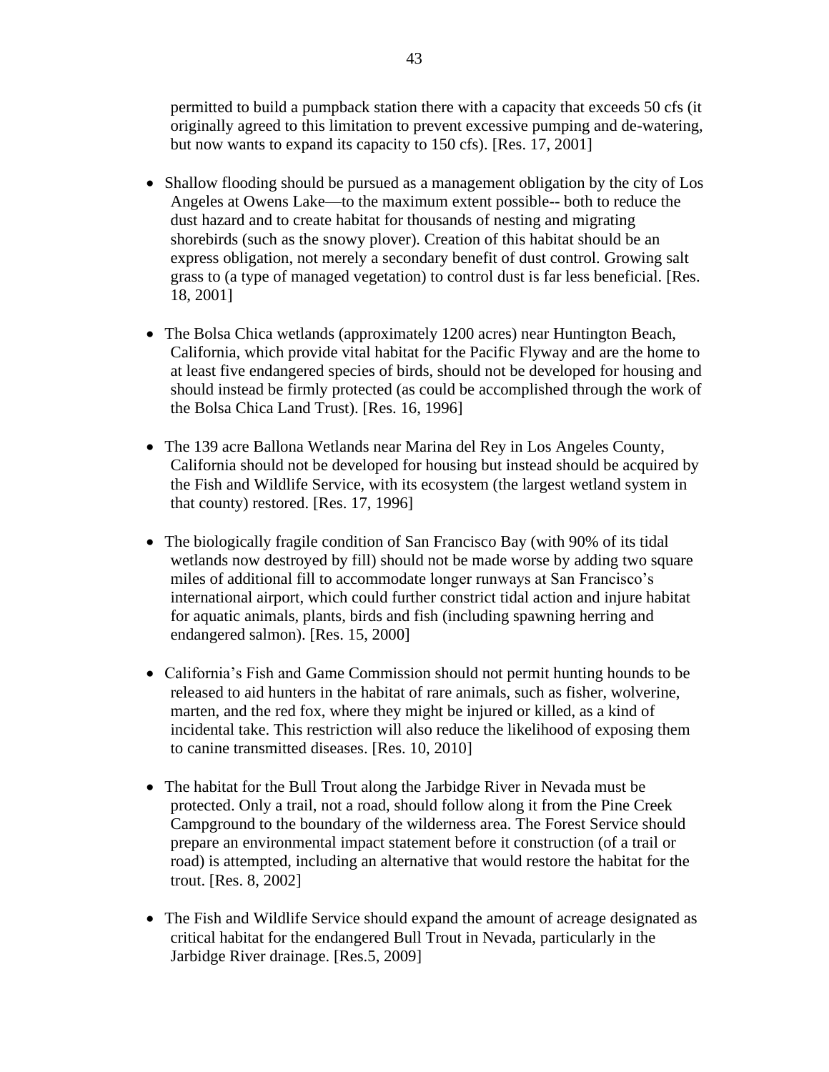permitted to build a pumpback station there with a capacity that exceeds 50 cfs (it originally agreed to this limitation to prevent excessive pumping and de-watering, but now wants to expand its capacity to 150 cfs). [Res. 17, 2001]

- Shallow flooding should be pursued as a management obligation by the city of Los Angeles at Owens Lake—to the maximum extent possible-- both to reduce the dust hazard and to create habitat for thousands of nesting and migrating shorebirds (such as the snowy plover). Creation of this habitat should be an express obligation, not merely a secondary benefit of dust control. Growing salt grass to (a type of managed vegetation) to control dust is far less beneficial. [Res. 18, 2001]

- The Bolsa Chica wetlands (approximately 1200 acres) near Huntington Beach, California, which provide vital habitat for the Pacific Flyway and are the home to at least five endangered species of birds, should not be developed for housing and should instead be firmly protected (as could be accomplished through the work of the Bolsa Chica Land Trust). [Res. 16, 1996]

- The 139 acre Ballona Wetlands near Marina del Rey in Los Angeles County, California should not be developed for housing but instead should be acquired by the Fish and Wildlife Service, with its ecosystem (the largest wetland system in that county) restored. [Res. 17, 1996]

- The biologically fragile condition of San Francisco Bay (with 90% of its tidal wetlands now destroyed by fill) should not be made worse by adding two square miles of additional fill to accommodate longer runways at San Francisco's international airport, which could further constrict tidal action and injure habitat for aquatic animals, plants, birds and fish (including spawning herring and endangered salmon). [Res. 15, 2000]

- California's Fish and Game Commission should not permit hunting hounds to be released to aid hunters in the habitat of rare animals, such as fisher, wolverine, marten, and the red fox, where they might be injured or killed, as a kind of incidental take. This restriction will also reduce the likelihood of exposing them to canine transmitted diseases. [Res. 10, 2010]

- The habitat for the Bull Trout along the Jarbidge River in Nevada must be protected. Only a trail, not a road, should follow along it from the Pine Creek Campground to the boundary of the wilderness area. The Forest Service should prepare an environmental impact statement before it construction (of a trail or road) is attempted, including an alternative that would restore the habitat for the trout. [Res. 8, 2002]

- The Fish and Wildlife Service should expand the amount of acreage designated as critical habitat for the endangered Bull Trout in Nevada, particularly in the Jarbidge River drainage. [Res.5, 2009]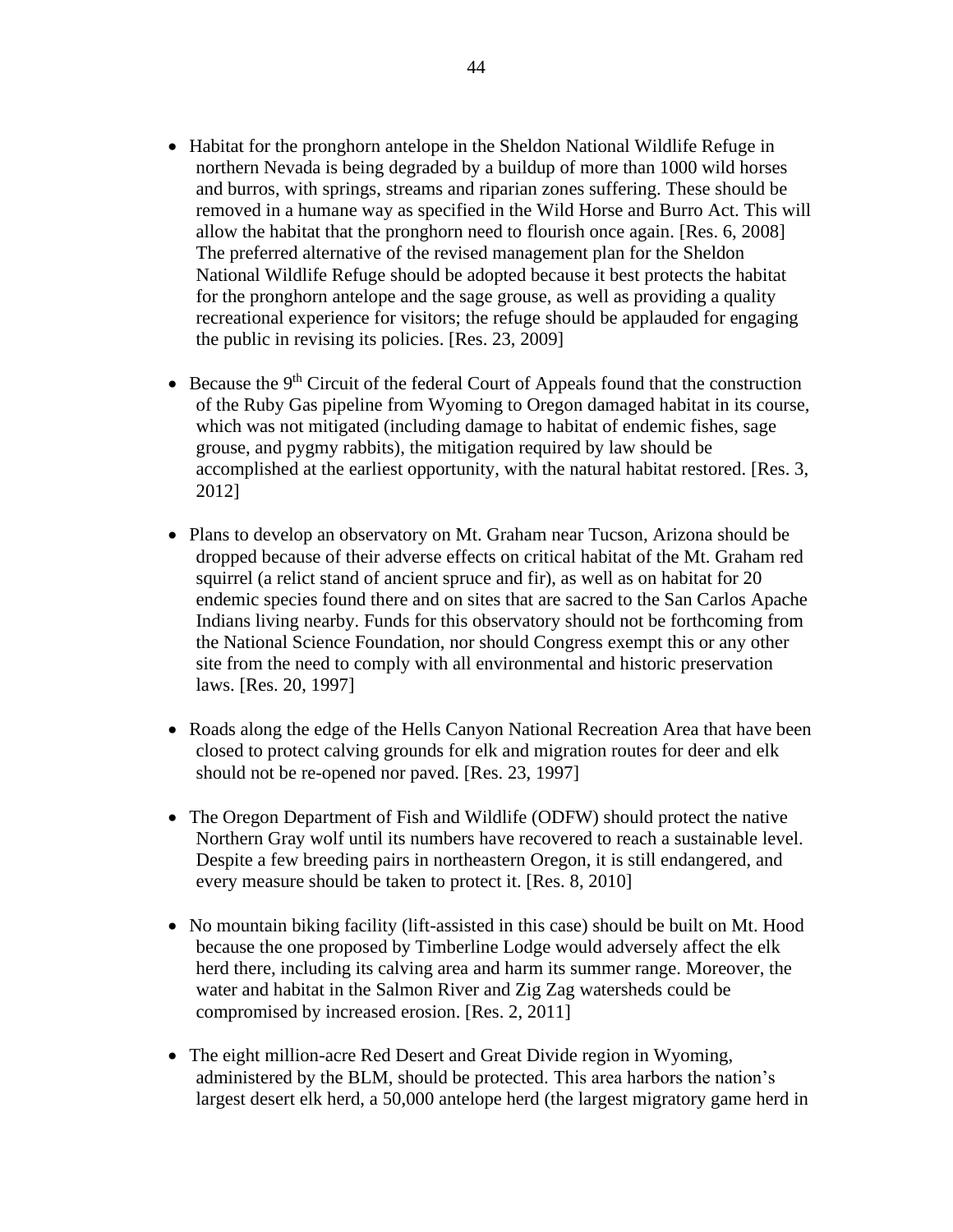- Habitat for the pronghorn antelope in the Sheldon National Wildlife Refuge in northern Nevada is being degraded by a buildup of more than 1000 wild horses and burros, with springs, streams and riparian zones suffering. These should be removed in a humane way as specified in the Wild Horse and Burro Act. This will allow the habitat that the pronghorn need to flourish once again. [Res. 6, 2008] The preferred alternative of the revised management plan for the Sheldon National Wildlife Refuge should be adopted because it best protects the habitat for the pronghorn antelope and the sage grouse, as well as providing a quality recreational experience for visitors; the refuge should be applauded for engaging the public in revising its policies. [Res. 23, 2009]

- Because the 9th Circuit of the federal Court of Appeals found that the construction of the Ruby Gas pipeline from Wyoming to Oregon damaged habitat in its course, which was not mitigated (including damage to habitat of endemic fishes, sage grouse, and pygmy rabbits), the mitigation required by law should be accomplished at the earliest opportunity, with the natural habitat restored. [Res. 3, 2012]

- Plans to develop an observatory on Mt. Graham near Tucson, Arizona should be dropped because of their adverse effects on critical habitat of the Mt. Graham red squirrel (a relict stand of ancient spruce and fir), as well as on habitat for 20 endemic species found there and on sites that are sacred to the San Carlos Apache Indians living nearby. Funds for this observatory should not be forthcoming from the National Science Foundation, nor should Congress exempt this or any other site from the need to comply with all environmental and historic preservation laws. [Res. 20, 1997]

- Roads along the edge of the Hells Canyon National Recreation Area that have been closed to protect calving grounds for elk and migration routes for deer and elk should not be re-opened nor paved. [Res. 23, 1997]

- The Oregon Department of Fish and Wildlife (ODFW) should protect the native Northern Gray wolf until its numbers have recovered to reach a sustainable level. Despite a few breeding pairs in northeastern Oregon, it is still endangered, and every measure should be taken to protect it. [Res. 8, 2010]

- No mountain biking facility (lift-assisted in this case) should be built on Mt. Hood because the one proposed by Timberline Lodge would adversely affect the elk herd there, including its calving area and harm its summer range. Moreover, the water and habitat in the Salmon River and Zig Zag watersheds could be compromised by increased erosion. [Res. 2, 2011]

- The eight million-acre Red Desert and Great Divide region in Wyoming, administered by the BLM, should be protected. This area harbors the nation's largest desert elk herd, a 50,000 antelope herd (the largest migratory game herd in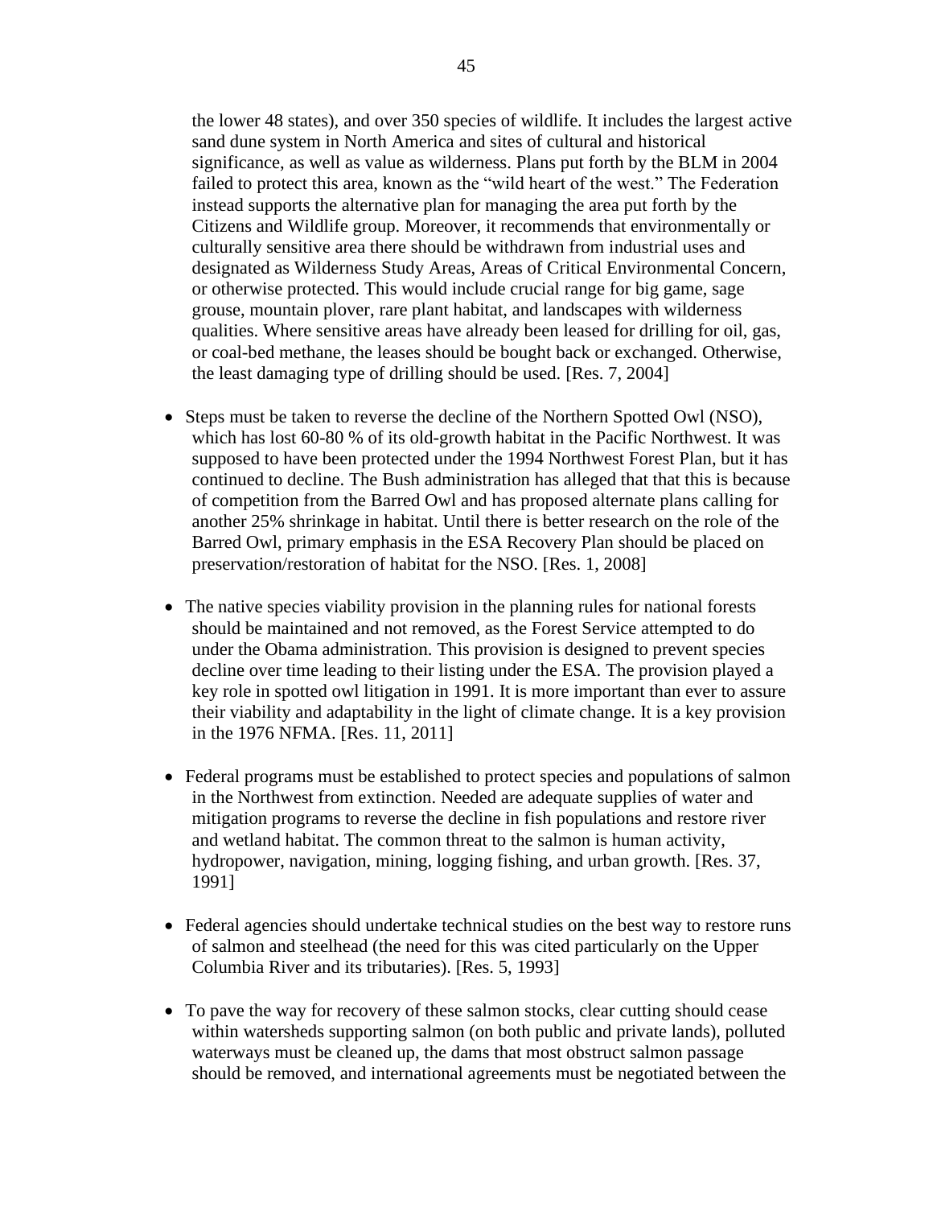the lower 48 states), and over 350 species of wildlife. It includes the largest active sand dune system in North America and sites of cultural and historical significance, as well as value as wilderness. Plans put forth by the BLM in 2004 failed to protect this area, known as the "wild heart of the west." The Federation instead supports the alternative plan for managing the area put forth by the Citizens and Wildlife group. Moreover, it recommends that environmentally or culturally sensitive area there should be withdrawn from industrial uses and designated as Wilderness Study Areas, Areas of Critical Environmental Concern, or otherwise protected. This would include crucial range for big game, sage grouse, mountain plover, rare plant habitat, and landscapes with wilderness qualities. Where sensitive areas have already been leased for drilling for oil, gas, or coal-bed methane, the leases should be bought back or exchanged. Otherwise, the least damaging type of drilling should be used. [Res. 7, 2004]

- Steps must be taken to reverse the decline of the Northern Spotted Owl (NSO), which has lost 60-80 % of its old-growth habitat in the Pacific Northwest. It was supposed to have been protected under the 1994 Northwest Forest Plan, but it has continued to decline. The Bush administration has alleged that that this is because of competition from the Barred Owl and has proposed alternate plans calling for another 25% shrinkage in habitat. Until there is better research on the role of the Barred Owl, primary emphasis in the ESA Recovery Plan should be placed on preservation/restoration of habitat for the NSO. [Res. 1, 2008]

- The native species viability provision in the planning rules for national forests should be maintained and not removed, as the Forest Service attempted to do under the Obama administration. This provision is designed to prevent species decline over time leading to their listing under the ESA. The provision played a key role in spotted owl litigation in 1991. It is more important than ever to assure their viability and adaptability in the light of climate change. It is a key provision in the 1976 NFMA. [Res. 11, 2011]

- Federal programs must be established to protect species and populations of salmon in the Northwest from extinction. Needed are adequate supplies of water and mitigation programs to reverse the decline in fish populations and restore river and wetland habitat. The common threat to the salmon is human activity, hydropower, navigation, mining, logging fishing, and urban growth. [Res. 37, 1991]

- Federal agencies should undertake technical studies on the best way to restore runs of salmon and steelhead (the need for this was cited particularly on the Upper Columbia River and its tributaries). [Res. 5, 1993]

- To pave the way for recovery of these salmon stocks, clear cutting should cease within watersheds supporting salmon (on both public and private lands), polluted waterways must be cleaned up, the dams that most obstruct salmon passage should be removed, and international agreements must be negotiated between the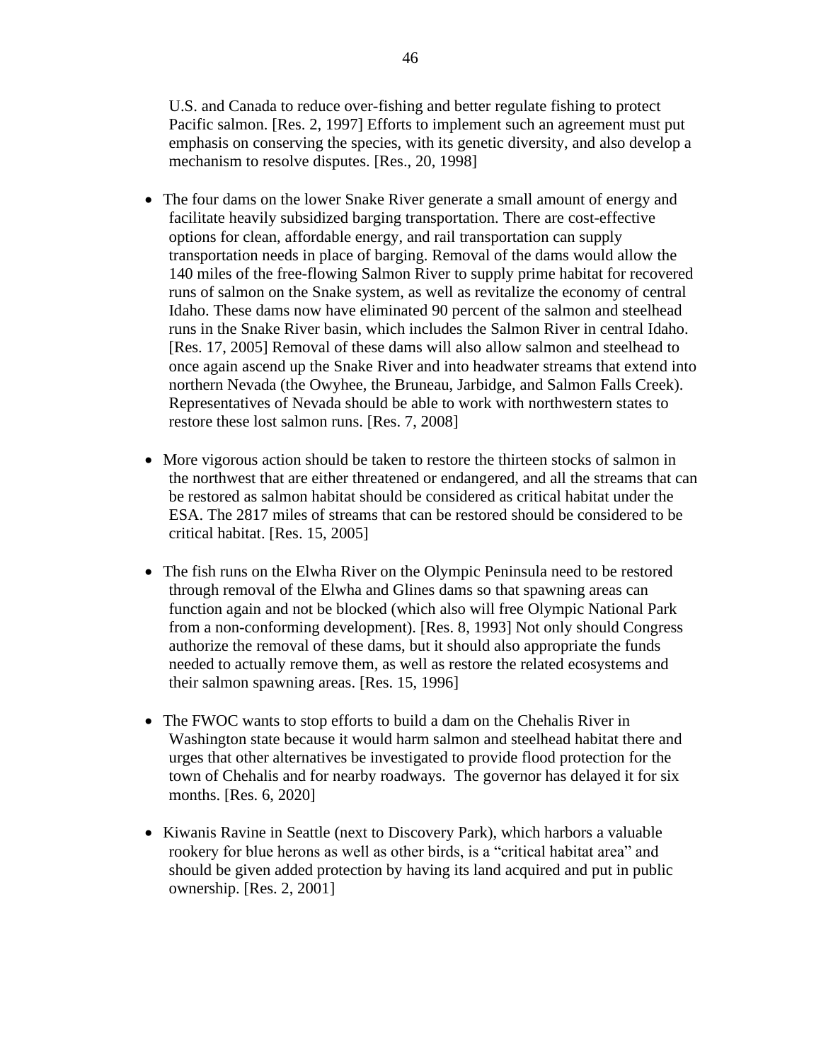U.S. and Canada to reduce over-fishing and better regulate fishing to protect Pacific salmon. [Res. 2, 1997] Efforts to implement such an agreement must put emphasis on conserving the species, with its genetic diversity, and also develop a mechanism to resolve disputes. [Res., 20, 1998]

- The four dams on the lower Snake River generate a small amount of energy and facilitate heavily subsidized barging transportation. There are cost-effective options for clean, affordable energy, and rail transportation can supply transportation needs in place of barging. Removal of the dams would allow the 140 miles of the free-flowing Salmon River to supply prime habitat for recovered runs of salmon on the Snake system, as well as revitalize the economy of central Idaho. These dams now have eliminated 90 percent of the salmon and steelhead runs in the Snake River basin, which includes the Salmon River in central Idaho. [Res. 17, 2005] Removal of these dams will also allow salmon and steelhead to once again ascend up the Snake River and into headwater streams that extend into northern Nevada (the Owyhee, the Bruneau, Jarbidge, and Salmon Falls Creek). Representatives of Nevada should be able to work with northwestern states to restore these lost salmon runs. [Res. 7, 2008]

- More vigorous action should be taken to restore the thirteen stocks of salmon in the northwest that are either threatened or endangered, and all the streams that can be restored as salmon habitat should be considered as critical habitat under the ESA. The 2817 miles of streams that can be restored should be considered to be critical habitat. [Res. 15, 2005]

- The fish runs on the Elwha River on the Olympic Peninsula need to be restored through removal of the Elwha and Glines dams so that spawning areas can function again and not be blocked (which also will free Olympic National Park from a non-conforming development). [Res. 8, 1993] Not only should Congress authorize the removal of these dams, but it should also appropriate the funds needed to actually remove them, as well as restore the related ecosystems and their salmon spawning areas. [Res. 15, 1996]

- The FWOC wants to stop efforts to build a dam on the Chehalis River in Washington state because it would harm salmon and steelhead habitat there and urges that other alternatives be investigated to provide flood protection for the town of Chehalis and for nearby roadways. The governor has delayed it for six months. [Res. 6, 2020]

- Kiwanis Ravine in Seattle (next to Discovery Park), which harbors a valuable rookery for blue herons as well as other birds, is a "critical habitat area" and should be given added protection by having its land acquired and put in public ownership. [Res. 2, 2001]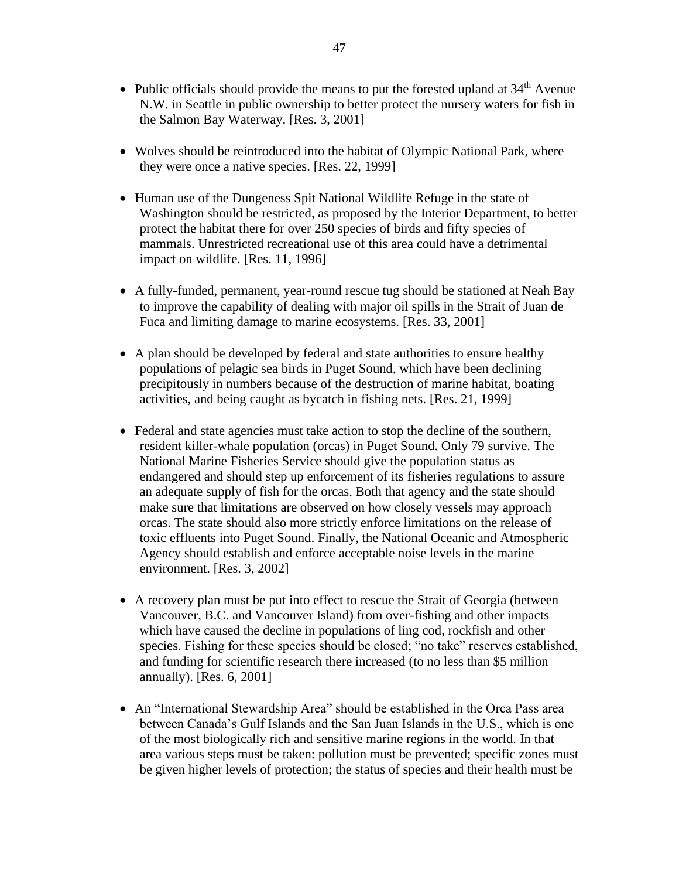- Public officials should provide the means to put the forested upland at 34th Avenue N.W. in Seattle in public ownership to better protect the nursery waters for fish in the Salmon Bay Waterway. [Res. 3, 2001]

- Wolves should be reintroduced into the habitat of Olympic National Park, where they were once a native species. [Res. 22, 1999]

- Human use of the Dungeness Spit National Wildlife Refuge in the state of Washington should be restricted, as proposed by the Interior Department, to better protect the habitat there for over 250 species of birds and fifty species of mammals. Unrestricted recreational use of this area could have a detrimental impact on wildlife. [Res. 11, 1996]

- A fully-funded, permanent, year-round rescue tug should be stationed at Neah Bay to improve the capability of dealing with major oil spills in the Strait of Juan de Fuca and limiting damage to marine ecosystems. [Res. 33, 2001]

- A plan should be developed by federal and state authorities to ensure healthy populations of pelagic sea birds in Puget Sound, which have been declining precipitously in numbers because of the destruction of marine habitat, boating activities, and being caught as bycatch in fishing nets. [Res. 21, 1999]

- Federal and state agencies must take action to stop the decline of the southern, resident killer-whale population (orcas) in Puget Sound. Only 79 survive. The National Marine Fisheries Service should give the population status as endangered and should step up enforcement of its fisheries regulations to assure an adequate supply of fish for the orcas. Both that agency and the state should make sure that limitations are observed on how closely vessels may approach orcas. The state should also more strictly enforce limitations on the release of toxic effluents into Puget Sound. Finally, the National Oceanic and Atmospheric Agency should establish and enforce acceptable noise levels in the marine environment. [Res. 3, 2002]

- A recovery plan must be put into effect to rescue the Strait of Georgia (between Vancouver, B.C. and Vancouver Island) from over-fishing and other impacts which have caused the decline in populations of ling cod, rockfish and other species. Fishing for these species should be closed; "no take" reserves established, and funding for scientific research there increased (to no less than $5 million annually). [Res. 6, 2001]

- An "International Stewardship Area" should be established in the Orca Pass area between Canada's Gulf Islands and the San Juan Islands in the U.S., which is one of the most biologically rich and sensitive marine regions in the world. In that area various steps must be taken: pollution must be prevented; specific zones must be given higher levels of protection; the status of species and their health must be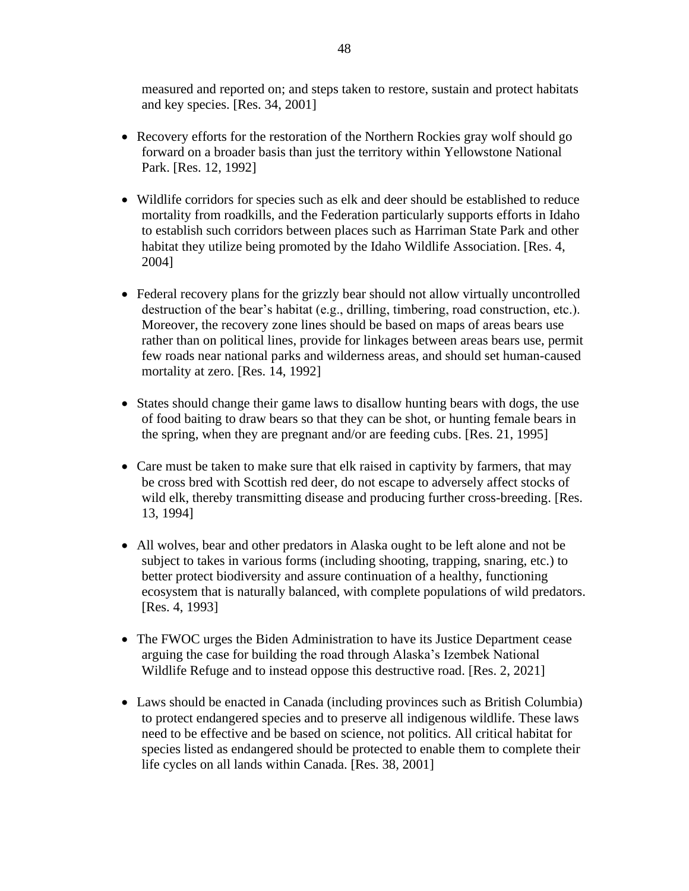measured and reported on; and steps taken to restore, sustain and protect habitats and key species. [Res. 34, 2001]

- Recovery efforts for the restoration of the Northern Rockies gray wolf should go forward on a broader basis than just the territory within Yellowstone National Park. [Res. 12, 1992]

- Wildlife corridors for species such as elk and deer should be established to reduce mortality from roadkills, and the Federation particularly supports efforts in Idaho to establish such corridors between places such as Harriman State Park and other habitat they utilize being promoted by the Idaho Wildlife Association. [Res. 4, 2004]

- Federal recovery plans for the grizzly bear should not allow virtually uncontrolled destruction of the bear's habitat (e.g., drilling, timbering, road construction, etc.). Moreover, the recovery zone lines should be based on maps of areas bears use rather than on political lines, provide for linkages between areas bears use, permit few roads near national parks and wilderness areas, and should set human-caused mortality at zero. [Res. 14, 1992]

- States should change their game laws to disallow hunting bears with dogs, the use of food baiting to draw bears so that they can be shot, or hunting female bears in the spring, when they are pregnant and/or are feeding cubs. [Res. 21, 1995]

- Care must be taken to make sure that elk raised in captivity by farmers, that may be cross bred with Scottish red deer, do not escape to adversely affect stocks of wild elk, thereby transmitting disease and producing further cross-breeding. [Res. 13, 1994]

- All wolves, bear and other predators in Alaska ought to be left alone and not be subject to takes in various forms (including shooting, trapping, snaring, etc.) to better protect biodiversity and assure continuation of a healthy, functioning ecosystem that is naturally balanced, with complete populations of wild predators. [Res. 4, 1993]

- The FWOC urges the Biden Administration to have its Justice Department cease arguing the case for building the road through Alaska's Izembek National Wildlife Refuge and to instead oppose this destructive road. [Res. 2, 2021]

- Laws should be enacted in Canada (including provinces such as British Columbia) to protect endangered species and to preserve all indigenous wildlife. These laws need to be effective and be based on science, not politics. All critical habitat for species listed as endangered should be protected to enable them to complete their life cycles on all lands within Canada. [Res. 38, 2001]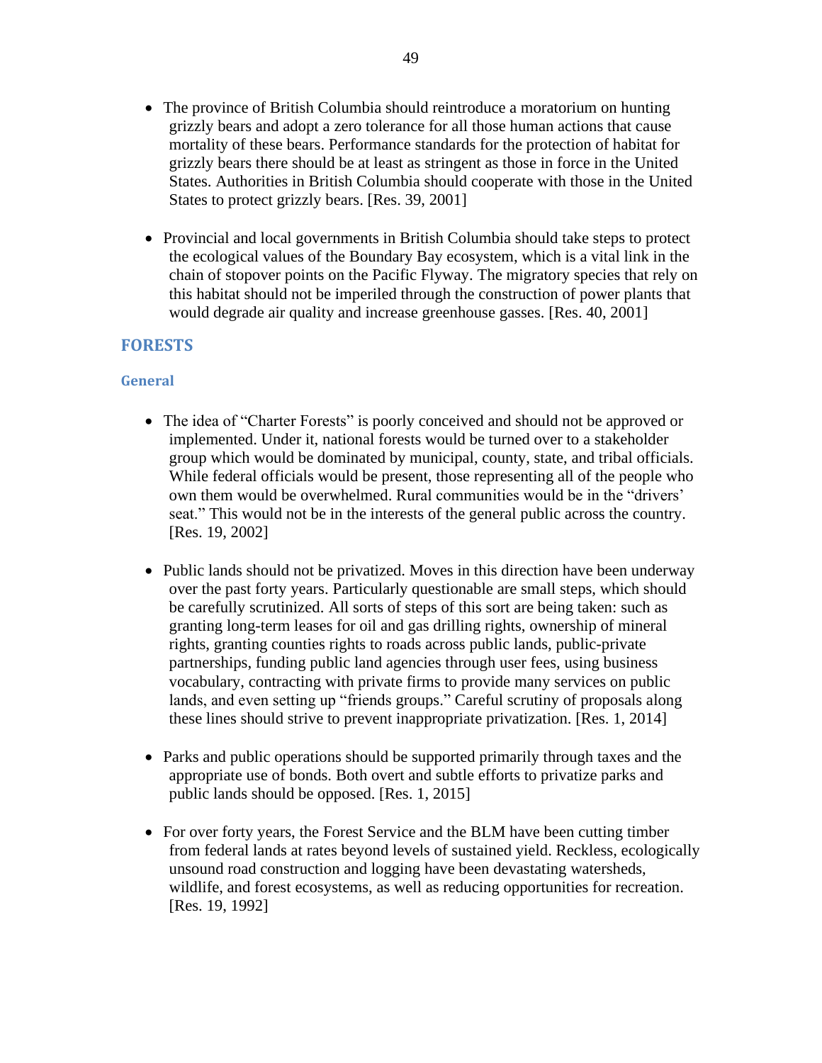- The province of British Columbia should reintroduce a moratorium on hunting grizzly bears and adopt a zero tolerance for all those human actions that cause mortality of these bears. Performance standards for the protection of habitat for grizzly bears there should be at least as stringent as those in force in the United States. Authorities in British Columbia should cooperate with those in the United States to protect grizzly bears. [Res. 39, 2001]

- Provincial and local governments in British Columbia should take steps to protect the ecological values of the Boundary Bay ecosystem, which is a vital link in the chain of stopover points on the Pacific Flyway. The migratory species that rely on this habitat should not be imperiled through the construction of power plants that would degrade air quality and increase greenhouse gasses. [Res. 40, 2001]

## FORESTS

### General

- The idea of "Charter Forests" is poorly conceived and should not be approved or implemented. Under it, national forests would be turned over to a stakeholder group which would be dominated by municipal, county, state, and tribal officials. While federal officials would be present, those representing all of the people who own them would be overwhelmed. Rural communities would be in the "drivers' seat." This would not be in the interests of the general public across the country. [Res. 19, 2002]

- Public lands should not be privatized. Moves in this direction have been underway over the past forty years. Particularly questionable are small steps, which should be carefully scrutinized. All sorts of steps of this sort are being taken: such as granting long-term leases for oil and gas drilling rights, ownership of mineral rights, granting counties rights to roads across public lands, public-private partnerships, funding public land agencies through user fees, using business vocabulary, contracting with private firms to provide many services on public lands, and even setting up "friends groups." Careful scrutiny of proposals along these lines should strive to prevent inappropriate privatization. [Res. 1, 2014]

- Parks and public operations should be supported primarily through taxes and the appropriate use of bonds. Both overt and subtle efforts to privatize parks and public lands should be opposed. [Res. 1, 2015]

- For over forty years, the Forest Service and the BLM have been cutting timber from federal lands at rates beyond levels of sustained yield. Reckless, ecologically unsound road construction and logging have been devastating watersheds, wildlife, and forest ecosystems, as well as reducing opportunities for recreation. [Res. 19, 1992]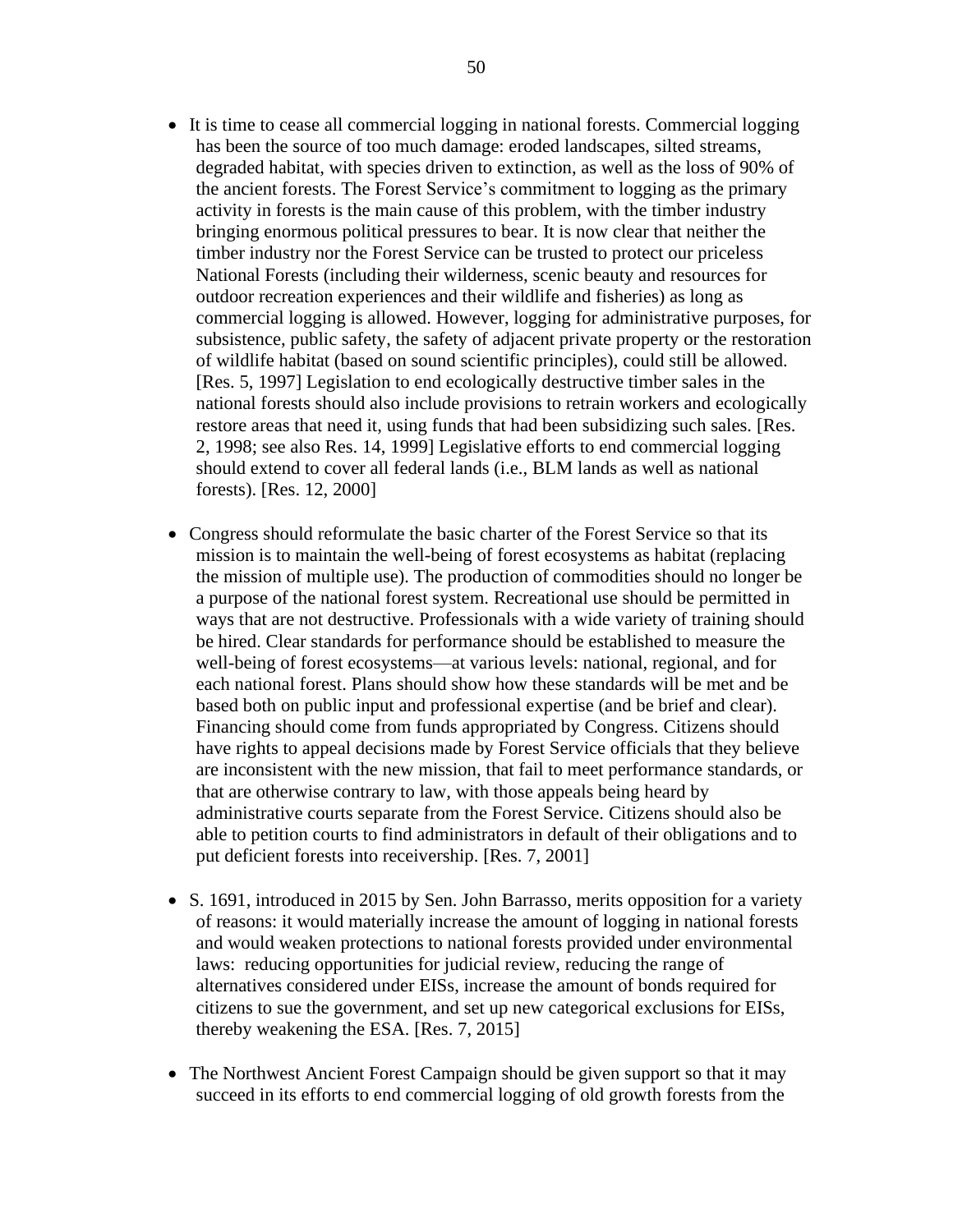- It is time to cease all commercial logging in national forests. Commercial logging has been the source of too much damage: eroded landscapes, silted streams, degraded habitat, with species driven to extinction, as well as the loss of 90% of the ancient forests. The Forest Service's commitment to logging as the primary activity in forests is the main cause of this problem, with the timber industry bringing enormous political pressures to bear. It is now clear that neither the timber industry nor the Forest Service can be trusted to protect our priceless National Forests (including their wilderness, scenic beauty and resources for outdoor recreation experiences and their wildlife and fisheries) as long as commercial logging is allowed. However, logging for administrative purposes, for subsistence, public safety, the safety of adjacent private property or the restoration of wildlife habitat (based on sound scientific principles), could still be allowed. [Res. 5, 1997] Legislation to end ecologically destructive timber sales in the national forests should also include provisions to retrain workers and ecologically restore areas that need it, using funds that had been subsidizing such sales. [Res. 2, 1998; see also Res. 14, 1999] Legislative efforts to end commercial logging should extend to cover all federal lands (i.e., BLM lands as well as national forests). [Res. 12, 2000]

- Congress should reformulate the basic charter of the Forest Service so that its mission is to maintain the well-being of forest ecosystems as habitat (replacing the mission of multiple use). The production of commodities should no longer be a purpose of the national forest system. Recreational use should be permitted in ways that are not destructive. Professionals with a wide variety of training should be hired. Clear standards for performance should be established to measure the well-being of forest ecosystems—at various levels: national, regional, and for each national forest. Plans should show how these standards will be met and be based both on public input and professional expertise (and be brief and clear). Financing should come from funds appropriated by Congress. Citizens should have rights to appeal decisions made by Forest Service officials that they believe are inconsistent with the new mission, that fail to meet performance standards, or that are otherwise contrary to law, with those appeals being heard by administrative courts separate from the Forest Service. Citizens should also be able to petition courts to find administrators in default of their obligations and to put deficient forests into receivership. [Res. 7, 2001]

- S. 1691, introduced in 2015 by Sen. John Barrasso, merits opposition for a variety of reasons: it would materially increase the amount of logging in national forests and would weaken protections to national forests provided under environmental laws: reducing opportunities for judicial review, reducing the range of alternatives considered under EISs, increase the amount of bonds required for citizens to sue the government, and set up new categorical exclusions for EISs, thereby weakening the ESA. [Res. 7, 2015]

- The Northwest Ancient Forest Campaign should be given support so that it may succeed in its efforts to end commercial logging of old growth forests from the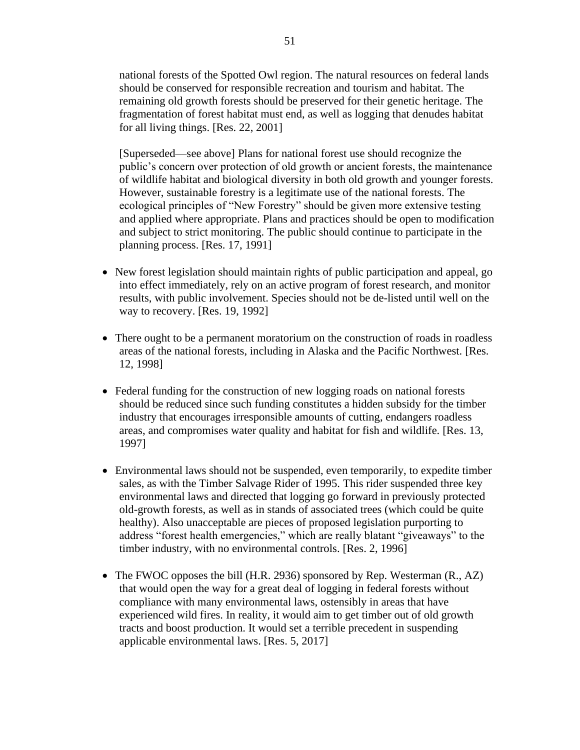national forests of the Spotted Owl region. The natural resources on federal lands should be conserved for responsible recreation and tourism and habitat. The remaining old growth forests should be preserved for their genetic heritage. The fragmentation of forest habitat must end, as well as logging that denudes habitat for all living things. [Res. 22, 2001]

[Superseded—see above] Plans for national forest use should recognize the public's concern over protection of old growth or ancient forests, the maintenance of wildlife habitat and biological diversity in both old growth and younger forests. However, sustainable forestry is a legitimate use of the national forests. The ecological principles of "New Forestry" should be given more extensive testing and applied where appropriate. Plans and practices should be open to modification and subject to strict monitoring. The public should continue to participate in the planning process. [Res. 17, 1991]

- New forest legislation should maintain rights of public participation and appeal, go into effect immediately, rely on an active program of forest research, and monitor results, with public involvement. Species should not be de-listed until well on the way to recovery. [Res. 19, 1992]

- There ought to be a permanent moratorium on the construction of roads in roadless areas of the national forests, including in Alaska and the Pacific Northwest. [Res. 12, 1998]

- Federal funding for the construction of new logging roads on national forests should be reduced since such funding constitutes a hidden subsidy for the timber industry that encourages irresponsible amounts of cutting, endangers roadless areas, and compromises water quality and habitat for fish and wildlife. [Res. 13, 1997]

- Environmental laws should not be suspended, even temporarily, to expedite timber sales, as with the Timber Salvage Rider of 1995. This rider suspended three key environmental laws and directed that logging go forward in previously protected old-growth forests, as well as in stands of associated trees (which could be quite healthy). Also unacceptable are pieces of proposed legislation purporting to address "forest health emergencies," which are really blatant "giveaways" to the timber industry, with no environmental controls. [Res. 2, 1996]

- The FWOC opposes the bill (H.R. 2936) sponsored by Rep. Westerman (R., AZ) that would open the way for a great deal of logging in federal forests without compliance with many environmental laws, ostensibly in areas that have experienced wild fires. In reality, it would aim to get timber out of old growth tracts and boost production. It would set a terrible precedent in suspending applicable environmental laws. [Res. 5, 2017]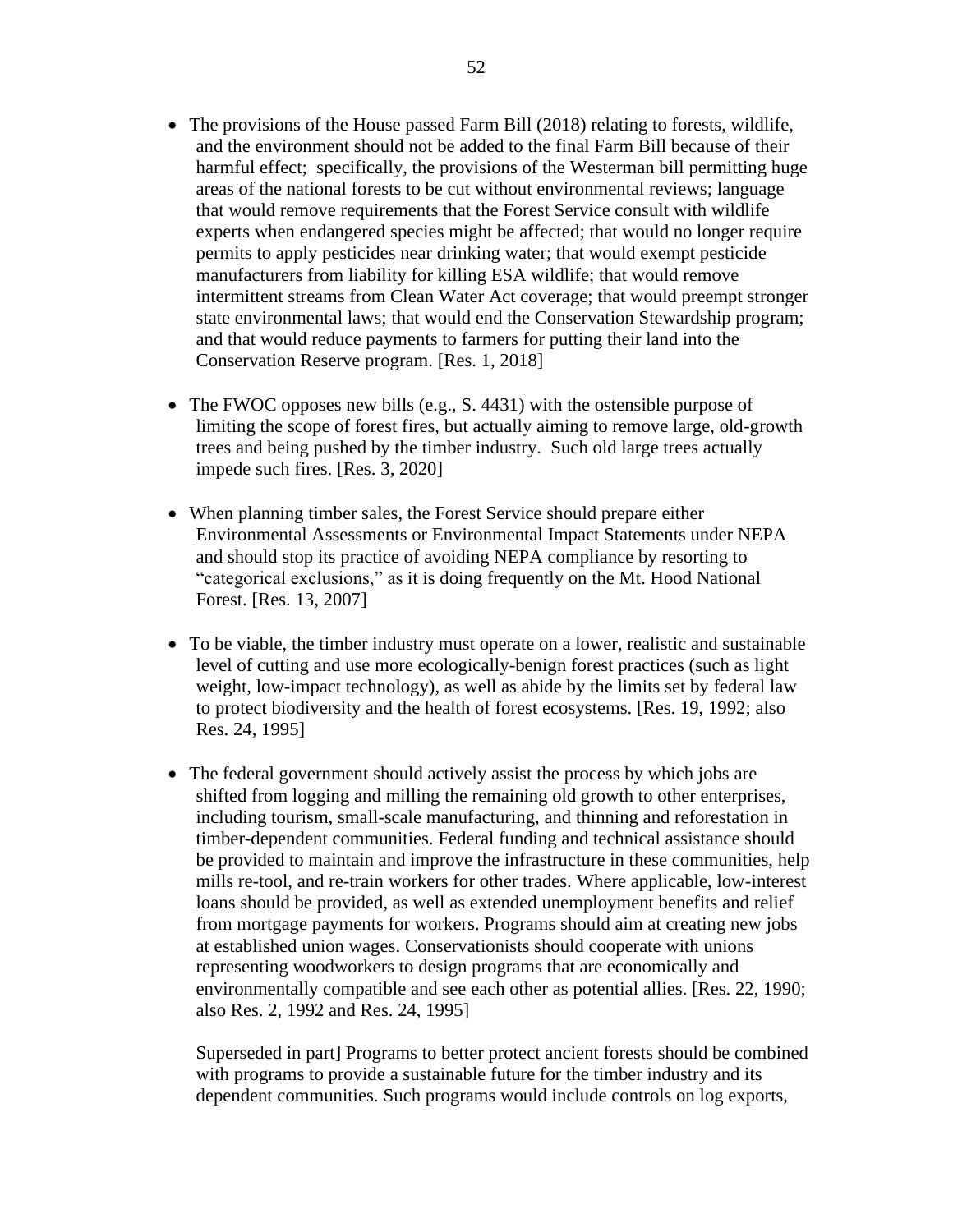- The provisions of the House passed Farm Bill (2018) relating to forests, wildlife, and the environment should not be added to the final Farm Bill because of their harmful effect;  specifically, the provisions of the Westerman bill permitting huge areas of the national forests to be cut without environmental reviews; language that would remove requirements that the Forest Service consult with wildlife experts when endangered species might be affected; that would no longer require permits to apply pesticides near drinking water; that would exempt pesticide manufacturers from liability for killing ESA wildlife; that would remove intermittent streams from Clean Water Act coverage; that would preempt stronger state environmental laws; that would end the Conservation Stewardship program; and that would reduce payments to farmers for putting their land into the Conservation Reserve program. [Res. 1, 2018]

- The FWOC opposes new bills (e.g., S. 4431) with the ostensible purpose of limiting the scope of forest fires, but actually aiming to remove large, old-growth trees and being pushed by the timber industry.  Such old large trees actually impede such fires. [Res. 3, 2020]

- When planning timber sales, the Forest Service should prepare either Environmental Assessments or Environmental Impact Statements under NEPA and should stop its practice of avoiding NEPA compliance by resorting to "categorical exclusions," as it is doing frequently on the Mt. Hood National Forest. [Res. 13, 2007]

- To be viable, the timber industry must operate on a lower, realistic and sustainable level of cutting and use more ecologically-benign forest practices (such as light weight, low-impact technology), as well as abide by the limits set by federal law to protect biodiversity and the health of forest ecosystems. [Res. 19, 1992; also Res. 24, 1995]

- The federal government should actively assist the process by which jobs are shifted from logging and milling the remaining old growth to other enterprises, including tourism, small-scale manufacturing, and thinning and reforestation in timber-dependent communities. Federal funding and technical assistance should be provided to maintain and improve the infrastructure in these communities, help mills re-tool, and re-train workers for other trades. Where applicable, low-interest loans should be provided, as well as extended unemployment benefits and relief from mortgage payments for workers. Programs should aim at creating new jobs at established union wages. Conservationists should cooperate with unions representing woodworkers to design programs that are economically and environmentally compatible and see each other as potential allies. [Res. 22, 1990; also Res. 2, 1992 and Res. 24, 1995]

  Superseded in part] Programs to better protect ancient forests should be combined with programs to provide a sustainable future for the timber industry and its dependent communities. Such programs would include controls on log exports,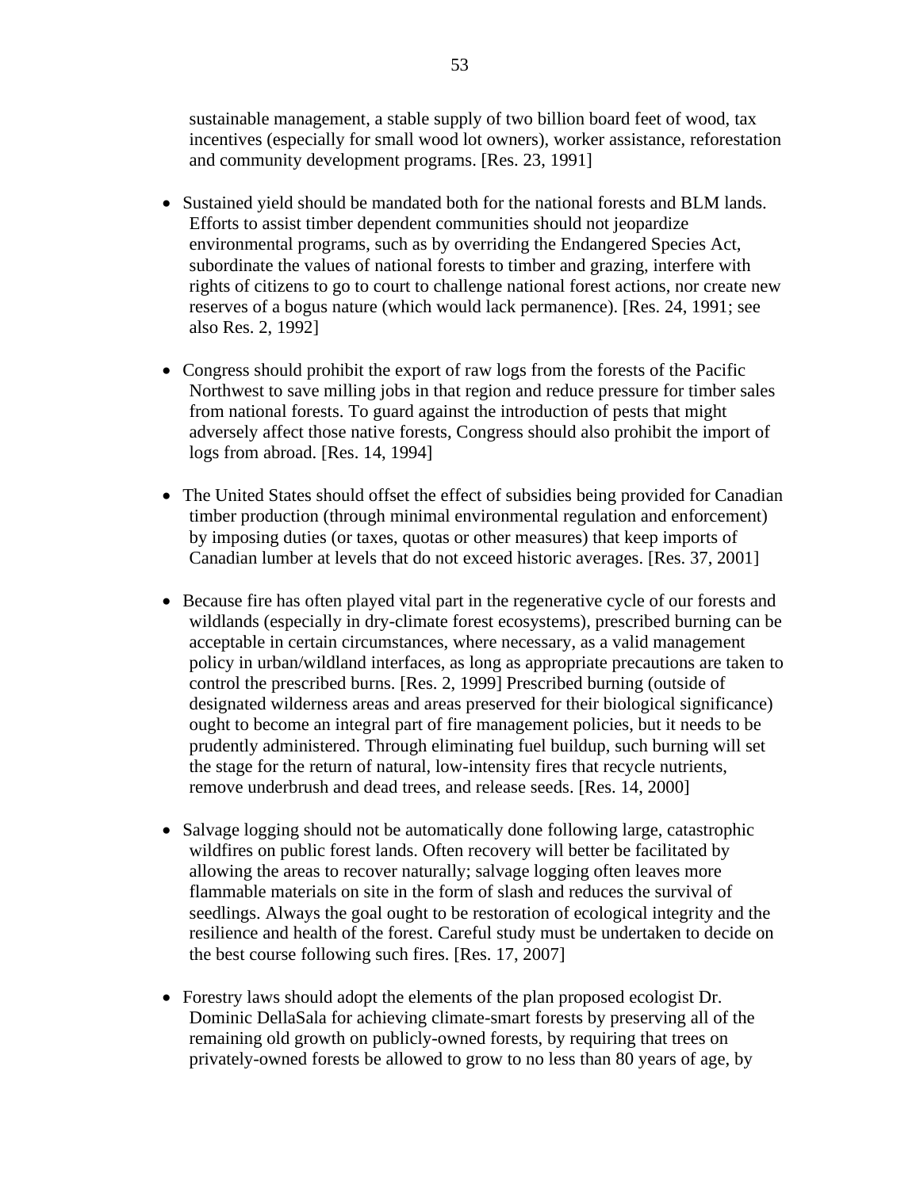sustainable management, a stable supply of two billion board feet of wood, tax incentives (especially for small wood lot owners), worker assistance, reforestation and community development programs. [Res. 23, 1991]

- Sustained yield should be mandated both for the national forests and BLM lands. Efforts to assist timber dependent communities should not jeopardize environmental programs, such as by overriding the Endangered Species Act, subordinate the values of national forests to timber and grazing, interfere with rights of citizens to go to court to challenge national forest actions, nor create new reserves of a bogus nature (which would lack permanence). [Res. 24, 1991; see also Res. 2, 1992]

- Congress should prohibit the export of raw logs from the forests of the Pacific Northwest to save milling jobs in that region and reduce pressure for timber sales from national forests. To guard against the introduction of pests that might adversely affect those native forests, Congress should also prohibit the import of logs from abroad. [Res. 14, 1994]

- The United States should offset the effect of subsidies being provided for Canadian timber production (through minimal environmental regulation and enforcement) by imposing duties (or taxes, quotas or other measures) that keep imports of Canadian lumber at levels that do not exceed historic averages. [Res. 37, 2001]

- Because fire has often played vital part in the regenerative cycle of our forests and wildlands (especially in dry-climate forest ecosystems), prescribed burning can be acceptable in certain circumstances, where necessary, as a valid management policy in urban/wildland interfaces, as long as appropriate precautions are taken to control the prescribed burns. [Res. 2, 1999] Prescribed burning (outside of designated wilderness areas and areas preserved for their biological significance) ought to become an integral part of fire management policies, but it needs to be prudently administered. Through eliminating fuel buildup, such burning will set the stage for the return of natural, low-intensity fires that recycle nutrients, remove underbrush and dead trees, and release seeds. [Res. 14, 2000]

- Salvage logging should not be automatically done following large, catastrophic wildfires on public forest lands. Often recovery will better be facilitated by allowing the areas to recover naturally; salvage logging often leaves more flammable materials on site in the form of slash and reduces the survival of seedlings. Always the goal ought to be restoration of ecological integrity and the resilience and health of the forest. Careful study must be undertaken to decide on the best course following such fires. [Res. 17, 2007]

- Forestry laws should adopt the elements of the plan proposed ecologist Dr. Dominic DellaSala for achieving climate-smart forests by preserving all of the remaining old growth on publicly-owned forests, by requiring that trees on privately-owned forests be allowed to grow to no less than 80 years of age, by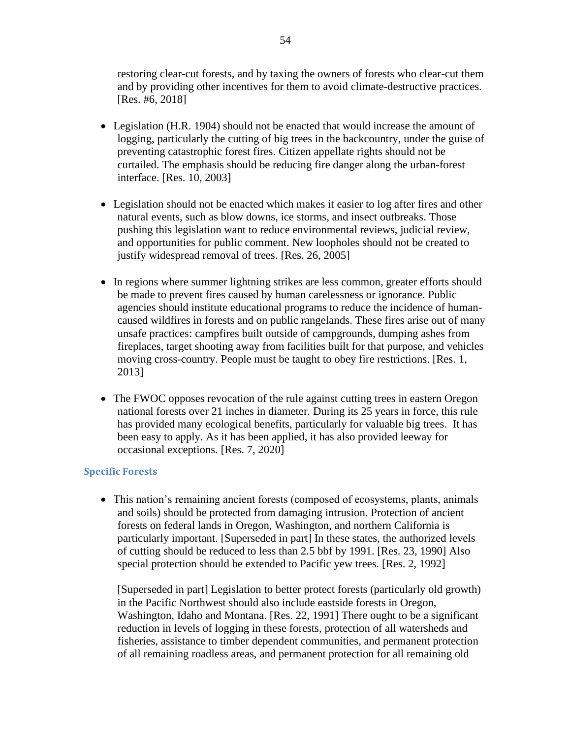restoring clear-cut forests, and by taxing the owners of forests who clear-cut them and by providing other incentives for them to avoid climate-destructive practices. [Res. #6, 2018]

- Legislation (H.R. 1904) should not be enacted that would increase the amount of logging, particularly the cutting of big trees in the backcountry, under the guise of preventing catastrophic forest fires. Citizen appellate rights should not be curtailed. The emphasis should be reducing fire danger along the urban-forest interface. [Res. 10, 2003]

- Legislation should not be enacted which makes it easier to log after fires and other natural events, such as blow downs, ice storms, and insect outbreaks. Those pushing this legislation want to reduce environmental reviews, judicial review, and opportunities for public comment. New loopholes should not be created to justify widespread removal of trees. [Res. 26, 2005]

- In regions where summer lightning strikes are less common, greater efforts should be made to prevent fires caused by human carelessness or ignorance. Public agencies should institute educational programs to reduce the incidence of human-caused wildfires in forests and on public rangelands. These fires arise out of many unsafe practices: campfires built outside of campgrounds, dumping ashes from fireplaces, target shooting away from facilities built for that purpose, and vehicles moving cross-country. People must be taught to obey fire restrictions. [Res. 1, 2013]

- The FWOC opposes revocation of the rule against cutting trees in eastern Oregon national forests over 21 inches in diameter. During its 25 years in force, this rule has provided many ecological benefits, particularly for valuable big trees. It has been easy to apply. As it has been applied, it has also provided leeway for occasional exceptions. [Res. 7, 2020]

### Specific Forests

- This nation's remaining ancient forests (composed of ecosystems, plants, animals and soils) should be protected from damaging intrusion. Protection of ancient forests on federal lands in Oregon, Washington, and northern California is particularly important. [Superseded in part] In these states, the authorized levels of cutting should be reduced to less than 2.5 bbf by 1991. [Res. 23, 1990] Also special protection should be extended to Pacific yew trees. [Res. 2, 1992]

  [Superseded in part] Legislation to better protect forests (particularly old growth) in the Pacific Northwest should also include eastside forests in Oregon, Washington, Idaho and Montana. [Res. 22, 1991] There ought to be a significant reduction in levels of logging in these forests, protection of all watersheds and fisheries, assistance to timber dependent communities, and permanent protection of all remaining roadless areas, and permanent protection for all remaining old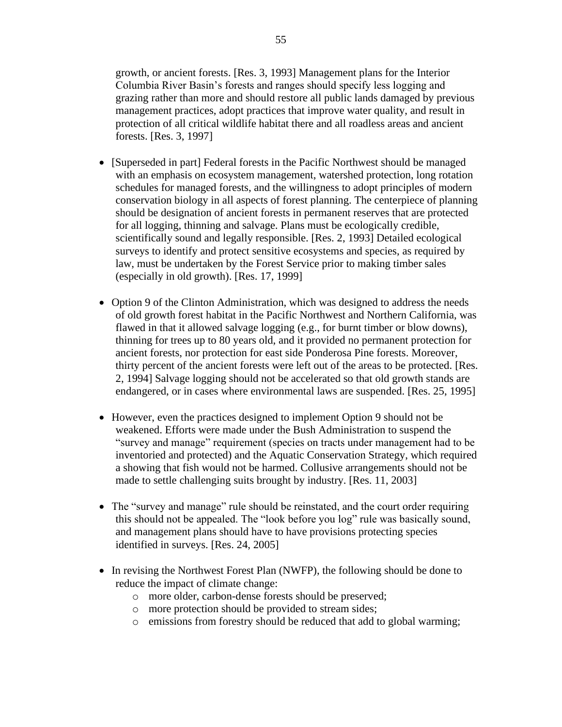growth, or ancient forests. [Res. 3, 1993] Management plans for the Interior Columbia River Basin's forests and ranges should specify less logging and grazing rather than more and should restore all public lands damaged by previous management practices, adopt practices that improve water quality, and result in protection of all critical wildlife habitat there and all roadless areas and ancient forests. [Res. 3, 1997]

- [Superseded in part] Federal forests in the Pacific Northwest should be managed with an emphasis on ecosystem management, watershed protection, long rotation schedules for managed forests, and the willingness to adopt principles of modern conservation biology in all aspects of forest planning. The centerpiece of planning should be designation of ancient forests in permanent reserves that are protected for all logging, thinning and salvage. Plans must be ecologically credible, scientifically sound and legally responsible. [Res. 2, 1993] Detailed ecological surveys to identify and protect sensitive ecosystems and species, as required by law, must be undertaken by the Forest Service prior to making timber sales (especially in old growth). [Res. 17, 1999]

- Option 9 of the Clinton Administration, which was designed to address the needs of old growth forest habitat in the Pacific Northwest and Northern California, was flawed in that it allowed salvage logging (e.g., for burnt timber or blow downs), thinning for trees up to 80 years old, and it provided no permanent protection for ancient forests, nor protection for east side Ponderosa Pine forests. Moreover, thirty percent of the ancient forests were left out of the areas to be protected. [Res. 2, 1994] Salvage logging should not be accelerated so that old growth stands are endangered, or in cases where environmental laws are suspended. [Res. 25, 1995]

- However, even the practices designed to implement Option 9 should not be weakened. Efforts were made under the Bush Administration to suspend the "survey and manage" requirement (species on tracts under management had to be inventoried and protected) and the Aquatic Conservation Strategy, which required a showing that fish would not be harmed. Collusive arrangements should not be made to settle challenging suits brought by industry. [Res. 11, 2003]

- The "survey and manage" rule should be reinstated, and the court order requiring this should not be appealed. The "look before you log" rule was basically sound, and management plans should have to have provisions protecting species identified in surveys. [Res. 24, 2005]

- In revising the Northwest Forest Plan (NWFP), the following should be done to reduce the impact of climate change:
  - more older, carbon-dense forests should be preserved;
  - more protection should be provided to stream sides;
  - emissions from forestry should be reduced that add to global warming;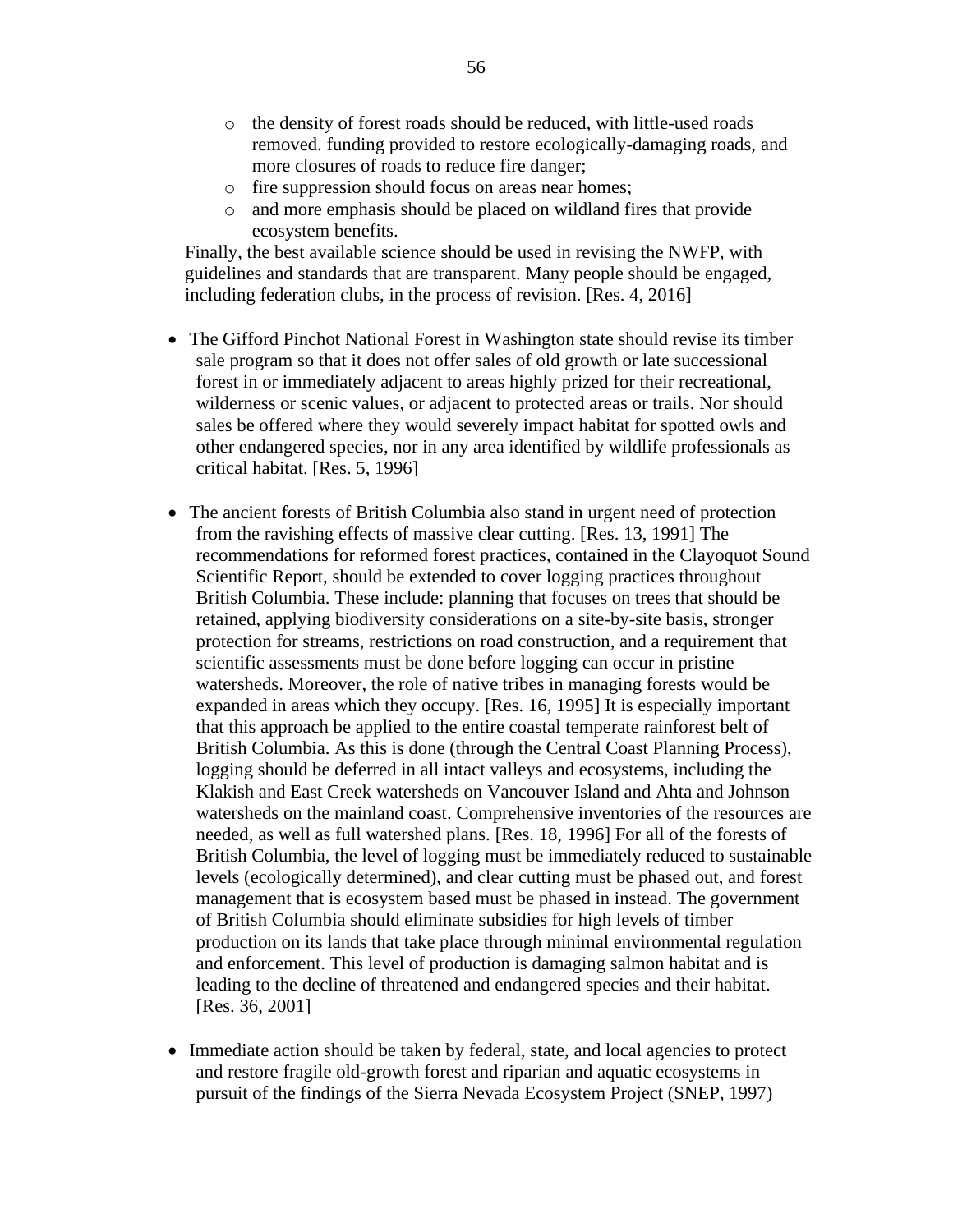- the density of forest roads should be reduced, with little-used roads removed. funding provided to restore ecologically-damaging roads, and more closures of roads to reduce fire danger;
  - fire suppression should focus on areas near homes;
  - and more emphasis should be placed on wildland fires that provide ecosystem benefits.

  Finally, the best available science should be used in revising the NWFP, with guidelines and standards that are transparent. Many people should be engaged, including federation clubs, in the process of revision. [Res. 4, 2016]

- The Gifford Pinchot National Forest in Washington state should revise its timber sale program so that it does not offer sales of old growth or late successional forest in or immediately adjacent to areas highly prized for their recreational, wilderness or scenic values, or adjacent to protected areas or trails. Nor should sales be offered where they would severely impact habitat for spotted owls and other endangered species, nor in any area identified by wildlife professionals as critical habitat. [Res. 5, 1996]

- The ancient forests of British Columbia also stand in urgent need of protection from the ravishing effects of massive clear cutting. [Res. 13, 1991] The recommendations for reformed forest practices, contained in the Clayoquot Sound Scientific Report, should be extended to cover logging practices throughout British Columbia. These include: planning that focuses on trees that should be retained, applying biodiversity considerations on a site-by-site basis, stronger protection for streams, restrictions on road construction, and a requirement that scientific assessments must be done before logging can occur in pristine watersheds. Moreover, the role of native tribes in managing forests would be expanded in areas which they occupy. [Res. 16, 1995] It is especially important that this approach be applied to the entire coastal temperate rainforest belt of British Columbia. As this is done (through the Central Coast Planning Process), logging should be deferred in all intact valleys and ecosystems, including the Klakish and East Creek watersheds on Vancouver Island and Ahta and Johnson watersheds on the mainland coast. Comprehensive inventories of the resources are needed, as well as full watershed plans. [Res. 18, 1996] For all of the forests of British Columbia, the level of logging must be immediately reduced to sustainable levels (ecologically determined), and clear cutting must be phased out, and forest management that is ecosystem based must be phased in instead. The government of British Columbia should eliminate subsidies for high levels of timber production on its lands that take place through minimal environmental regulation and enforcement. This level of production is damaging salmon habitat and is leading to the decline of threatened and endangered species and their habitat. [Res. 36, 2001]

- Immediate action should be taken by federal, state, and local agencies to protect and restore fragile old-growth forest and riparian and aquatic ecosystems in pursuit of the findings of the Sierra Nevada Ecosystem Project (SNEP, 1997)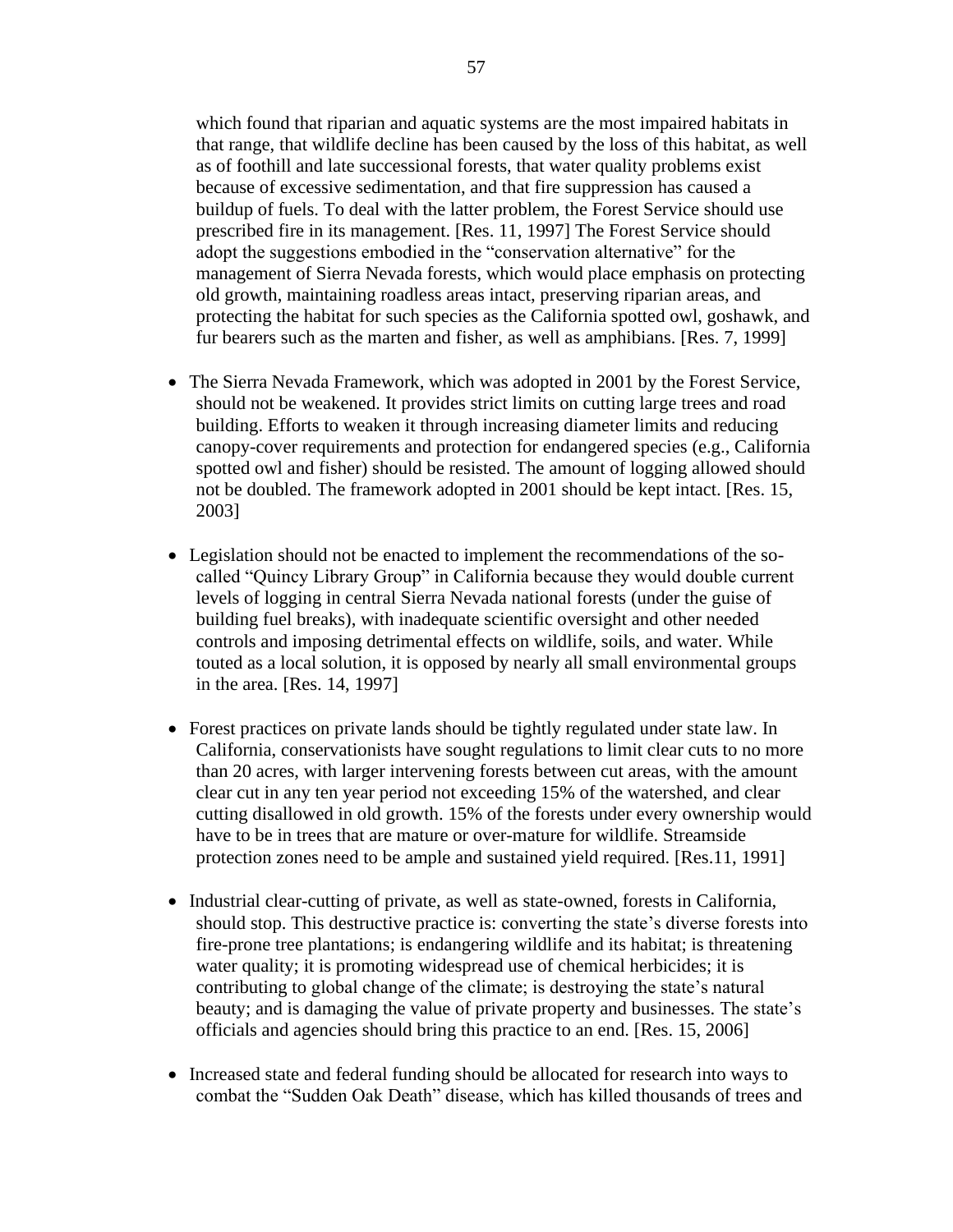which found that riparian and aquatic systems are the most impaired habitats in that range, that wildlife decline has been caused by the loss of this habitat, as well as of foothill and late successional forests, that water quality problems exist because of excessive sedimentation, and that fire suppression has caused a buildup of fuels. To deal with the latter problem, the Forest Service should use prescribed fire in its management. [Res. 11, 1997] The Forest Service should adopt the suggestions embodied in the "conservation alternative" for the management of Sierra Nevada forests, which would place emphasis on protecting old growth, maintaining roadless areas intact, preserving riparian areas, and protecting the habitat for such species as the California spotted owl, goshawk, and fur bearers such as the marten and fisher, as well as amphibians. [Res. 7, 1999]

- The Sierra Nevada Framework, which was adopted in 2001 by the Forest Service, should not be weakened. It provides strict limits on cutting large trees and road building. Efforts to weaken it through increasing diameter limits and reducing canopy-cover requirements and protection for endangered species (e.g., California spotted owl and fisher) should be resisted. The amount of logging allowed should not be doubled. The framework adopted in 2001 should be kept intact. [Res. 15, 2003]

- Legislation should not be enacted to implement the recommendations of the so-called "Quincy Library Group" in California because they would double current levels of logging in central Sierra Nevada national forests (under the guise of building fuel breaks), with inadequate scientific oversight and other needed controls and imposing detrimental effects on wildlife, soils, and water. While touted as a local solution, it is opposed by nearly all small environmental groups in the area. [Res. 14, 1997]

- Forest practices on private lands should be tightly regulated under state law. In California, conservationists have sought regulations to limit clear cuts to no more than 20 acres, with larger intervening forests between cut areas, with the amount clear cut in any ten year period not exceeding 15% of the watershed, and clear cutting disallowed in old growth. 15% of the forests under every ownership would have to be in trees that are mature or over-mature for wildlife. Streamside protection zones need to be ample and sustained yield required. [Res.11, 1991]

- Industrial clear-cutting of private, as well as state-owned, forests in California, should stop. This destructive practice is: converting the state's diverse forests into fire-prone tree plantations; is endangering wildlife and its habitat; is threatening water quality; it is promoting widespread use of chemical herbicides; it is contributing to global change of the climate; is destroying the state's natural beauty; and is damaging the value of private property and businesses. The state's officials and agencies should bring this practice to an end. [Res. 15, 2006]

- Increased state and federal funding should be allocated for research into ways to combat the "Sudden Oak Death" disease, which has killed thousands of trees and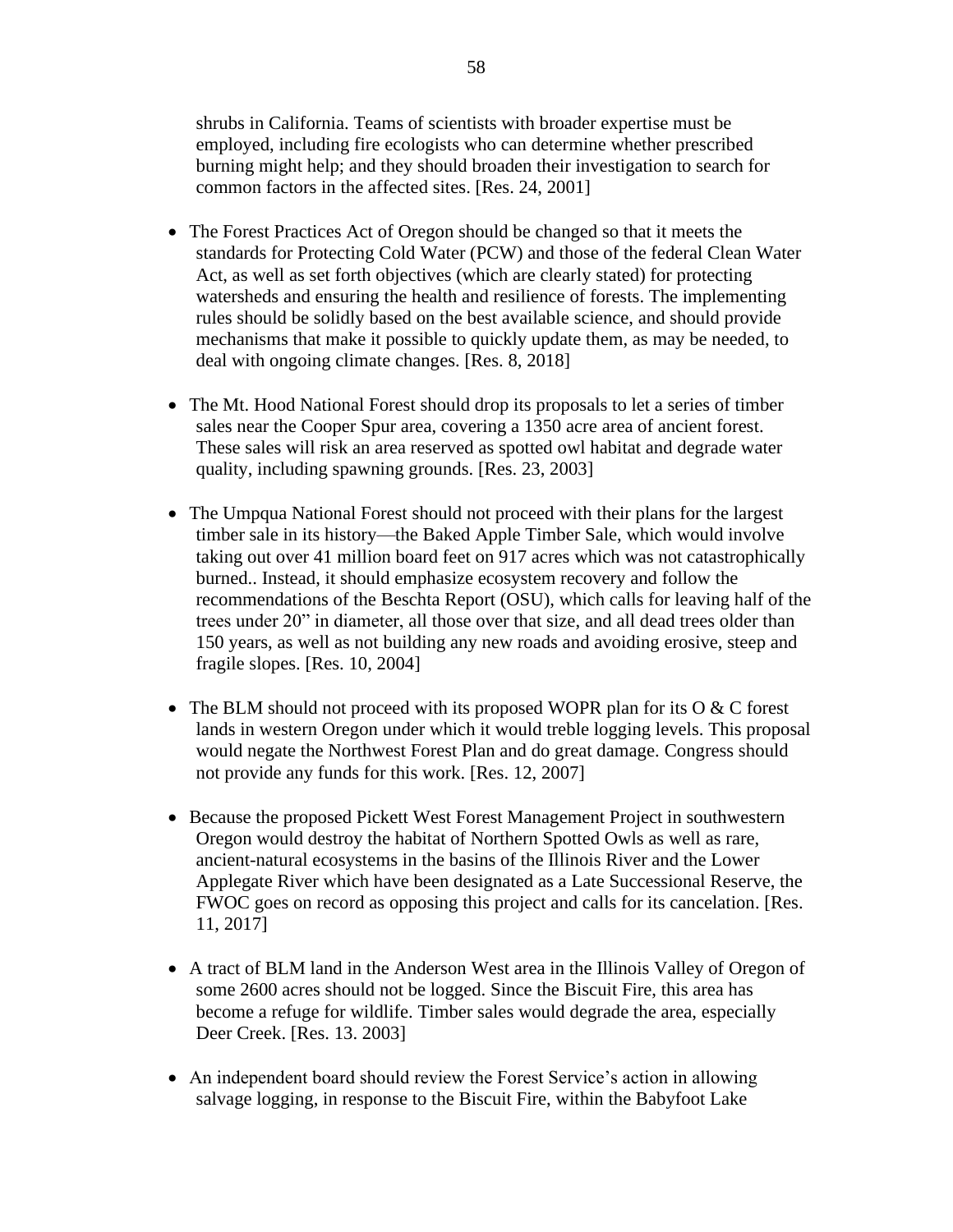shrubs in California. Teams of scientists with broader expertise must be employed, including fire ecologists who can determine whether prescribed burning might help; and they should broaden their investigation to search for common factors in the affected sites. [Res. 24, 2001]

- The Forest Practices Act of Oregon should be changed so that it meets the standards for Protecting Cold Water (PCW) and those of the federal Clean Water Act, as well as set forth objectives (which are clearly stated) for protecting watersheds and ensuring the health and resilience of forests. The implementing rules should be solidly based on the best available science, and should provide mechanisms that make it possible to quickly update them, as may be needed, to deal with ongoing climate changes. [Res. 8, 2018]

- The Mt. Hood National Forest should drop its proposals to let a series of timber sales near the Cooper Spur area, covering a 1350 acre area of ancient forest. These sales will risk an area reserved as spotted owl habitat and degrade water quality, including spawning grounds. [Res. 23, 2003]

- The Umpqua National Forest should not proceed with their plans for the largest timber sale in its history—the Baked Apple Timber Sale, which would involve taking out over 41 million board feet on 917 acres which was not catastrophically burned.. Instead, it should emphasize ecosystem recovery and follow the recommendations of the Beschta Report (OSU), which calls for leaving half of the trees under 20" in diameter, all those over that size, and all dead trees older than 150 years, as well as not building any new roads and avoiding erosive, steep and fragile slopes. [Res. 10, 2004]

- The BLM should not proceed with its proposed WOPR plan for its O & C forest lands in western Oregon under which it would treble logging levels. This proposal would negate the Northwest Forest Plan and do great damage. Congress should not provide any funds for this work. [Res. 12, 2007]

- Because the proposed Pickett West Forest Management Project in southwestern Oregon would destroy the habitat of Northern Spotted Owls as well as rare, ancient-natural ecosystems in the basins of the Illinois River and the Lower Applegate River which have been designated as a Late Successional Reserve, the FWOC goes on record as opposing this project and calls for its cancelation. [Res. 11, 2017]

- A tract of BLM land in the Anderson West area in the Illinois Valley of Oregon of some 2600 acres should not be logged. Since the Biscuit Fire, this area has become a refuge for wildlife. Timber sales would degrade the area, especially Deer Creek. [Res. 13. 2003]

- An independent board should review the Forest Service's action in allowing salvage logging, in response to the Biscuit Fire, within the Babyfoot Lake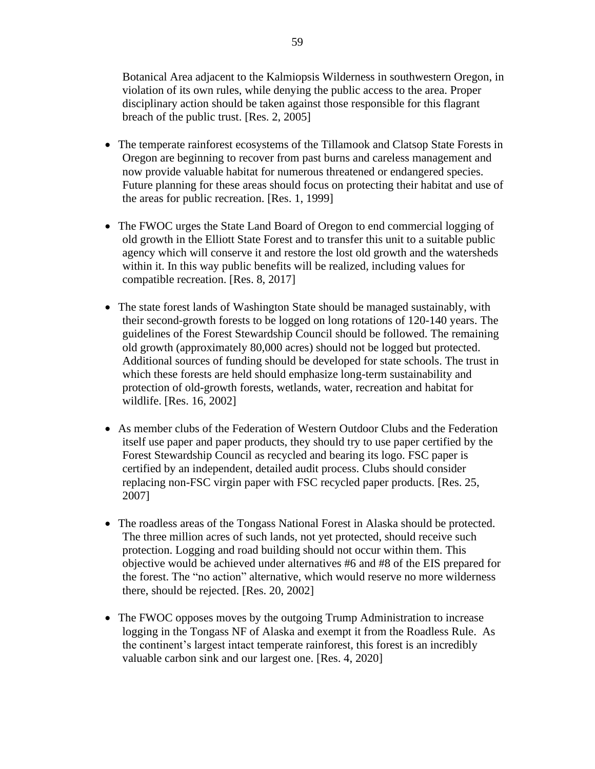Botanical Area adjacent to the Kalmiopsis Wilderness in southwestern Oregon, in violation of its own rules, while denying the public access to the area. Proper disciplinary action should be taken against those responsible for this flagrant breach of the public trust. [Res. 2, 2005]

- The temperate rainforest ecosystems of the Tillamook and Clatsop State Forests in Oregon are beginning to recover from past burns and careless management and now provide valuable habitat for numerous threatened or endangered species. Future planning for these areas should focus on protecting their habitat and use of the areas for public recreation. [Res. 1, 1999]

- The FWOC urges the State Land Board of Oregon to end commercial logging of old growth in the Elliott State Forest and to transfer this unit to a suitable public agency which will conserve it and restore the lost old growth and the watersheds within it. In this way public benefits will be realized, including values for compatible recreation. [Res. 8, 2017]

- The state forest lands of Washington State should be managed sustainably, with their second-growth forests to be logged on long rotations of 120-140 years. The guidelines of the Forest Stewardship Council should be followed. The remaining old growth (approximately 80,000 acres) should not be logged but protected. Additional sources of funding should be developed for state schools. The trust in which these forests are held should emphasize long-term sustainability and protection of old-growth forests, wetlands, water, recreation and habitat for wildlife. [Res. 16, 2002]

- As member clubs of the Federation of Western Outdoor Clubs and the Federation itself use paper and paper products, they should try to use paper certified by the Forest Stewardship Council as recycled and bearing its logo. FSC paper is certified by an independent, detailed audit process. Clubs should consider replacing non-FSC virgin paper with FSC recycled paper products. [Res. 25, 2007]

- The roadless areas of the Tongass National Forest in Alaska should be protected. The three million acres of such lands, not yet protected, should receive such protection. Logging and road building should not occur within them. This objective would be achieved under alternatives #6 and #8 of the EIS prepared for the forest. The "no action" alternative, which would reserve no more wilderness there, should be rejected. [Res. 20, 2002]

- The FWOC opposes moves by the outgoing Trump Administration to increase logging in the Tongass NF of Alaska and exempt it from the Roadless Rule. As the continent's largest intact temperate rainforest, this forest is an incredibly valuable carbon sink and our largest one. [Res. 4, 2020]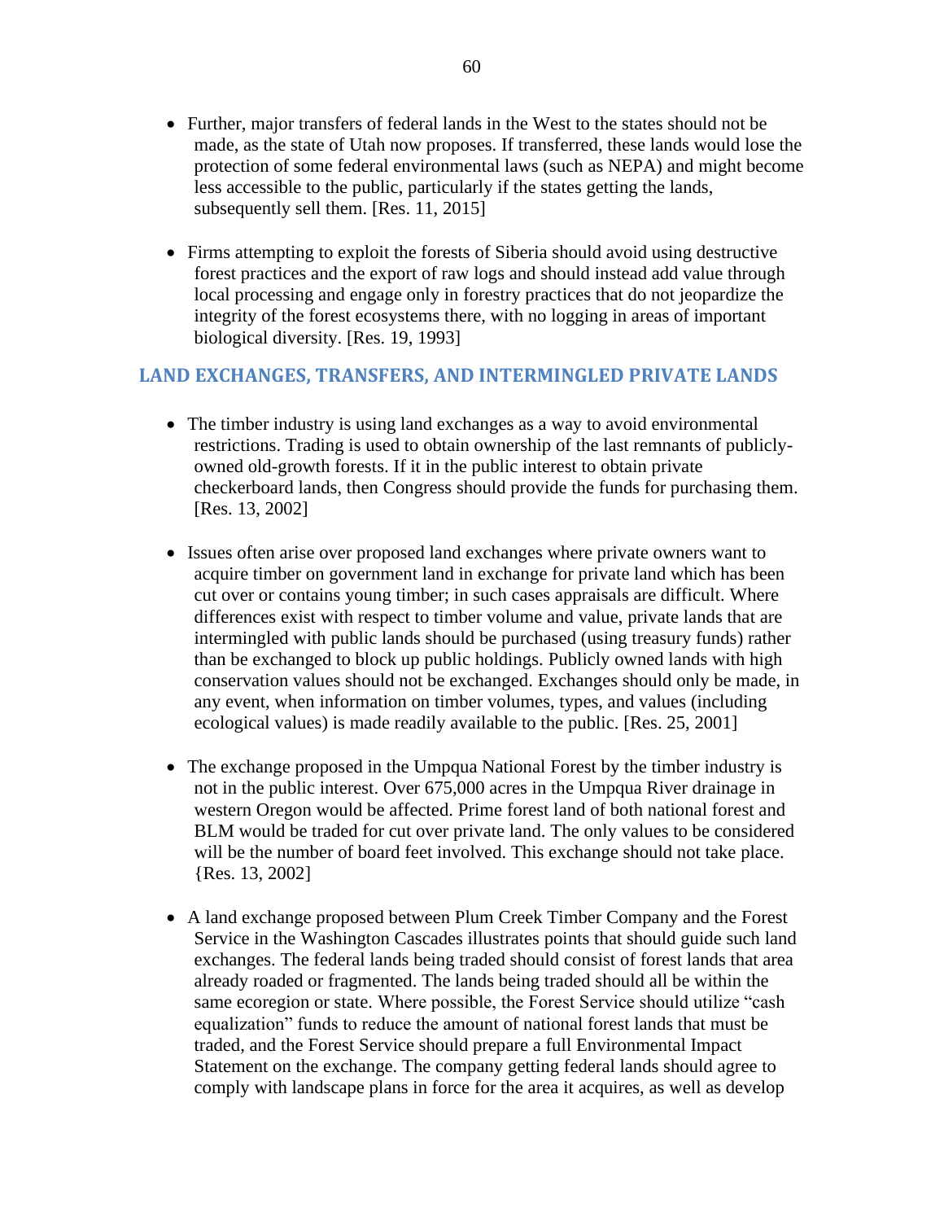- Further, major transfers of federal lands in the West to the states should not be made, as the state of Utah now proposes. If transferred, these lands would lose the protection of some federal environmental laws (such as NEPA) and might become less accessible to the public, particularly if the states getting the lands, subsequently sell them. [Res. 11, 2015]

- Firms attempting to exploit the forests of Siberia should avoid using destructive forest practices and the export of raw logs and should instead add value through local processing and engage only in forestry practices that do not jeopardize the integrity of the forest ecosystems there, with no logging in areas of important biological diversity. [Res. 19, 1993]

## LAND EXCHANGES, TRANSFERS, AND INTERMINGLED PRIVATE LANDS

- The timber industry is using land exchanges as a way to avoid environmental restrictions. Trading is used to obtain ownership of the last remnants of publicly-owned old-growth forests. If it in the public interest to obtain private checkerboard lands, then Congress should provide the funds for purchasing them. [Res. 13, 2002]

- Issues often arise over proposed land exchanges where private owners want to acquire timber on government land in exchange for private land which has been cut over or contains young timber; in such cases appraisals are difficult. Where differences exist with respect to timber volume and value, private lands that are intermingled with public lands should be purchased (using treasury funds) rather than be exchanged to block up public holdings. Publicly owned lands with high conservation values should not be exchanged. Exchanges should only be made, in any event, when information on timber volumes, types, and values (including ecological values) is made readily available to the public. [Res. 25, 2001]

- The exchange proposed in the Umpqua National Forest by the timber industry is not in the public interest. Over 675,000 acres in the Umpqua River drainage in western Oregon would be affected. Prime forest land of both national forest and BLM would be traded for cut over private land. The only values to be considered will be the number of board feet involved. This exchange should not take place. {Res. 13, 2002]

- A land exchange proposed between Plum Creek Timber Company and the Forest Service in the Washington Cascades illustrates points that should guide such land exchanges. The federal lands being traded should consist of forest lands that area already roaded or fragmented. The lands being traded should all be within the same ecoregion or state. Where possible, the Forest Service should utilize "cash equalization" funds to reduce the amount of national forest lands that must be traded, and the Forest Service should prepare a full Environmental Impact Statement on the exchange. The company getting federal lands should agree to comply with landscape plans in force for the area it acquires, as well as develop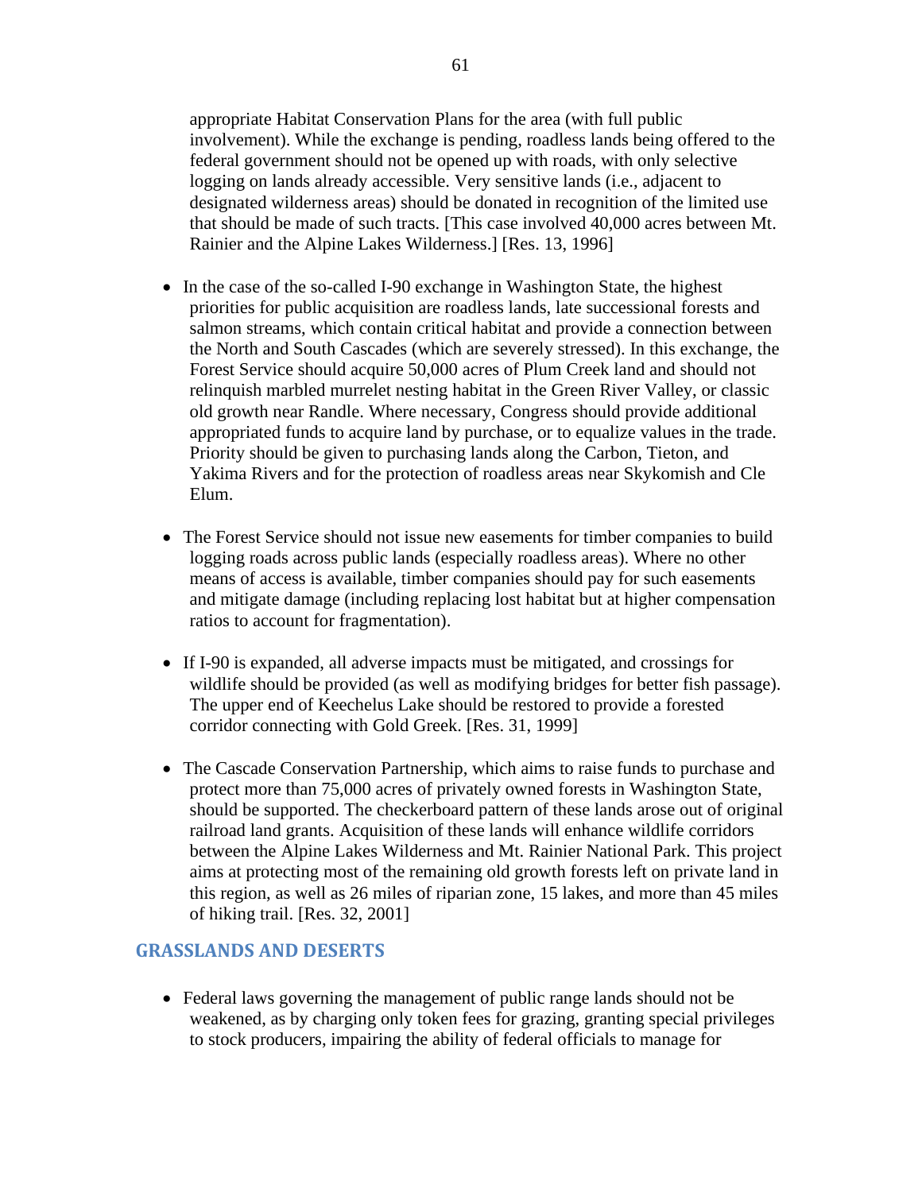appropriate Habitat Conservation Plans for the area (with full public involvement). While the exchange is pending, roadless lands being offered to the federal government should not be opened up with roads, with only selective logging on lands already accessible. Very sensitive lands (i.e., adjacent to designated wilderness areas) should be donated in recognition of the limited use that should be made of such tracts. [This case involved 40,000 acres between Mt. Rainier and the Alpine Lakes Wilderness.] [Res. 13, 1996]

- In the case of the so-called I-90 exchange in Washington State, the highest priorities for public acquisition are roadless lands, late successional forests and salmon streams, which contain critical habitat and provide a connection between the North and South Cascades (which are severely stressed). In this exchange, the Forest Service should acquire 50,000 acres of Plum Creek land and should not relinquish marbled murrelet nesting habitat in the Green River Valley, or classic old growth near Randle. Where necessary, Congress should provide additional appropriated funds to acquire land by purchase, or to equalize values in the trade. Priority should be given to purchasing lands along the Carbon, Tieton, and Yakima Rivers and for the protection of roadless areas near Skykomish and Cle Elum.

- The Forest Service should not issue new easements for timber companies to build logging roads across public lands (especially roadless areas). Where no other means of access is available, timber companies should pay for such easements and mitigate damage (including replacing lost habitat but at higher compensation ratios to account for fragmentation).

- If I-90 is expanded, all adverse impacts must be mitigated, and crossings for wildlife should be provided (as well as modifying bridges for better fish passage). The upper end of Keechelus Lake should be restored to provide a forested corridor connecting with Gold Greek. [Res. 31, 1999]

- The Cascade Conservation Partnership, which aims to raise funds to purchase and protect more than 75,000 acres of privately owned forests in Washington State, should be supported. The checkerboard pattern of these lands arose out of original railroad land grants. Acquisition of these lands will enhance wildlife corridors between the Alpine Lakes Wilderness and Mt. Rainier National Park. This project aims at protecting most of the remaining old growth forests left on private land in this region, as well as 26 miles of riparian zone, 15 lakes, and more than 45 miles of hiking trail. [Res. 32, 2001]

## GRASSLANDS AND DESERTS

- Federal laws governing the management of public range lands should not be weakened, as by charging only token fees for grazing, granting special privileges to stock producers, impairing the ability of federal officials to manage for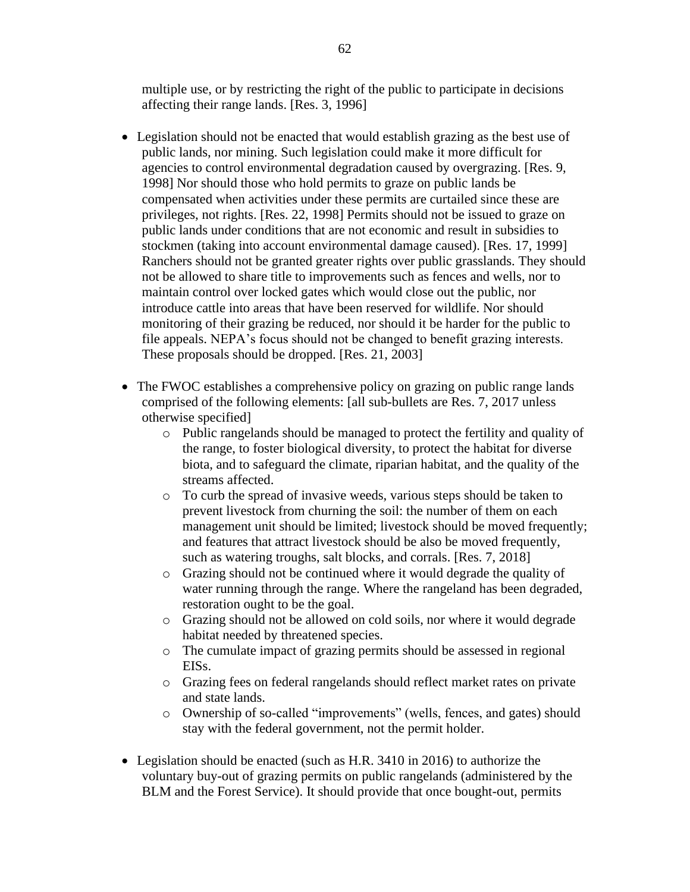multiple use, or by restricting the right of the public to participate in decisions affecting their range lands. [Res. 3, 1996]

- Legislation should not be enacted that would establish grazing as the best use of public lands, nor mining. Such legislation could make it more difficult for agencies to control environmental degradation caused by overgrazing. [Res. 9, 1998] Nor should those who hold permits to graze on public lands be compensated when activities under these permits are curtailed since these are privileges, not rights. [Res. 22, 1998] Permits should not be issued to graze on public lands under conditions that are not economic and result in subsidies to stockmen (taking into account environmental damage caused). [Res. 17, 1999] Ranchers should not be granted greater rights over public grasslands. They should not be allowed to share title to improvements such as fences and wells, nor to maintain control over locked gates which would close out the public, nor introduce cattle into areas that have been reserved for wildlife. Nor should monitoring of their grazing be reduced, nor should it be harder for the public to file appeals. NEPA's focus should not be changed to benefit grazing interests. These proposals should be dropped. [Res. 21, 2003]

- The FWOC establishes a comprehensive policy on grazing on public range lands comprised of the following elements: [all sub-bullets are Res. 7, 2017 unless otherwise specified]
  - Public rangelands should be managed to protect the fertility and quality of the range, to foster biological diversity, to protect the habitat for diverse biota, and to safeguard the climate, riparian habitat, and the quality of the streams affected.
  - To curb the spread of invasive weeds, various steps should be taken to prevent livestock from churning the soil: the number of them on each management unit should be limited; livestock should be moved frequently; and features that attract livestock should be also be moved frequently, such as watering troughs, salt blocks, and corrals. [Res. 7, 2018]
  - Grazing should not be continued where it would degrade the quality of water running through the range. Where the rangeland has been degraded, restoration ought to be the goal.
  - Grazing should not be allowed on cold soils, nor where it would degrade habitat needed by threatened species.
  - The cumulate impact of grazing permits should be assessed in regional EISs.
  - Grazing fees on federal rangelands should reflect market rates on private and state lands.
  - Ownership of so-called "improvements" (wells, fences, and gates) should stay with the federal government, not the permit holder.

- Legislation should be enacted (such as H.R. 3410 in 2016) to authorize the voluntary buy-out of grazing permits on public rangelands (administered by the BLM and the Forest Service). It should provide that once bought-out, permits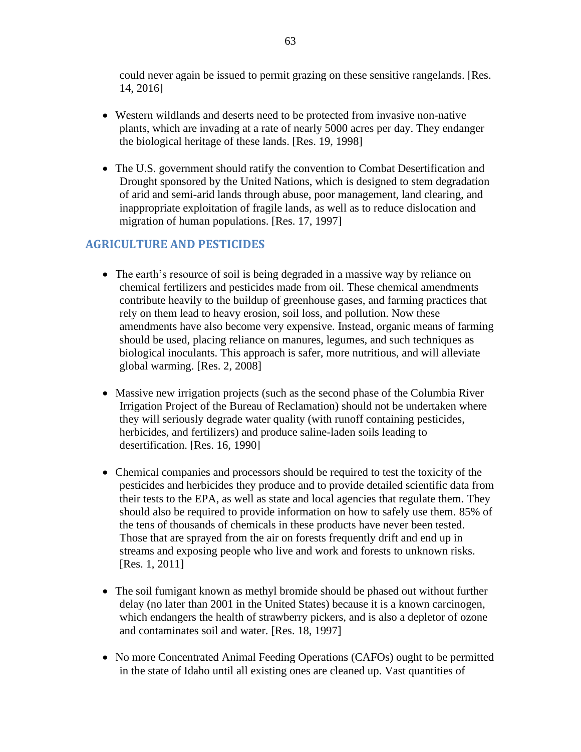could never again be issued to permit grazing on these sensitive rangelands. [Res. 14, 2016]

- Western wildlands and deserts need to be protected from invasive non-native plants, which are invading at a rate of nearly 5000 acres per day. They endanger the biological heritage of these lands. [Res. 19, 1998]

- The U.S. government should ratify the convention to Combat Desertification and Drought sponsored by the United Nations, which is designed to stem degradation of arid and semi-arid lands through abuse, poor management, land clearing, and inappropriate exploitation of fragile lands, as well as to reduce dislocation and migration of human populations. [Res. 17, 1997]

## AGRICULTURE AND PESTICIDES

- The earth's resource of soil is being degraded in a massive way by reliance on chemical fertilizers and pesticides made from oil. These chemical amendments contribute heavily to the buildup of greenhouse gases, and farming practices that rely on them lead to heavy erosion, soil loss, and pollution. Now these amendments have also become very expensive. Instead, organic means of farming should be used, placing reliance on manures, legumes, and such techniques as biological inoculants. This approach is safer, more nutritious, and will alleviate global warming. [Res. 2, 2008]

- Massive new irrigation projects (such as the second phase of the Columbia River Irrigation Project of the Bureau of Reclamation) should not be undertaken where they will seriously degrade water quality (with runoff containing pesticides, herbicides, and fertilizers) and produce saline-laden soils leading to desertification. [Res. 16, 1990]

- Chemical companies and processors should be required to test the toxicity of the pesticides and herbicides they produce and to provide detailed scientific data from their tests to the EPA, as well as state and local agencies that regulate them. They should also be required to provide information on how to safely use them. 85% of the tens of thousands of chemicals in these products have never been tested. Those that are sprayed from the air on forests frequently drift and end up in streams and exposing people who live and work and forests to unknown risks. [Res. 1, 2011]

- The soil fumigant known as methyl bromide should be phased out without further delay (no later than 2001 in the United States) because it is a known carcinogen, which endangers the health of strawberry pickers, and is also a depletor of ozone and contaminates soil and water. [Res. 18, 1997]

- No more Concentrated Animal Feeding Operations (CAFOs) ought to be permitted in the state of Idaho until all existing ones are cleaned up. Vast quantities of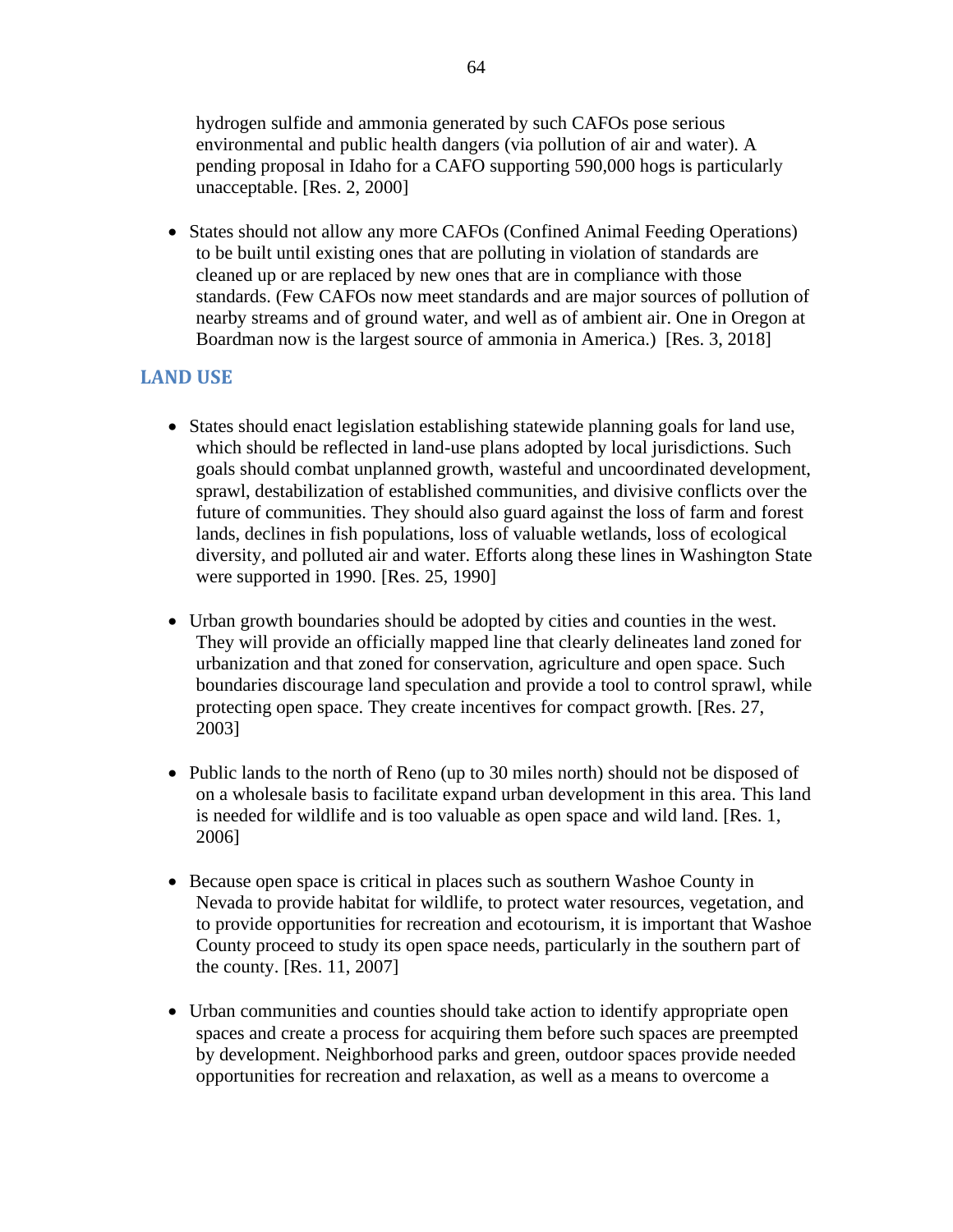hydrogen sulfide and ammonia generated by such CAFOs pose serious environmental and public health dangers (via pollution of air and water). A pending proposal in Idaho for a CAFO supporting 590,000 hogs is particularly unacceptable. [Res. 2, 2000]

- States should not allow any more CAFOs (Confined Animal Feeding Operations) to be built until existing ones that are polluting in violation of standards are cleaned up or are replaced by new ones that are in compliance with those standards. (Few CAFOs now meet standards and are major sources of pollution of nearby streams and of ground water, and well as of ambient air. One in Oregon at Boardman now is the largest source of ammonia in America.) [Res. 3, 2018]

## LAND USE

- States should enact legislation establishing statewide planning goals for land use, which should be reflected in land-use plans adopted by local jurisdictions. Such goals should combat unplanned growth, wasteful and uncoordinated development, sprawl, destabilization of established communities, and divisive conflicts over the future of communities. They should also guard against the loss of farm and forest lands, declines in fish populations, loss of valuable wetlands, loss of ecological diversity, and polluted air and water. Efforts along these lines in Washington State were supported in 1990. [Res. 25, 1990]

- Urban growth boundaries should be adopted by cities and counties in the west. They will provide an officially mapped line that clearly delineates land zoned for urbanization and that zoned for conservation, agriculture and open space. Such boundaries discourage land speculation and provide a tool to control sprawl, while protecting open space. They create incentives for compact growth. [Res. 27, 2003]

- Public lands to the north of Reno (up to 30 miles north) should not be disposed of on a wholesale basis to facilitate expand urban development in this area. This land is needed for wildlife and is too valuable as open space and wild land. [Res. 1, 2006]

- Because open space is critical in places such as southern Washoe County in Nevada to provide habitat for wildlife, to protect water resources, vegetation, and to provide opportunities for recreation and ecotourism, it is important that Washoe County proceed to study its open space needs, particularly in the southern part of the county. [Res. 11, 2007]

- Urban communities and counties should take action to identify appropriate open spaces and create a process for acquiring them before such spaces are preempted by development. Neighborhood parks and green, outdoor spaces provide needed opportunities for recreation and relaxation, as well as a means to overcome a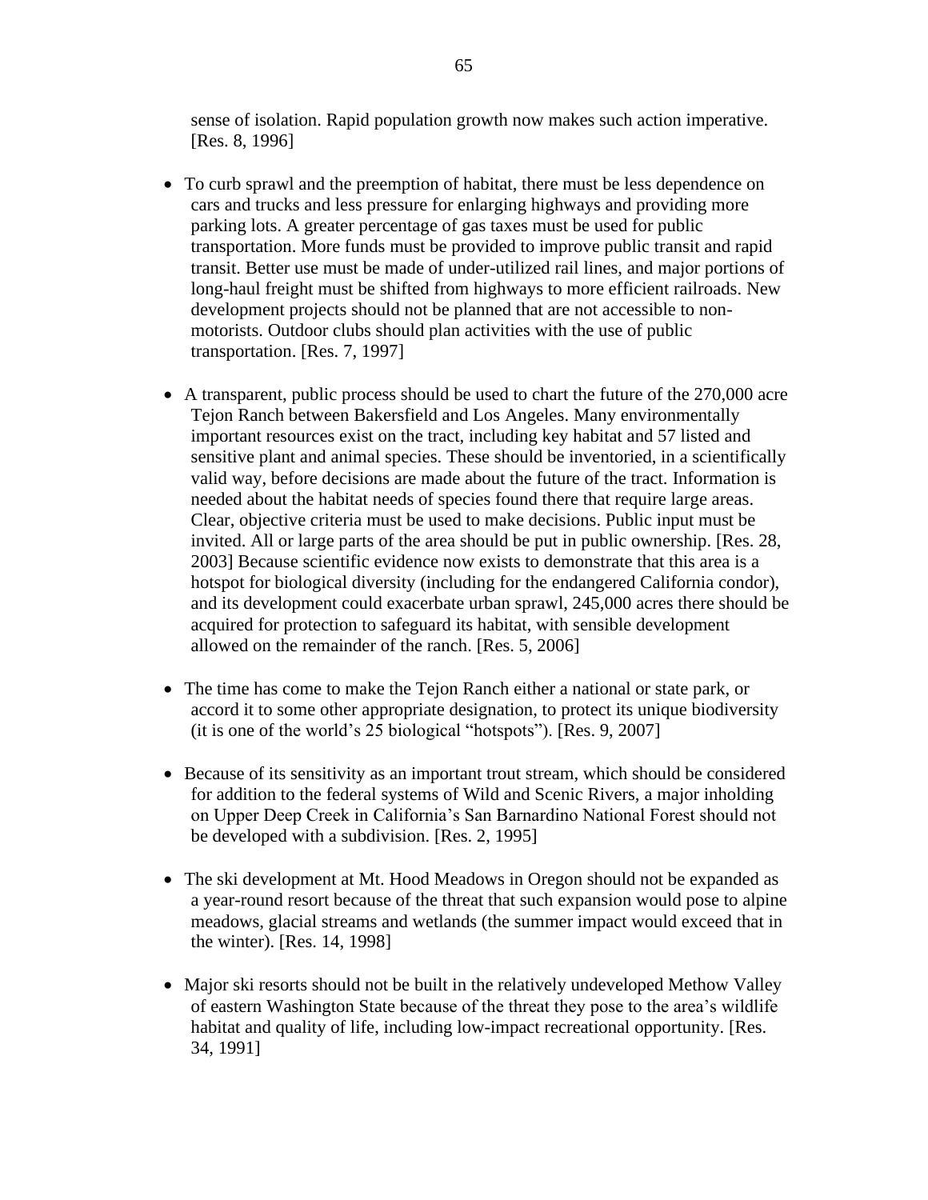sense of isolation. Rapid population growth now makes such action imperative. [Res. 8, 1996]

- To curb sprawl and the preemption of habitat, there must be less dependence on cars and trucks and less pressure for enlarging highways and providing more parking lots. A greater percentage of gas taxes must be used for public transportation. More funds must be provided to improve public transit and rapid transit. Better use must be made of under-utilized rail lines, and major portions of long-haul freight must be shifted from highways to more efficient railroads. New development projects should not be planned that are not accessible to non-motorists. Outdoor clubs should plan activities with the use of public transportation. [Res. 7, 1997]

- A transparent, public process should be used to chart the future of the 270,000 acre Tejon Ranch between Bakersfield and Los Angeles. Many environmentally important resources exist on the tract, including key habitat and 57 listed and sensitive plant and animal species. These should be inventoried, in a scientifically valid way, before decisions are made about the future of the tract. Information is needed about the habitat needs of species found there that require large areas. Clear, objective criteria must be used to make decisions. Public input must be invited. All or large parts of the area should be put in public ownership. [Res. 28, 2003] Because scientific evidence now exists to demonstrate that this area is a hotspot for biological diversity (including for the endangered California condor), and its development could exacerbate urban sprawl, 245,000 acres there should be acquired for protection to safeguard its habitat, with sensible development allowed on the remainder of the ranch. [Res. 5, 2006]

- The time has come to make the Tejon Ranch either a national or state park, or accord it to some other appropriate designation, to protect its unique biodiversity (it is one of the world's 25 biological "hotspots"). [Res. 9, 2007]

- Because of its sensitivity as an important trout stream, which should be considered for addition to the federal systems of Wild and Scenic Rivers, a major inholding on Upper Deep Creek in California's San Barnardino National Forest should not be developed with a subdivision. [Res. 2, 1995]

- The ski development at Mt. Hood Meadows in Oregon should not be expanded as a year-round resort because of the threat that such expansion would pose to alpine meadows, glacial streams and wetlands (the summer impact would exceed that in the winter). [Res. 14, 1998]

- Major ski resorts should not be built in the relatively undeveloped Methow Valley of eastern Washington State because of the threat they pose to the area's wildlife habitat and quality of life, including low-impact recreational opportunity. [Res. 34, 1991]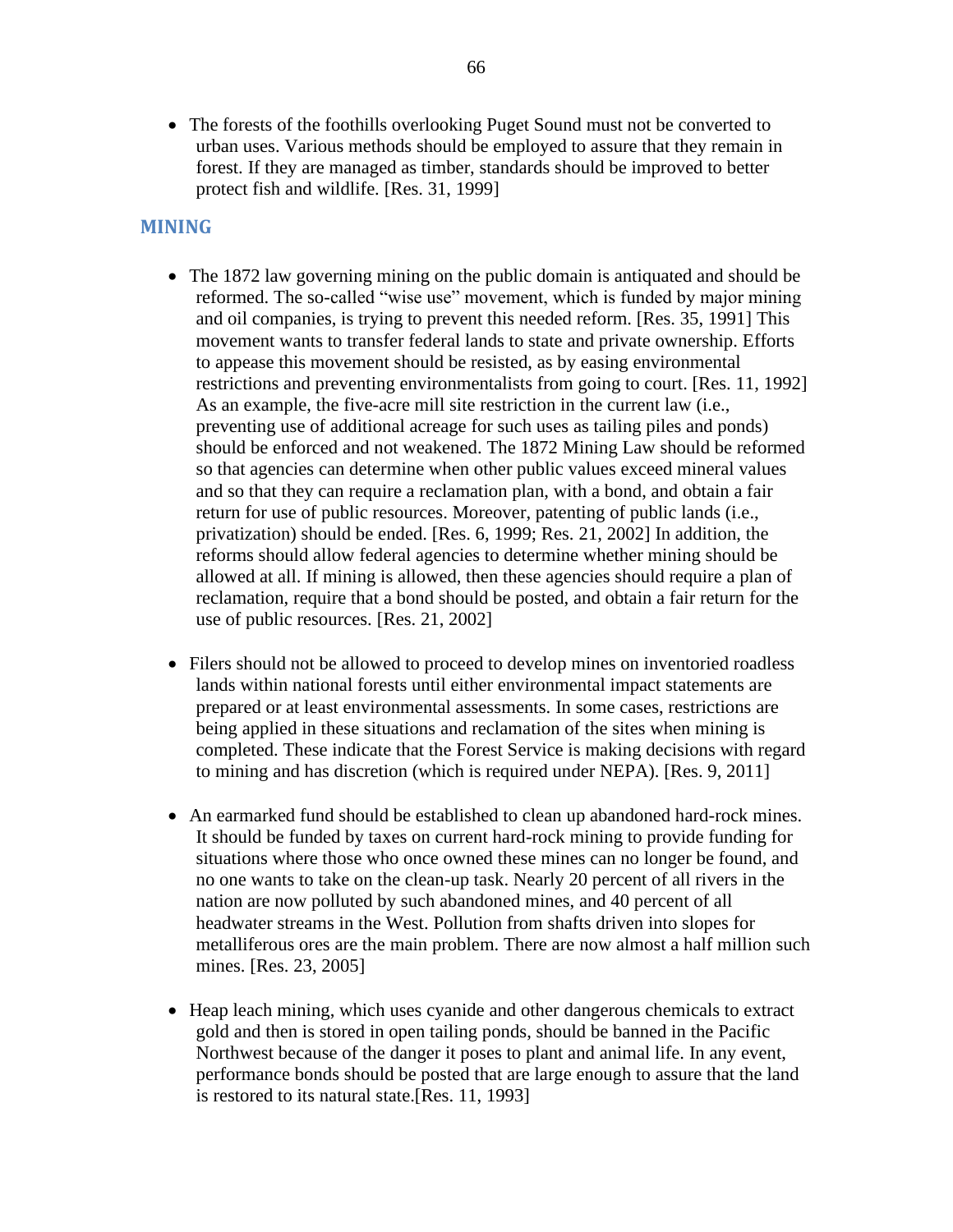- The forests of the foothills overlooking Puget Sound must not be converted to urban uses. Various methods should be employed to assure that they remain in forest. If they are managed as timber, standards should be improved to better protect fish and wildlife. [Res. 31, 1999]

## MINING

- The 1872 law governing mining on the public domain is antiquated and should be reformed. The so-called "wise use" movement, which is funded by major mining and oil companies, is trying to prevent this needed reform. [Res. 35, 1991] This movement wants to transfer federal lands to state and private ownership. Efforts to appease this movement should be resisted, as by easing environmental restrictions and preventing environmentalists from going to court. [Res. 11, 1992] As an example, the five-acre mill site restriction in the current law (i.e., preventing use of additional acreage for such uses as tailing piles and ponds) should be enforced and not weakened. The 1872 Mining Law should be reformed so that agencies can determine when other public values exceed mineral values and so that they can require a reclamation plan, with a bond, and obtain a fair return for use of public resources. Moreover, patenting of public lands (i.e., privatization) should be ended. [Res. 6, 1999; Res. 21, 2002] In addition, the reforms should allow federal agencies to determine whether mining should be allowed at all. If mining is allowed, then these agencies should require a plan of reclamation, require that a bond should be posted, and obtain a fair return for the use of public resources. [Res. 21, 2002]

- Filers should not be allowed to proceed to develop mines on inventoried roadless lands within national forests until either environmental impact statements are prepared or at least environmental assessments. In some cases, restrictions are being applied in these situations and reclamation of the sites when mining is completed. These indicate that the Forest Service is making decisions with regard to mining and has discretion (which is required under NEPA). [Res. 9, 2011]

- An earmarked fund should be established to clean up abandoned hard-rock mines. It should be funded by taxes on current hard-rock mining to provide funding for situations where those who once owned these mines can no longer be found, and no one wants to take on the clean-up task. Nearly 20 percent of all rivers in the nation are now polluted by such abandoned mines, and 40 percent of all headwater streams in the West. Pollution from shafts driven into slopes for metalliferous ores are the main problem. There are now almost a half million such mines. [Res. 23, 2005]

- Heap leach mining, which uses cyanide and other dangerous chemicals to extract gold and then is stored in open tailing ponds, should be banned in the Pacific Northwest because of the danger it poses to plant and animal life. In any event, performance bonds should be posted that are large enough to assure that the land is restored to its natural state.[Res. 11, 1993]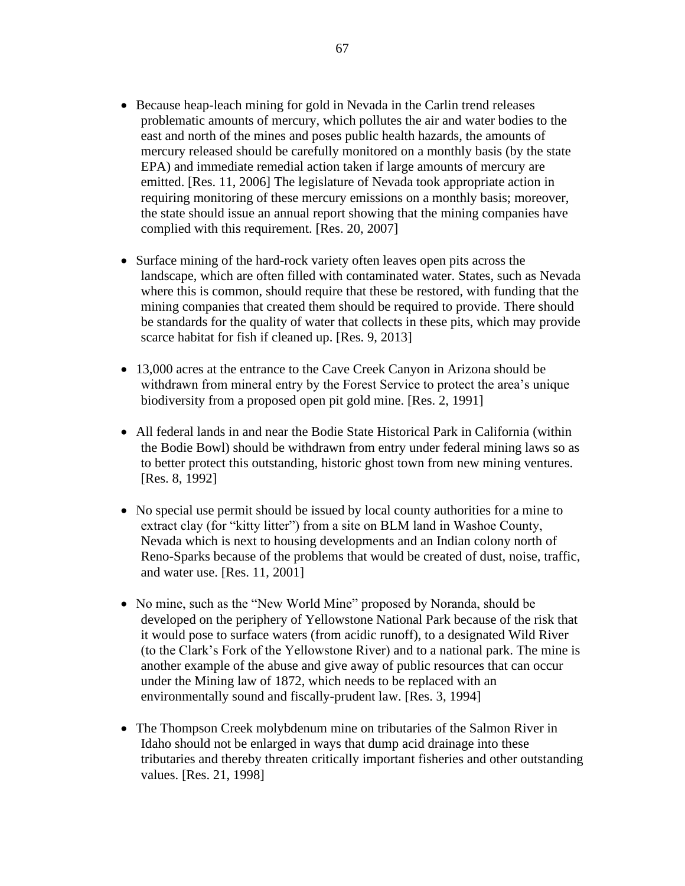- Because heap-leach mining for gold in Nevada in the Carlin trend releases problematic amounts of mercury, which pollutes the air and water bodies to the east and north of the mines and poses public health hazards, the amounts of mercury released should be carefully monitored on a monthly basis (by the state EPA) and immediate remedial action taken if large amounts of mercury are emitted. [Res. 11, 2006] The legislature of Nevada took appropriate action in requiring monitoring of these mercury emissions on a monthly basis; moreover, the state should issue an annual report showing that the mining companies have complied with this requirement. [Res. 20, 2007]

- Surface mining of the hard-rock variety often leaves open pits across the landscape, which are often filled with contaminated water. States, such as Nevada where this is common, should require that these be restored, with funding that the mining companies that created them should be required to provide. There should be standards for the quality of water that collects in these pits, which may provide scarce habitat for fish if cleaned up. [Res. 9, 2013]

- 13,000 acres at the entrance to the Cave Creek Canyon in Arizona should be withdrawn from mineral entry by the Forest Service to protect the area's unique biodiversity from a proposed open pit gold mine. [Res. 2, 1991]

- All federal lands in and near the Bodie State Historical Park in California (within the Bodie Bowl) should be withdrawn from entry under federal mining laws so as to better protect this outstanding, historic ghost town from new mining ventures. [Res. 8, 1992]

- No special use permit should be issued by local county authorities for a mine to extract clay (for "kitty litter") from a site on BLM land in Washoe County, Nevada which is next to housing developments and an Indian colony north of Reno-Sparks because of the problems that would be created of dust, noise, traffic, and water use. [Res. 11, 2001]

- No mine, such as the "New World Mine" proposed by Noranda, should be developed on the periphery of Yellowstone National Park because of the risk that it would pose to surface waters (from acidic runoff), to a designated Wild River (to the Clark's Fork of the Yellowstone River) and to a national park. The mine is another example of the abuse and give away of public resources that can occur under the Mining law of 1872, which needs to be replaced with an environmentally sound and fiscally-prudent law. [Res. 3, 1994]

- The Thompson Creek molybdenum mine on tributaries of the Salmon River in Idaho should not be enlarged in ways that dump acid drainage into these tributaries and thereby threaten critically important fisheries and other outstanding values. [Res. 21, 1998]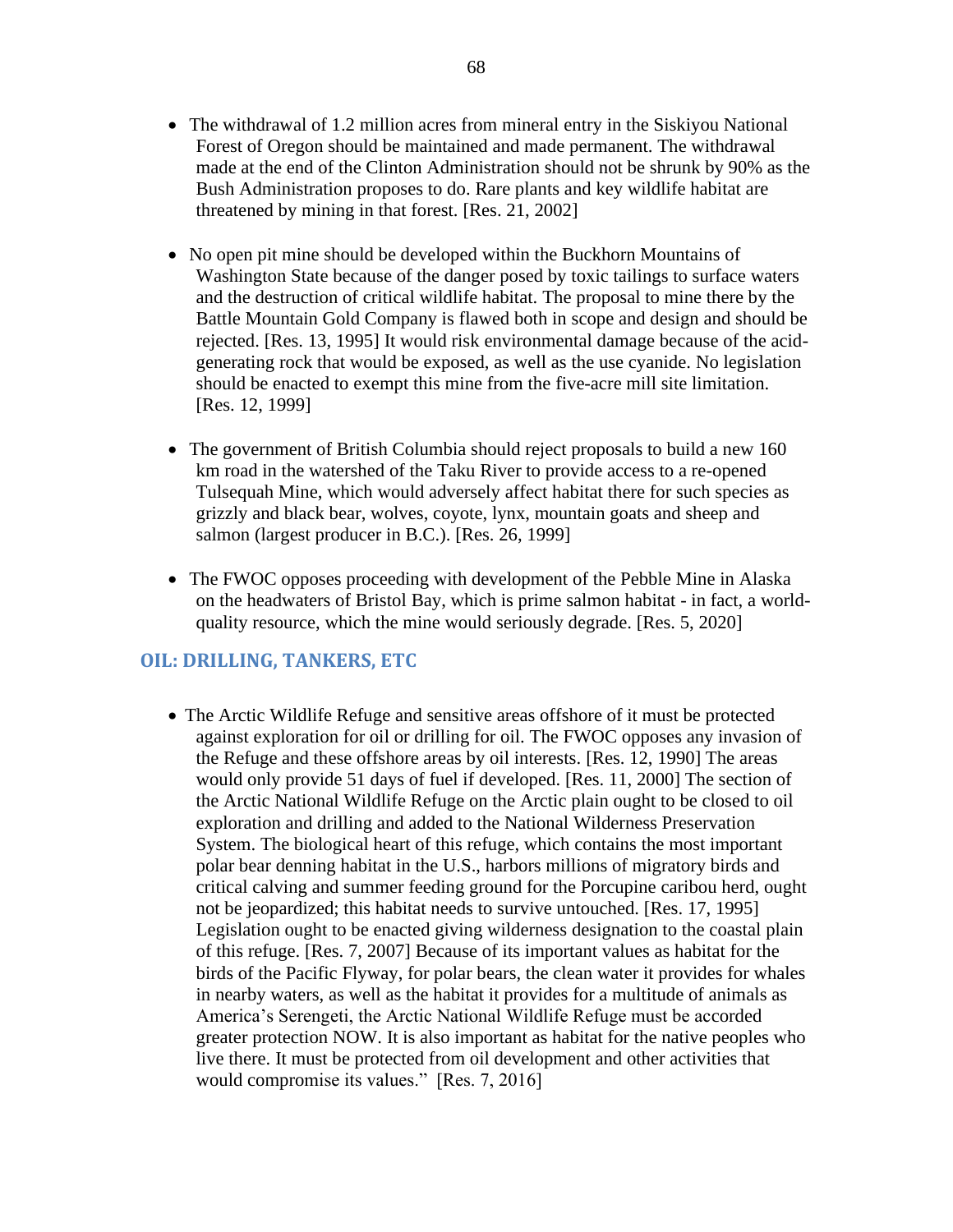- The withdrawal of 1.2 million acres from mineral entry in the Siskiyou National Forest of Oregon should be maintained and made permanent. The withdrawal made at the end of the Clinton Administration should not be shrunk by 90% as the Bush Administration proposes to do. Rare plants and key wildlife habitat are threatened by mining in that forest. [Res. 21, 2002]

- No open pit mine should be developed within the Buckhorn Mountains of Washington State because of the danger posed by toxic tailings to surface waters and the destruction of critical wildlife habitat. The proposal to mine there by the Battle Mountain Gold Company is flawed both in scope and design and should be rejected. [Res. 13, 1995] It would risk environmental damage because of the acid-generating rock that would be exposed, as well as the use cyanide. No legislation should be enacted to exempt this mine from the five-acre mill site limitation. [Res. 12, 1999]

- The government of British Columbia should reject proposals to build a new 160 km road in the watershed of the Taku River to provide access to a re-opened Tulsequah Mine, which would adversely affect habitat there for such species as grizzly and black bear, wolves, coyote, lynx, mountain goats and sheep and salmon (largest producer in B.C.). [Res. 26, 1999]

- The FWOC opposes proceeding with development of the Pebble Mine in Alaska on the headwaters of Bristol Bay, which is prime salmon habitat - in fact, a world-quality resource, which the mine would seriously degrade. [Res. 5, 2020]

## OIL: DRILLING, TANKERS, ETC

- The Arctic Wildlife Refuge and sensitive areas offshore of it must be protected against exploration for oil or drilling for oil. The FWOC opposes any invasion of the Refuge and these offshore areas by oil interests. [Res. 12, 1990] The areas would only provide 51 days of fuel if developed. [Res. 11, 2000] The section of the Arctic National Wildlife Refuge on the Arctic plain ought to be closed to oil exploration and drilling and added to the National Wilderness Preservation System. The biological heart of this refuge, which contains the most important polar bear denning habitat in the U.S., harbors millions of migratory birds and critical calving and summer feeding ground for the Porcupine caribou herd, ought not be jeopardized; this habitat needs to survive untouched. [Res. 17, 1995] Legislation ought to be enacted giving wilderness designation to the coastal plain of this refuge. [Res. 7, 2007] Because of its important values as habitat for the birds of the Pacific Flyway, for polar bears, the clean water it provides for whales in nearby waters, as well as the habitat it provides for a multitude of animals as America's Serengeti, the Arctic National Wildlife Refuge must be accorded greater protection NOW. It is also important as habitat for the native peoples who live there. It must be protected from oil development and other activities that would compromise its values." [Res. 7, 2016]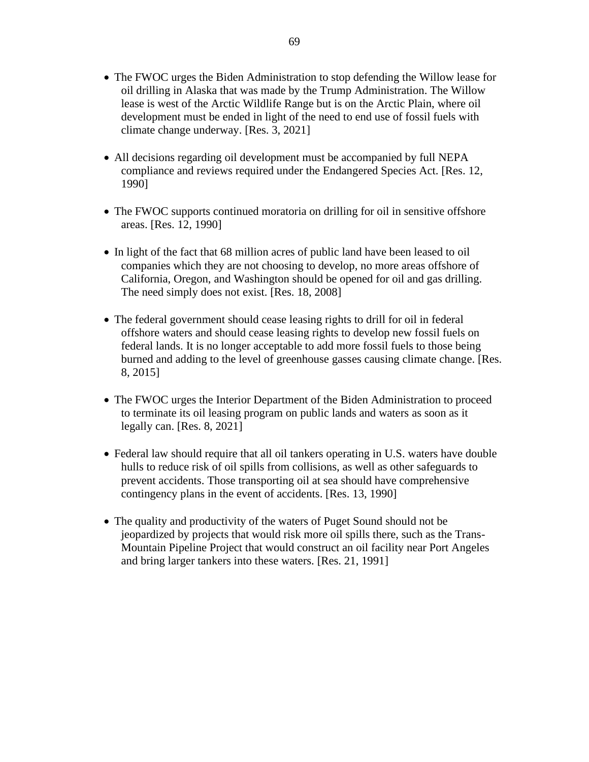- The FWOC urges the Biden Administration to stop defending the Willow lease for oil drilling in Alaska that was made by the Trump Administration. The Willow lease is west of the Arctic Wildlife Range but is on the Arctic Plain, where oil development must be ended in light of the need to end use of fossil fuels with climate change underway. [Res. 3, 2021]

- All decisions regarding oil development must be accompanied by full NEPA compliance and reviews required under the Endangered Species Act. [Res. 12, 1990]

- The FWOC supports continued moratoria on drilling for oil in sensitive offshore areas. [Res. 12, 1990]

- In light of the fact that 68 million acres of public land have been leased to oil companies which they are not choosing to develop, no more areas offshore of California, Oregon, and Washington should be opened for oil and gas drilling. The need simply does not exist. [Res. 18, 2008]

- The federal government should cease leasing rights to drill for oil in federal offshore waters and should cease leasing rights to develop new fossil fuels on federal lands. It is no longer acceptable to add more fossil fuels to those being burned and adding to the level of greenhouse gasses causing climate change. [Res. 8, 2015]

- The FWOC urges the Interior Department of the Biden Administration to proceed to terminate its oil leasing program on public lands and waters as soon as it legally can. [Res. 8, 2021]

- Federal law should require that all oil tankers operating in U.S. waters have double hulls to reduce risk of oil spills from collisions, as well as other safeguards to prevent accidents. Those transporting oil at sea should have comprehensive contingency plans in the event of accidents. [Res. 13, 1990]

- The quality and productivity of the waters of Puget Sound should not be jeopardized by projects that would risk more oil spills there, such as the Trans-Mountain Pipeline Project that would construct an oil facility near Port Angeles and bring larger tankers into these waters. [Res. 21, 1991]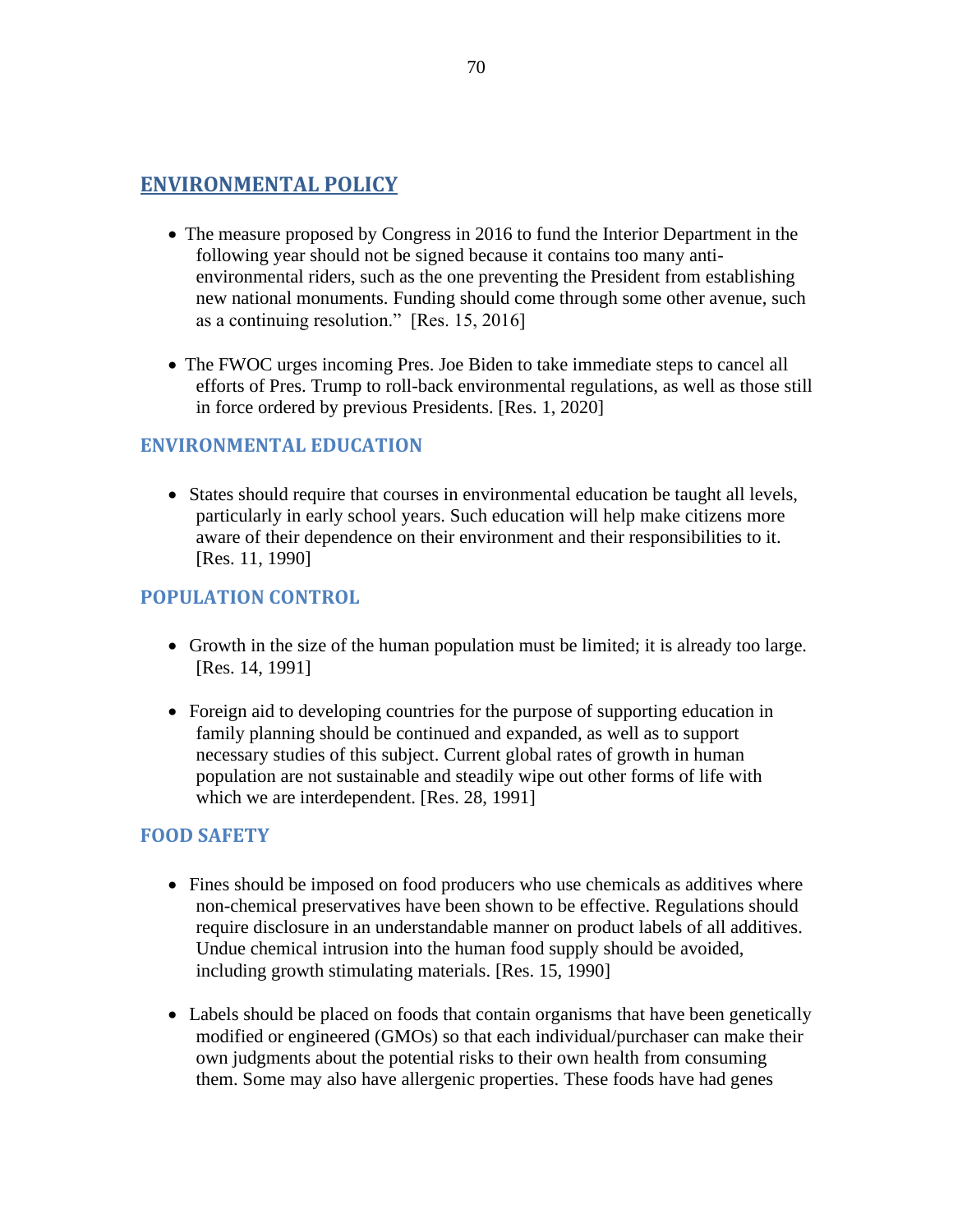## ENVIRONMENTAL POLICY

- The measure proposed by Congress in 2016 to fund the Interior Department in the following year should not be signed because it contains too many anti-environmental riders, such as the one preventing the President from establishing new national monuments. Funding should come through some other avenue, such as a continuing resolution." [Res. 15, 2016]

- The FWOC urges incoming Pres. Joe Biden to take immediate steps to cancel all efforts of Pres. Trump to roll-back environmental regulations, as well as those still in force ordered by previous Presidents. [Res. 1, 2020]

### ENVIRONMENTAL EDUCATION

- States should require that courses in environmental education be taught all levels, particularly in early school years. Such education will help make citizens more aware of their dependence on their environment and their responsibilities to it. [Res. 11, 1990]

### POPULATION CONTROL

- Growth in the size of the human population must be limited; it is already too large. [Res. 14, 1991]

- Foreign aid to developing countries for the purpose of supporting education in family planning should be continued and expanded, as well as to support necessary studies of this subject. Current global rates of growth in human population are not sustainable and steadily wipe out other forms of life with which we are interdependent. [Res. 28, 1991]

### FOOD SAFETY

- Fines should be imposed on food producers who use chemicals as additives where non-chemical preservatives have been shown to be effective. Regulations should require disclosure in an understandable manner on product labels of all additives. Undue chemical intrusion into the human food supply should be avoided, including growth stimulating materials. [Res. 15, 1990]

- Labels should be placed on foods that contain organisms that have been genetically modified or engineered (GMOs) so that each individual/purchaser can make their own judgments about the potential risks to their own health from consuming them. Some may also have allergenic properties. These foods have had genes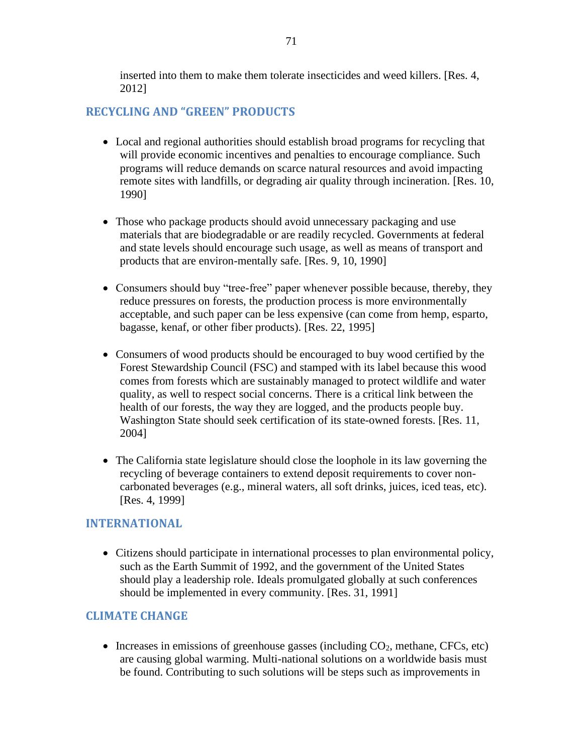inserted into them to make them tolerate insecticides and weed killers. [Res. 4, 2012]

## RECYCLING AND “GREEN” PRODUCTS

- Local and regional authorities should establish broad programs for recycling that will provide economic incentives and penalties to encourage compliance. Such programs will reduce demands on scarce natural resources and avoid impacting remote sites with landfills, or degrading air quality through incineration. [Res. 10, 1990]

- Those who package products should avoid unnecessary packaging and use materials that are biodegradable or are readily recycled. Governments at federal and state levels should encourage such usage, as well as means of transport and products that are environ-mentally safe. [Res. 9, 10, 1990]

- Consumers should buy “tree-free” paper whenever possible because, thereby, they reduce pressures on forests, the production process is more environmentally acceptable, and such paper can be less expensive (can come from hemp, esparto, bagasse, kenaf, or other fiber products). [Res. 22, 1995]

- Consumers of wood products should be encouraged to buy wood certified by the Forest Stewardship Council (FSC) and stamped with its label because this wood comes from forests which are sustainably managed to protect wildlife and water quality, as well to respect social concerns. There is a critical link between the health of our forests, the way they are logged, and the products people buy. Washington State should seek certification of its state-owned forests. [Res. 11, 2004]

- The California state legislature should close the loophole in its law governing the recycling of beverage containers to extend deposit requirements to cover non-carbonated beverages (e.g., mineral waters, all soft drinks, juices, iced teas, etc). [Res. 4, 1999]

## INTERNATIONAL

- Citizens should participate in international processes to plan environmental policy, such as the Earth Summit of 1992, and the government of the United States should play a leadership role. Ideals promulgated globally at such conferences should be implemented in every community. [Res. 31, 1991]

## CLIMATE CHANGE

- Increases in emissions of greenhouse gasses (including $CO_2$, methane, CFCs, etc) are causing global warming. Multi-national solutions on a worldwide basis must be found. Contributing to such solutions will be steps such as improvements in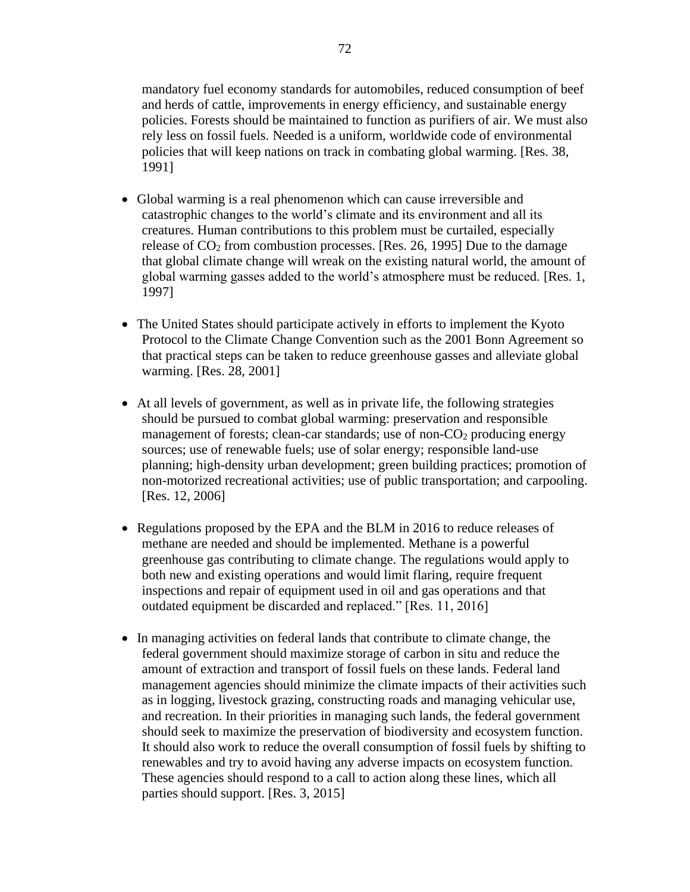mandatory fuel economy standards for automobiles, reduced consumption of beef and herds of cattle, improvements in energy efficiency, and sustainable energy policies. Forests should be maintained to function as purifiers of air. We must also rely less on fossil fuels. Needed is a uniform, worldwide code of environmental policies that will keep nations on track in combating global warming. [Res. 38, 1991]

- Global warming is a real phenomenon which can cause irreversible and catastrophic changes to the world's climate and its environment and all its creatures. Human contributions to this problem must be curtailed, especially release of $CO_2$ from combustion processes. [Res. 26, 1995] Due to the damage that global climate change will wreak on the existing natural world, the amount of global warming gasses added to the world's atmosphere must be reduced. [Res. 1, 1997]

- The United States should participate actively in efforts to implement the Kyoto Protocol to the Climate Change Convention such as the 2001 Bonn Agreement so that practical steps can be taken to reduce greenhouse gasses and alleviate global warming. [Res. 28, 2001]

- At all levels of government, as well as in private life, the following strategies should be pursued to combat global warming: preservation and responsible management of forests; clean-car standards; use of non-$CO_2$ producing energy sources; use of renewable fuels; use of solar energy; responsible land-use planning; high-density urban development; green building practices; promotion of non-motorized recreational activities; use of public transportation; and carpooling. [Res. 12, 2006]

- Regulations proposed by the EPA and the BLM in 2016 to reduce releases of methane are needed and should be implemented. Methane is a powerful greenhouse gas contributing to climate change. The regulations would apply to both new and existing operations and would limit flaring, require frequent inspections and repair of equipment used in oil and gas operations and that outdated equipment be discarded and replaced." [Res. 11, 2016]

- In managing activities on federal lands that contribute to climate change, the federal government should maximize storage of carbon in situ and reduce the amount of extraction and transport of fossil fuels on these lands. Federal land management agencies should minimize the climate impacts of their activities such as in logging, livestock grazing, constructing roads and managing vehicular use, and recreation. In their priorities in managing such lands, the federal government should seek to maximize the preservation of biodiversity and ecosystem function. It should also work to reduce the overall consumption of fossil fuels by shifting to renewables and try to avoid having any adverse impacts on ecosystem function. These agencies should respond to a call to action along these lines, which all parties should support. [Res. 3, 2015]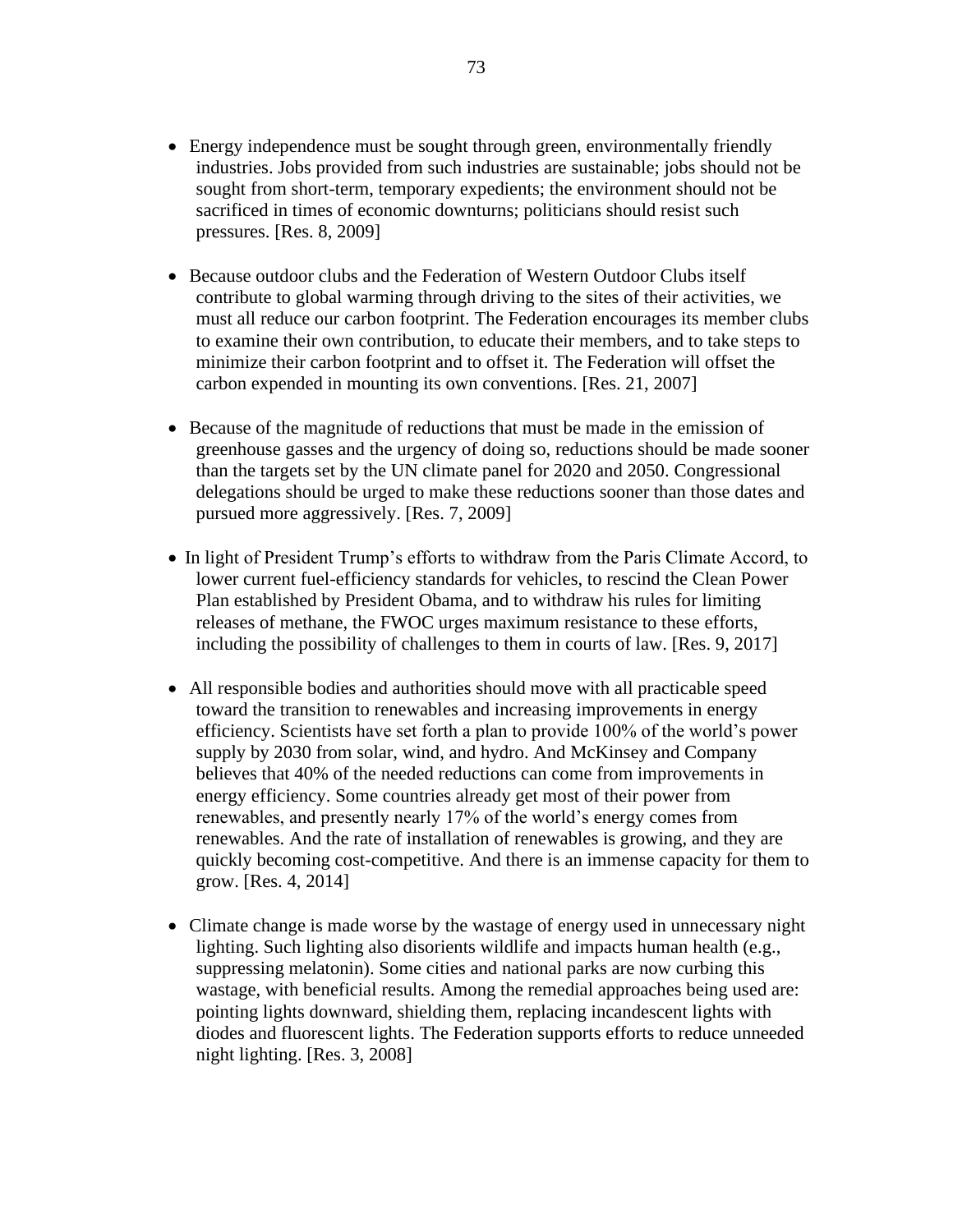- Energy independence must be sought through green, environmentally friendly industries. Jobs provided from such industries are sustainable; jobs should not be sought from short-term, temporary expedients; the environment should not be sacrificed in times of economic downturns; politicians should resist such pressures. [Res. 8, 2009]

- Because outdoor clubs and the Federation of Western Outdoor Clubs itself contribute to global warming through driving to the sites of their activities, we must all reduce our carbon footprint. The Federation encourages its member clubs to examine their own contribution, to educate their members, and to take steps to minimize their carbon footprint and to offset it. The Federation will offset the carbon expended in mounting its own conventions. [Res. 21, 2007]

- Because of the magnitude of reductions that must be made in the emission of greenhouse gasses and the urgency of doing so, reductions should be made sooner than the targets set by the UN climate panel for 2020 and 2050. Congressional delegations should be urged to make these reductions sooner than those dates and pursued more aggressively. [Res. 7, 2009]

- In light of President Trump's efforts to withdraw from the Paris Climate Accord, to lower current fuel-efficiency standards for vehicles, to rescind the Clean Power Plan established by President Obama, and to withdraw his rules for limiting releases of methane, the FWOC urges maximum resistance to these efforts, including the possibility of challenges to them in courts of law. [Res. 9, 2017]

- All responsible bodies and authorities should move with all practicable speed toward the transition to renewables and increasing improvements in energy efficiency. Scientists have set forth a plan to provide 100% of the world's power supply by 2030 from solar, wind, and hydro. And McKinsey and Company believes that 40% of the needed reductions can come from improvements in energy efficiency. Some countries already get most of their power from renewables, and presently nearly 17% of the world's energy comes from renewables. And the rate of installation of renewables is growing, and they are quickly becoming cost-competitive. And there is an immense capacity for them to grow. [Res. 4, 2014]

- Climate change is made worse by the wastage of energy used in unnecessary night lighting. Such lighting also disorients wildlife and impacts human health (e.g., suppressing melatonin). Some cities and national parks are now curbing this wastage, with beneficial results. Among the remedial approaches being used are: pointing lights downward, shielding them, replacing incandescent lights with diodes and fluorescent lights. The Federation supports efforts to reduce unneeded night lighting. [Res. 3, 2008]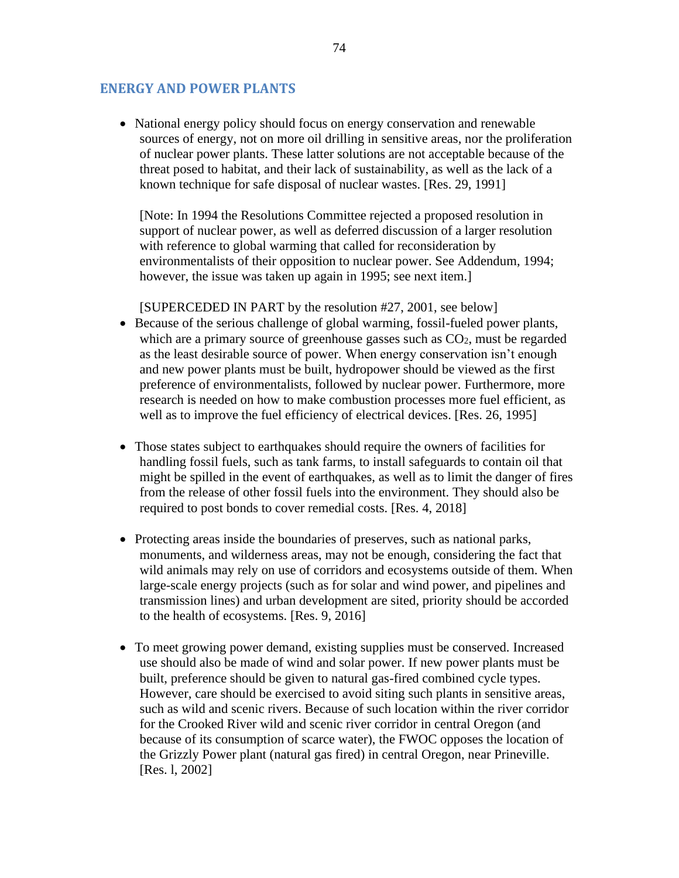## ENERGY AND POWER PLANTS

- National energy policy should focus on energy conservation and renewable sources of energy, not on more oil drilling in sensitive areas, nor the proliferation of nuclear power plants. These latter solutions are not acceptable because of the threat posed to habitat, and their lack of sustainability, as well as the lack of a known technique for safe disposal of nuclear wastes. [Res. 29, 1991]

  [Note: In 1994 the Resolutions Committee rejected a proposed resolution in support of nuclear power, as well as deferred discussion of a larger resolution with reference to global warming that called for reconsideration by environmentalists of their opposition to nuclear power. See Addendum, 1994; however, the issue was taken up again in 1995; see next item.]

  [SUPERCEDED IN PART by the resolution #27, 2001, see below]

- Because of the serious challenge of global warming, fossil-fueled power plants, which are a primary source of greenhouse gasses such as $CO_2$, must be regarded as the least desirable source of power. When energy conservation isn't enough and new power plants must be built, hydropower should be viewed as the first preference of environmentalists, followed by nuclear power. Furthermore, more research is needed on how to make combustion processes more fuel efficient, as well as to improve the fuel efficiency of electrical devices. [Res. 26, 1995]

- Those states subject to earthquakes should require the owners of facilities for handling fossil fuels, such as tank farms, to install safeguards to contain oil that might be spilled in the event of earthquakes, as well as to limit the danger of fires from the release of other fossil fuels into the environment. They should also be required to post bonds to cover remedial costs. [Res. 4, 2018]

- Protecting areas inside the boundaries of preserves, such as national parks, monuments, and wilderness areas, may not be enough, considering the fact that wild animals may rely on use of corridors and ecosystems outside of them. When large-scale energy projects (such as for solar and wind power, and pipelines and transmission lines) and urban development are sited, priority should be accorded to the health of ecosystems. [Res. 9, 2016]

- To meet growing power demand, existing supplies must be conserved. Increased use should also be made of wind and solar power. If new power plants must be built, preference should be given to natural gas-fired combined cycle types. However, care should be exercised to avoid siting such plants in sensitive areas, such as wild and scenic rivers. Because of such location within the river corridor for the Crooked River wild and scenic river corridor in central Oregon (and because of its consumption of scarce water), the FWOC opposes the location of the Grizzly Power plant (natural gas fired) in central Oregon, near Prineville. [Res. l, 2002]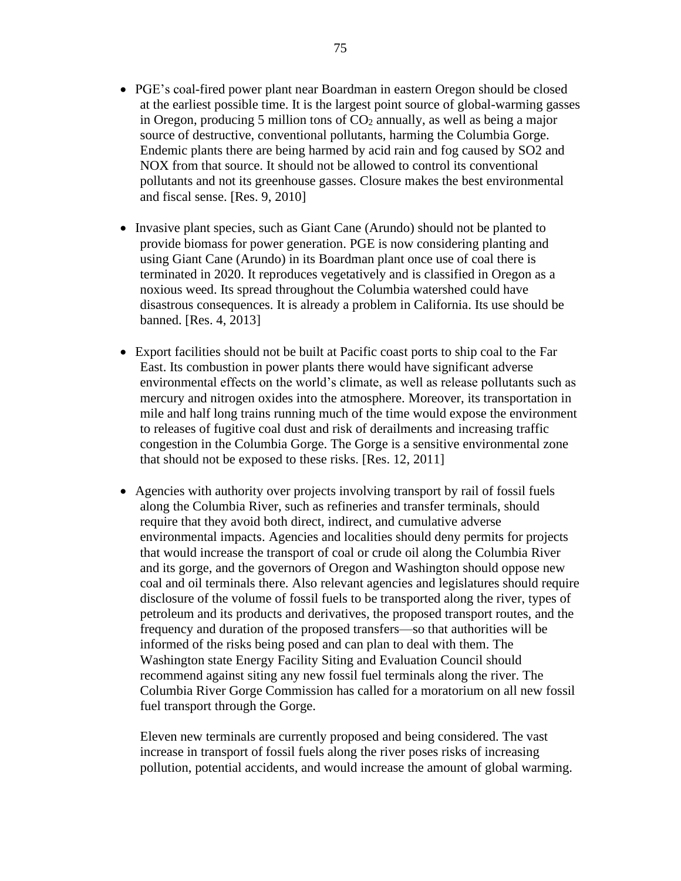- PGE's coal-fired power plant near Boardman in eastern Oregon should be closed at the earliest possible time. It is the largest point source of global-warming gasses in Oregon, producing 5 million tons of $CO_2$ annually, as well as being a major source of destructive, conventional pollutants, harming the Columbia Gorge. Endemic plants there are being harmed by acid rain and fog caused by SO2 and NOX from that source. It should not be allowed to control its conventional pollutants and not its greenhouse gasses. Closure makes the best environmental and fiscal sense. [Res. 9, 2010]

- Invasive plant species, such as Giant Cane (Arundo) should not be planted to provide biomass for power generation. PGE is now considering planting and using Giant Cane (Arundo) in its Boardman plant once use of coal there is terminated in 2020. It reproduces vegetatively and is classified in Oregon as a noxious weed. Its spread throughout the Columbia watershed could have disastrous consequences. It is already a problem in California. Its use should be banned. [Res. 4, 2013]

- Export facilities should not be built at Pacific coast ports to ship coal to the Far East. Its combustion in power plants there would have significant adverse environmental effects on the world's climate, as well as release pollutants such as mercury and nitrogen oxides into the atmosphere. Moreover, its transportation in mile and half long trains running much of the time would expose the environment to releases of fugitive coal dust and risk of derailments and increasing traffic congestion in the Columbia Gorge. The Gorge is a sensitive environmental zone that should not be exposed to these risks. [Res. 12, 2011]

- Agencies with authority over projects involving transport by rail of fossil fuels along the Columbia River, such as refineries and transfer terminals, should require that they avoid both direct, indirect, and cumulative adverse environmental impacts. Agencies and localities should deny permits for projects that would increase the transport of coal or crude oil along the Columbia River and its gorge, and the governors of Oregon and Washington should oppose new coal and oil terminals there. Also relevant agencies and legislatures should require disclosure of the volume of fossil fuels to be transported along the river, types of petroleum and its products and derivatives, the proposed transport routes, and the frequency and duration of the proposed transfers—so that authorities will be informed of the risks being posed and can plan to deal with them. The Washington state Energy Facility Siting and Evaluation Council should recommend against siting any new fossil fuel terminals along the river. The Columbia River Gorge Commission has called for a moratorium on all new fossil fuel transport through the Gorge.

  Eleven new terminals are currently proposed and being considered. The vast increase in transport of fossil fuels along the river poses risks of increasing pollution, potential accidents, and would increase the amount of global warming.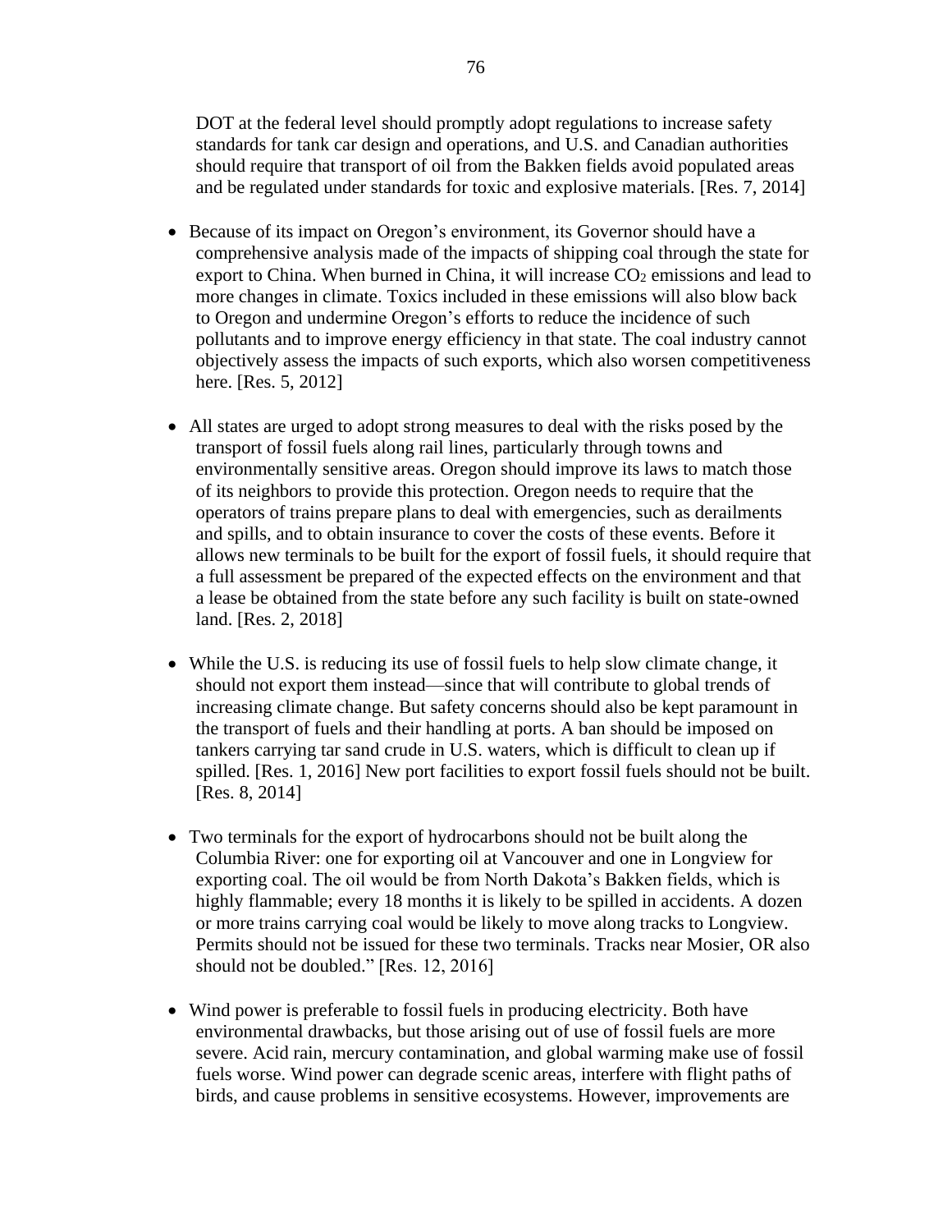DOT at the federal level should promptly adopt regulations to increase safety standards for tank car design and operations, and U.S. and Canadian authorities should require that transport of oil from the Bakken fields avoid populated areas and be regulated under standards for toxic and explosive materials. [Res. 7, 2014]

- Because of its impact on Oregon's environment, its Governor should have a comprehensive analysis made of the impacts of shipping coal through the state for export to China. When burned in China, it will increase $CO_2$ emissions and lead to more changes in climate. Toxics included in these emissions will also blow back to Oregon and undermine Oregon's efforts to reduce the incidence of such pollutants and to improve energy efficiency in that state. The coal industry cannot objectively assess the impacts of such exports, which also worsen competitiveness here. [Res. 5, 2012]

- All states are urged to adopt strong measures to deal with the risks posed by the transport of fossil fuels along rail lines, particularly through towns and environmentally sensitive areas. Oregon should improve its laws to match those of its neighbors to provide this protection. Oregon needs to require that the operators of trains prepare plans to deal with emergencies, such as derailments and spills, and to obtain insurance to cover the costs of these events. Before it allows new terminals to be built for the export of fossil fuels, it should require that a full assessment be prepared of the expected effects on the environment and that a lease be obtained from the state before any such facility is built on state-owned land. [Res. 2, 2018]

- While the U.S. is reducing its use of fossil fuels to help slow climate change, it should not export them instead—since that will contribute to global trends of increasing climate change. But safety concerns should also be kept paramount in the transport of fuels and their handling at ports. A ban should be imposed on tankers carrying tar sand crude in U.S. waters, which is difficult to clean up if spilled. [Res. 1, 2016] New port facilities to export fossil fuels should not be built. [Res. 8, 2014]

- Two terminals for the export of hydrocarbons should not be built along the Columbia River: one for exporting oil at Vancouver and one in Longview for exporting coal. The oil would be from North Dakota's Bakken fields, which is highly flammable; every 18 months it is likely to be spilled in accidents. A dozen or more trains carrying coal would be likely to move along tracks to Longview. Permits should not be issued for these two terminals. Tracks near Mosier, OR also should not be doubled." [Res. 12, 2016]

- Wind power is preferable to fossil fuels in producing electricity. Both have environmental drawbacks, but those arising out of use of fossil fuels are more severe. Acid rain, mercury contamination, and global warming make use of fossil fuels worse. Wind power can degrade scenic areas, interfere with flight paths of birds, and cause problems in sensitive ecosystems. However, improvements are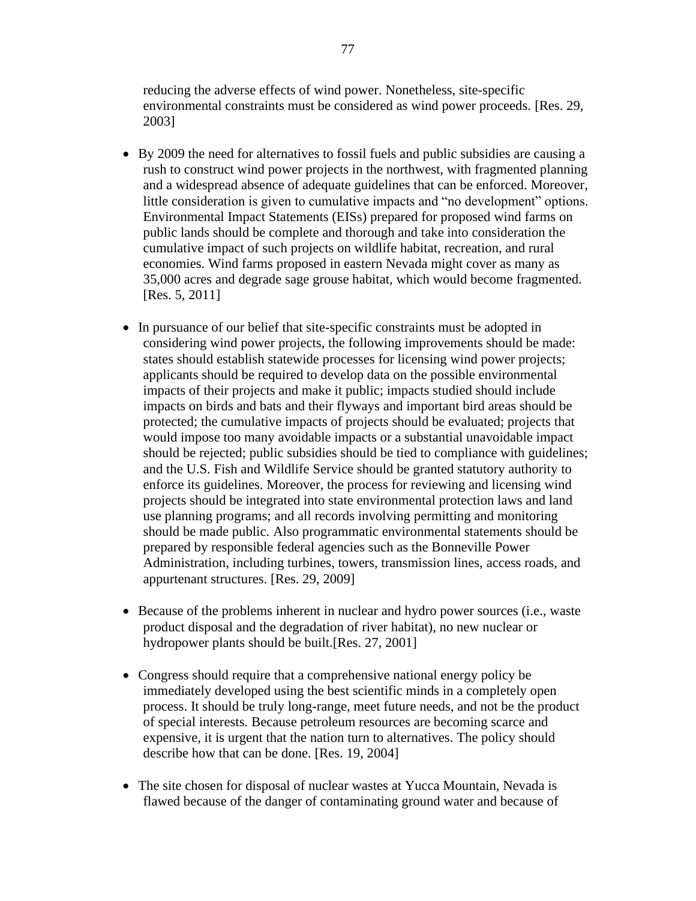reducing the adverse effects of wind power. Nonetheless, site-specific environmental constraints must be considered as wind power proceeds. [Res. 29, 2003]

- By 2009 the need for alternatives to fossil fuels and public subsidies are causing a rush to construct wind power projects in the northwest, with fragmented planning and a widespread absence of adequate guidelines that can be enforced. Moreover, little consideration is given to cumulative impacts and "no development" options. Environmental Impact Statements (EISs) prepared for proposed wind farms on public lands should be complete and thorough and take into consideration the cumulative impact of such projects on wildlife habitat, recreation, and rural economies. Wind farms proposed in eastern Nevada might cover as many as 35,000 acres and degrade sage grouse habitat, which would become fragmented. [Res. 5, 2011]

- In pursuance of our belief that site-specific constraints must be adopted in considering wind power projects, the following improvements should be made: states should establish statewide processes for licensing wind power projects; applicants should be required to develop data on the possible environmental impacts of their projects and make it public; impacts studied should include impacts on birds and bats and their flyways and important bird areas should be protected; the cumulative impacts of projects should be evaluated; projects that would impose too many avoidable impacts or a substantial unavoidable impact should be rejected; public subsidies should be tied to compliance with guidelines; and the U.S. Fish and Wildlife Service should be granted statutory authority to enforce its guidelines. Moreover, the process for reviewing and licensing wind projects should be integrated into state environmental protection laws and land use planning programs; and all records involving permitting and monitoring should be made public. Also programmatic environmental statements should be prepared by responsible federal agencies such as the Bonneville Power Administration, including turbines, towers, transmission lines, access roads, and appurtenant structures. [Res. 29, 2009]

- Because of the problems inherent in nuclear and hydro power sources (i.e., waste product disposal and the degradation of river habitat), no new nuclear or hydropower plants should be built.[Res. 27, 2001]

- Congress should require that a comprehensive national energy policy be immediately developed using the best scientific minds in a completely open process. It should be truly long-range, meet future needs, and not be the product of special interests. Because petroleum resources are becoming scarce and expensive, it is urgent that the nation turn to alternatives. The policy should describe how that can be done. [Res. 19, 2004]

- The site chosen for disposal of nuclear wastes at Yucca Mountain, Nevada is flawed because of the danger of contaminating ground water and because of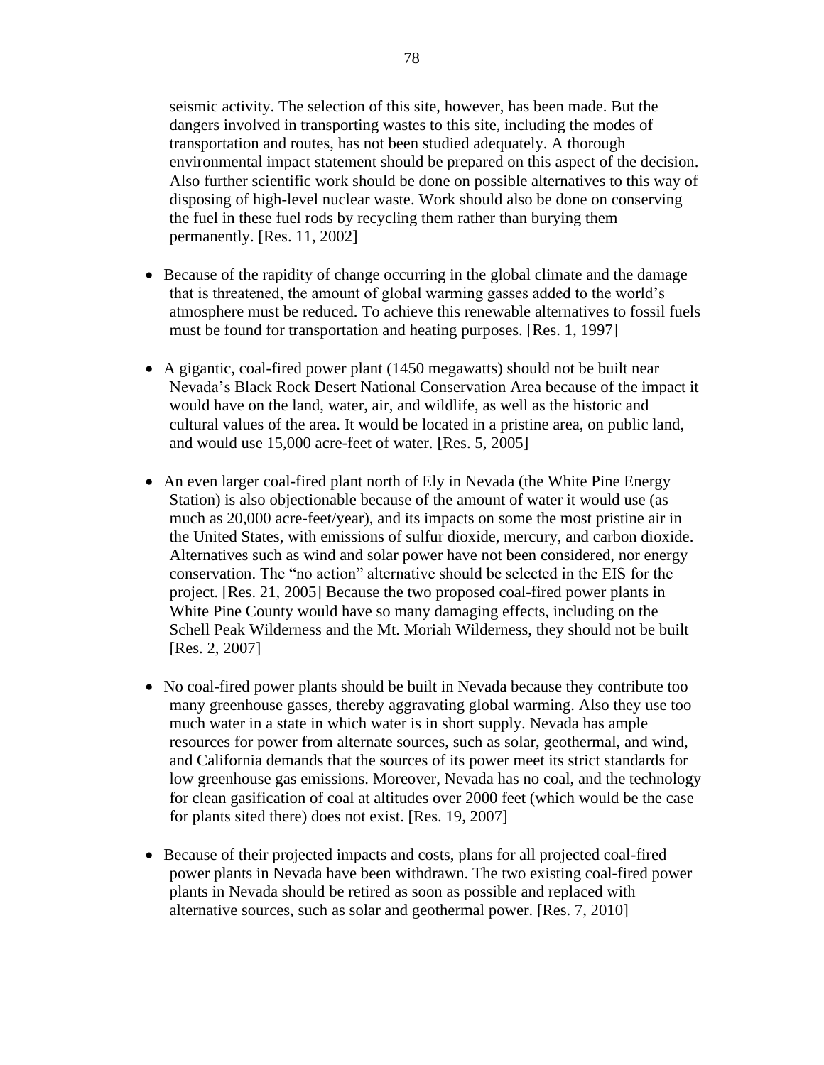seismic activity. The selection of this site, however, has been made. But the dangers involved in transporting wastes to this site, including the modes of transportation and routes, has not been studied adequately. A thorough environmental impact statement should be prepared on this aspect of the decision. Also further scientific work should be done on possible alternatives to this way of disposing of high-level nuclear waste. Work should also be done on conserving the fuel in these fuel rods by recycling them rather than burying them permanently. [Res. 11, 2002]

- Because of the rapidity of change occurring in the global climate and the damage that is threatened, the amount of global warming gasses added to the world's atmosphere must be reduced. To achieve this renewable alternatives to fossil fuels must be found for transportation and heating purposes. [Res. 1, 1997]

- A gigantic, coal-fired power plant (1450 megawatts) should not be built near Nevada's Black Rock Desert National Conservation Area because of the impact it would have on the land, water, air, and wildlife, as well as the historic and cultural values of the area. It would be located in a pristine area, on public land, and would use 15,000 acre-feet of water. [Res. 5, 2005]

- An even larger coal-fired plant north of Ely in Nevada (the White Pine Energy Station) is also objectionable because of the amount of water it would use (as much as 20,000 acre-feet/year), and its impacts on some the most pristine air in the United States, with emissions of sulfur dioxide, mercury, and carbon dioxide. Alternatives such as wind and solar power have not been considered, nor energy conservation. The "no action" alternative should be selected in the EIS for the project. [Res. 21, 2005] Because the two proposed coal-fired power plants in White Pine County would have so many damaging effects, including on the Schell Peak Wilderness and the Mt. Moriah Wilderness, they should not be built [Res. 2, 2007]

- No coal-fired power plants should be built in Nevada because they contribute too many greenhouse gasses, thereby aggravating global warming. Also they use too much water in a state in which water is in short supply. Nevada has ample resources for power from alternate sources, such as solar, geothermal, and wind, and California demands that the sources of its power meet its strict standards for low greenhouse gas emissions. Moreover, Nevada has no coal, and the technology for clean gasification of coal at altitudes over 2000 feet (which would be the case for plants sited there) does not exist. [Res. 19, 2007]

- Because of their projected impacts and costs, plans for all projected coal-fired power plants in Nevada have been withdrawn. The two existing coal-fired power plants in Nevada should be retired as soon as possible and replaced with alternative sources, such as solar and geothermal power. [Res. 7, 2010]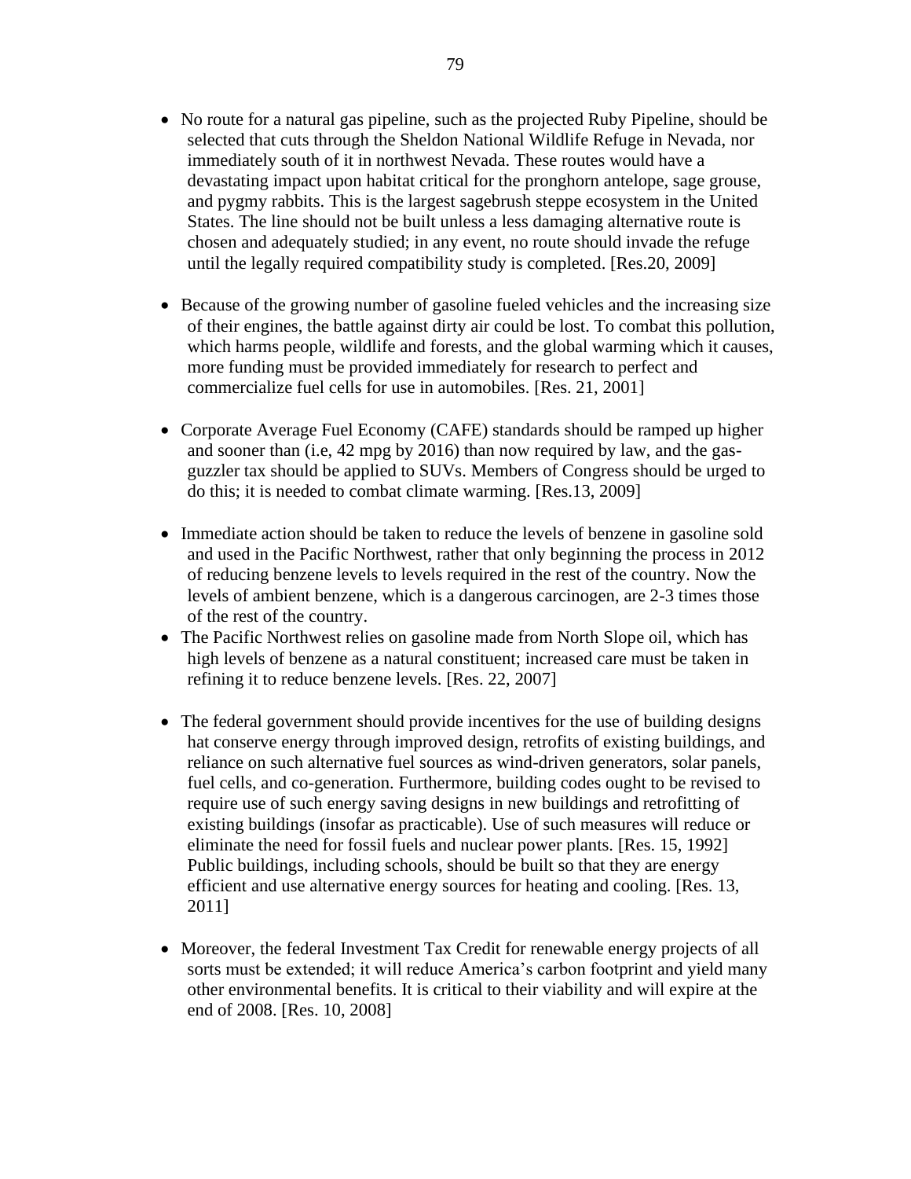- No route for a natural gas pipeline, such as the projected Ruby Pipeline, should be selected that cuts through the Sheldon National Wildlife Refuge in Nevada, nor immediately south of it in northwest Nevada. These routes would have a devastating impact upon habitat critical for the pronghorn antelope, sage grouse, and pygmy rabbits. This is the largest sagebrush steppe ecosystem in the United States. The line should not be built unless a less damaging alternative route is chosen and adequately studied; in any event, no route should invade the refuge until the legally required compatibility study is completed. [Res.20, 2009]

- Because of the growing number of gasoline fueled vehicles and the increasing size of their engines, the battle against dirty air could be lost. To combat this pollution, which harms people, wildlife and forests, and the global warming which it causes, more funding must be provided immediately for research to perfect and commercialize fuel cells for use in automobiles. [Res. 21, 2001]

- Corporate Average Fuel Economy (CAFE) standards should be ramped up higher and sooner than (i.e, 42 mpg by 2016) than now required by law, and the gas-guzzler tax should be applied to SUVs. Members of Congress should be urged to do this; it is needed to combat climate warming. [Res.13, 2009]

- Immediate action should be taken to reduce the levels of benzene in gasoline sold and used in the Pacific Northwest, rather that only beginning the process in 2012 of reducing benzene levels to levels required in the rest of the country. Now the levels of ambient benzene, which is a dangerous carcinogen, are 2-3 times those of the rest of the country.
- The Pacific Northwest relies on gasoline made from North Slope oil, which has high levels of benzene as a natural constituent; increased care must be taken in refining it to reduce benzene levels. [Res. 22, 2007]

- The federal government should provide incentives for the use of building designs hat conserve energy through improved design, retrofits of existing buildings, and reliance on such alternative fuel sources as wind-driven generators, solar panels, fuel cells, and co-generation. Furthermore, building codes ought to be revised to require use of such energy saving designs in new buildings and retrofitting of existing buildings (insofar as practicable). Use of such measures will reduce or eliminate the need for fossil fuels and nuclear power plants. [Res. 15, 1992] Public buildings, including schools, should be built so that they are energy efficient and use alternative energy sources for heating and cooling. [Res. 13, 2011]

- Moreover, the federal Investment Tax Credit for renewable energy projects of all sorts must be extended; it will reduce America's carbon footprint and yield many other environmental benefits. It is critical to their viability and will expire at the end of 2008. [Res. 10, 2008]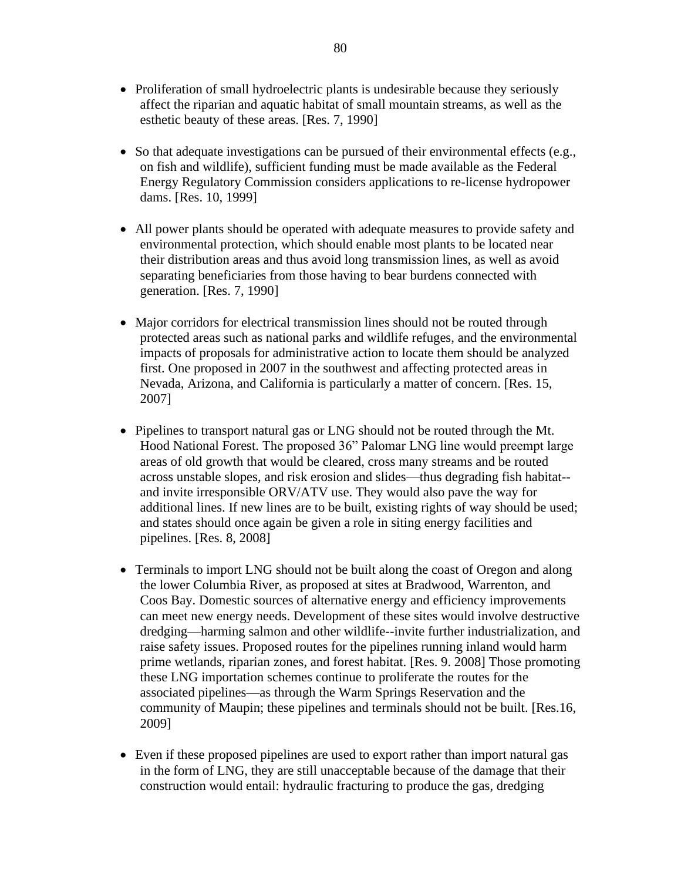- Proliferation of small hydroelectric plants is undesirable because they seriously affect the riparian and aquatic habitat of small mountain streams, as well as the esthetic beauty of these areas. [Res. 7, 1990]

- So that adequate investigations can be pursued of their environmental effects (e.g., on fish and wildlife), sufficient funding must be made available as the Federal Energy Regulatory Commission considers applications to re-license hydropower dams. [Res. 10, 1999]

- All power plants should be operated with adequate measures to provide safety and environmental protection, which should enable most plants to be located near their distribution areas and thus avoid long transmission lines, as well as avoid separating beneficiaries from those having to bear burdens connected with generation. [Res. 7, 1990]

- Major corridors for electrical transmission lines should not be routed through protected areas such as national parks and wildlife refuges, and the environmental impacts of proposals for administrative action to locate them should be analyzed first. One proposed in 2007 in the southwest and affecting protected areas in Nevada, Arizona, and California is particularly a matter of concern. [Res. 15, 2007]

- Pipelines to transport natural gas or LNG should not be routed through the Mt. Hood National Forest. The proposed 36" Palomar LNG line would preempt large areas of old growth that would be cleared, cross many streams and be routed across unstable slopes, and risk erosion and slides—thus degrading fish habitat--and invite irresponsible ORV/ATV use. They would also pave the way for additional lines. If new lines are to be built, existing rights of way should be used; and states should once again be given a role in siting energy facilities and pipelines. [Res. 8, 2008]

- Terminals to import LNG should not be built along the coast of Oregon and along the lower Columbia River, as proposed at sites at Bradwood, Warrenton, and Coos Bay. Domestic sources of alternative energy and efficiency improvements can meet new energy needs. Development of these sites would involve destructive dredging—harming salmon and other wildlife--invite further industrialization, and raise safety issues. Proposed routes for the pipelines running inland would harm prime wetlands, riparian zones, and forest habitat. [Res. 9. 2008] Those promoting these LNG importation schemes continue to proliferate the routes for the associated pipelines—as through the Warm Springs Reservation and the community of Maupin; these pipelines and terminals should not be built. [Res.16, 2009]

- Even if these proposed pipelines are used to export rather than import natural gas in the form of LNG, they are still unacceptable because of the damage that their construction would entail: hydraulic fracturing to produce the gas, dredging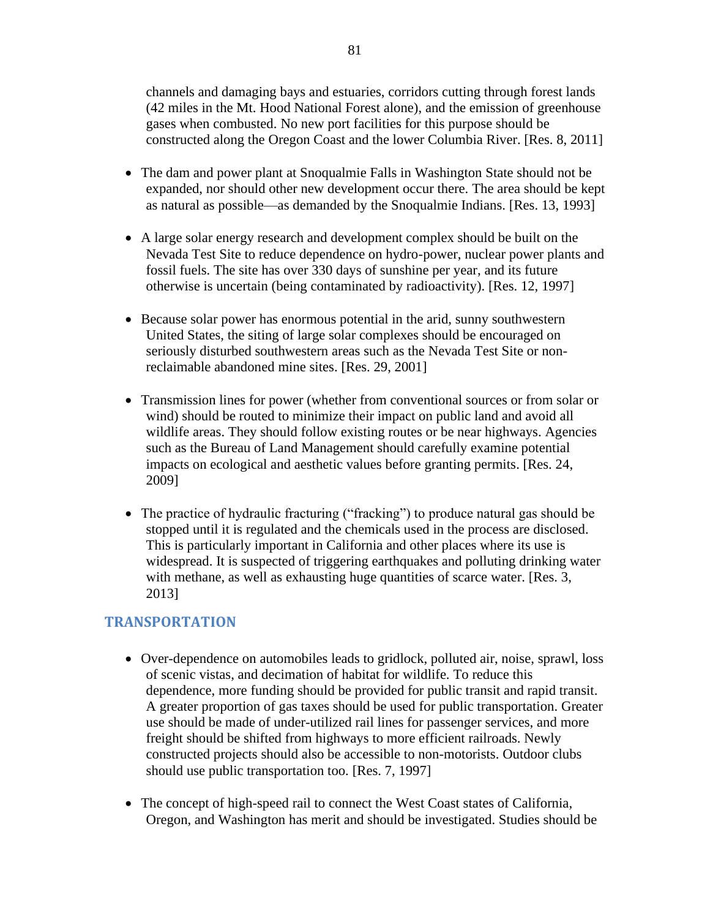channels and damaging bays and estuaries, corridors cutting through forest lands (42 miles in the Mt. Hood National Forest alone), and the emission of greenhouse gases when combusted. No new port facilities for this purpose should be constructed along the Oregon Coast and the lower Columbia River. [Res. 8, 2011]

- The dam and power plant at Snoqualmie Falls in Washington State should not be expanded, nor should other new development occur there. The area should be kept as natural as possible—as demanded by the Snoqualmie Indians. [Res. 13, 1993]

- A large solar energy research and development complex should be built on the Nevada Test Site to reduce dependence on hydro-power, nuclear power plants and fossil fuels. The site has over 330 days of sunshine per year, and its future otherwise is uncertain (being contaminated by radioactivity). [Res. 12, 1997]

- Because solar power has enormous potential in the arid, sunny southwestern United States, the siting of large solar complexes should be encouraged on seriously disturbed southwestern areas such as the Nevada Test Site or non-reclaimable abandoned mine sites. [Res. 29, 2001]

- Transmission lines for power (whether from conventional sources or from solar or wind) should be routed to minimize their impact on public land and avoid all wildlife areas. They should follow existing routes or be near highways. Agencies such as the Bureau of Land Management should carefully examine potential impacts on ecological and aesthetic values before granting permits. [Res. 24, 2009]

- The practice of hydraulic fracturing ("fracking") to produce natural gas should be stopped until it is regulated and the chemicals used in the process are disclosed. This is particularly important in California and other places where its use is widespread. It is suspected of triggering earthquakes and polluting drinking water with methane, as well as exhausting huge quantities of scarce water. [Res. 3, 2013]

## TRANSPORTATION

- Over-dependence on automobiles leads to gridlock, polluted air, noise, sprawl, loss of scenic vistas, and decimation of habitat for wildlife. To reduce this dependence, more funding should be provided for public transit and rapid transit. A greater proportion of gas taxes should be used for public transportation. Greater use should be made of under-utilized rail lines for passenger services, and more freight should be shifted from highways to more efficient railroads. Newly constructed projects should also be accessible to non-motorists. Outdoor clubs should use public transportation too. [Res. 7, 1997]

- The concept of high-speed rail to connect the West Coast states of California, Oregon, and Washington has merit and should be investigated. Studies should be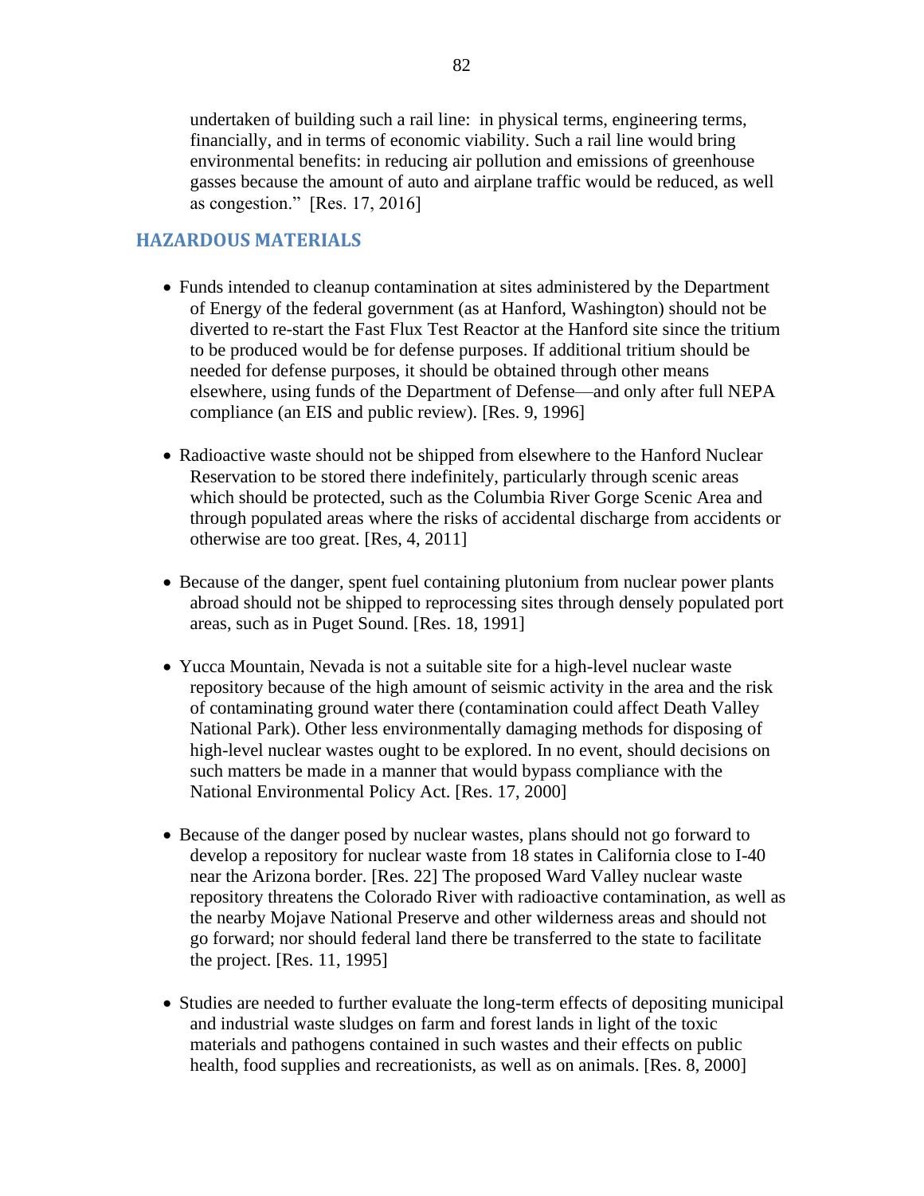undertaken of building such a rail line: in physical terms, engineering terms, financially, and in terms of economic viability. Such a rail line would bring environmental benefits: in reducing air pollution and emissions of greenhouse gasses because the amount of auto and airplane traffic would be reduced, as well as congestion." [Res. 17, 2016]

## HAZARDOUS MATERIALS

- Funds intended to cleanup contamination at sites administered by the Department of Energy of the federal government (as at Hanford, Washington) should not be diverted to re-start the Fast Flux Test Reactor at the Hanford site since the tritium to be produced would be for defense purposes. If additional tritium should be needed for defense purposes, it should be obtained through other means elsewhere, using funds of the Department of Defense—and only after full NEPA compliance (an EIS and public review). [Res. 9, 1996]

- Radioactive waste should not be shipped from elsewhere to the Hanford Nuclear Reservation to be stored there indefinitely, particularly through scenic areas which should be protected, such as the Columbia River Gorge Scenic Area and through populated areas where the risks of accidental discharge from accidents or otherwise are too great. [Res, 4, 2011]

- Because of the danger, spent fuel containing plutonium from nuclear power plants abroad should not be shipped to reprocessing sites through densely populated port areas, such as in Puget Sound. [Res. 18, 1991]

- Yucca Mountain, Nevada is not a suitable site for a high-level nuclear waste repository because of the high amount of seismic activity in the area and the risk of contaminating ground water there (contamination could affect Death Valley National Park). Other less environmentally damaging methods for disposing of high-level nuclear wastes ought to be explored. In no event, should decisions on such matters be made in a manner that would bypass compliance with the National Environmental Policy Act. [Res. 17, 2000]

- Because of the danger posed by nuclear wastes, plans should not go forward to develop a repository for nuclear waste from 18 states in California close to I-40 near the Arizona border. [Res. 22] The proposed Ward Valley nuclear waste repository threatens the Colorado River with radioactive contamination, as well as the nearby Mojave National Preserve and other wilderness areas and should not go forward; nor should federal land there be transferred to the state to facilitate the project. [Res. 11, 1995]

- Studies are needed to further evaluate the long-term effects of depositing municipal and industrial waste sludges on farm and forest lands in light of the toxic materials and pathogens contained in such wastes and their effects on public health, food supplies and recreationists, as well as on animals. [Res. 8, 2000]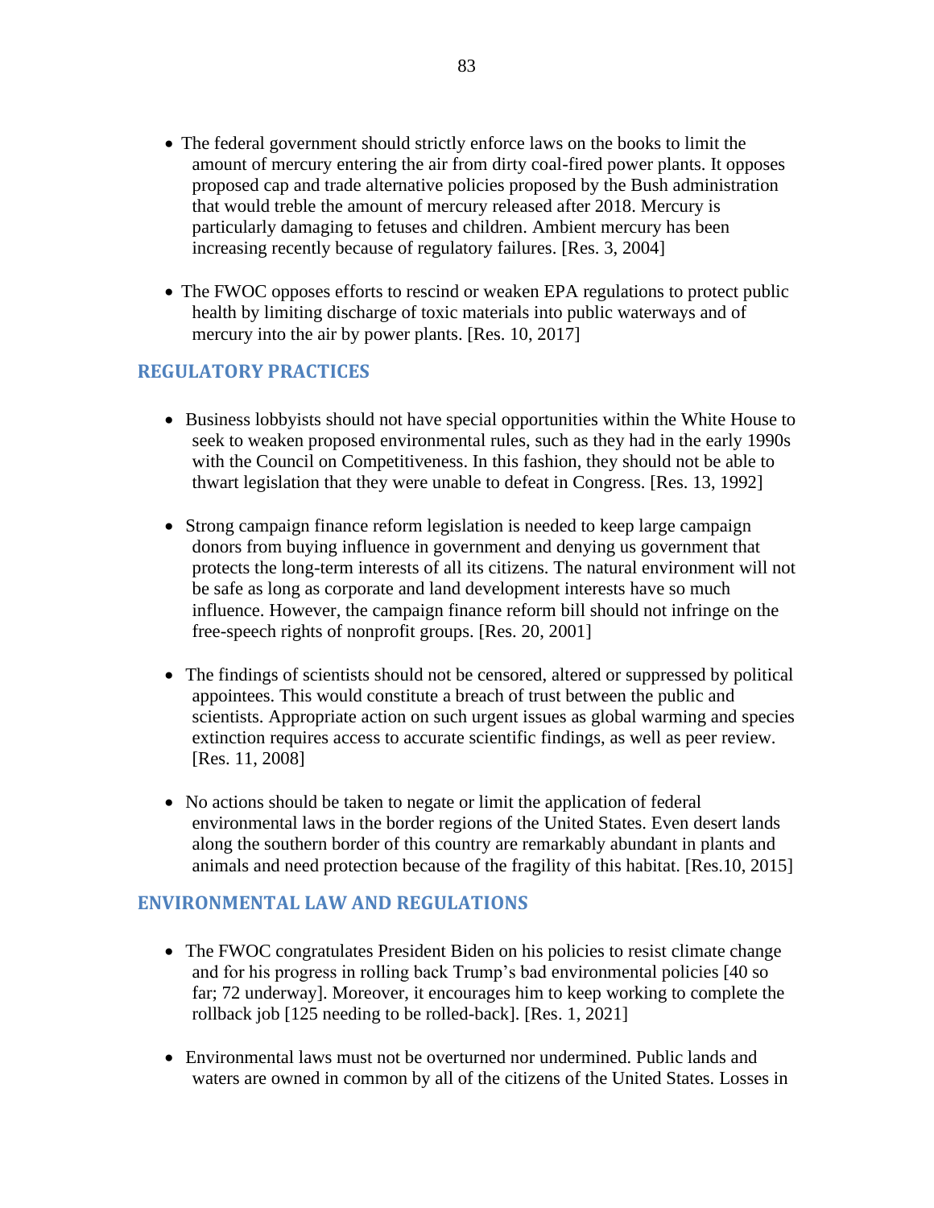- The federal government should strictly enforce laws on the books to limit the amount of mercury entering the air from dirty coal-fired power plants. It opposes proposed cap and trade alternative policies proposed by the Bush administration that would treble the amount of mercury released after 2018. Mercury is particularly damaging to fetuses and children. Ambient mercury has been increasing recently because of regulatory failures. [Res. 3, 2004]

- The FWOC opposes efforts to rescind or weaken EPA regulations to protect public health by limiting discharge of toxic materials into public waterways and of mercury into the air by power plants. [Res. 10, 2017]

## REGULATORY PRACTICES

- Business lobbyists should not have special opportunities within the White House to seek to weaken proposed environmental rules, such as they had in the early 1990s with the Council on Competitiveness. In this fashion, they should not be able to thwart legislation that they were unable to defeat in Congress. [Res. 13, 1992]

- Strong campaign finance reform legislation is needed to keep large campaign donors from buying influence in government and denying us government that protects the long-term interests of all its citizens. The natural environment will not be safe as long as corporate and land development interests have so much influence. However, the campaign finance reform bill should not infringe on the free-speech rights of nonprofit groups. [Res. 20, 2001]

- The findings of scientists should not be censored, altered or suppressed by political appointees. This would constitute a breach of trust between the public and scientists. Appropriate action on such urgent issues as global warming and species extinction requires access to accurate scientific findings, as well as peer review. [Res. 11, 2008]

- No actions should be taken to negate or limit the application of federal environmental laws in the border regions of the United States. Even desert lands along the southern border of this country are remarkably abundant in plants and animals and need protection because of the fragility of this habitat. [Res.10, 2015]

## ENVIRONMENTAL LAW AND REGULATIONS

- The FWOC congratulates President Biden on his policies to resist climate change and for his progress in rolling back Trump's bad environmental policies [40 so far; 72 underway]. Moreover, it encourages him to keep working to complete the rollback job [125 needing to be rolled-back]. [Res. 1, 2021]

- Environmental laws must not be overturned nor undermined. Public lands and waters are owned in common by all of the citizens of the United States. Losses in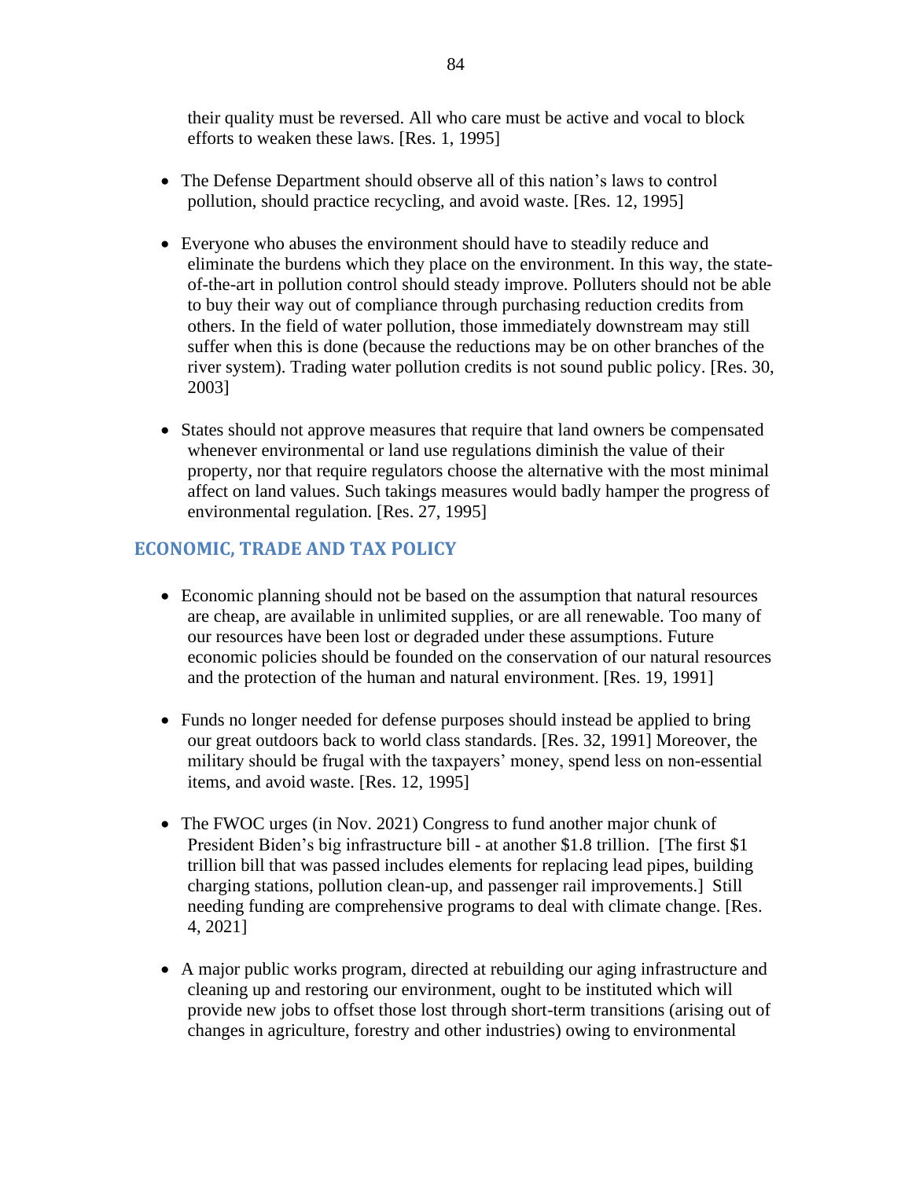their quality must be reversed. All who care must be active and vocal to block efforts to weaken these laws. [Res. 1, 1995]

- The Defense Department should observe all of this nation's laws to control pollution, should practice recycling, and avoid waste. [Res. 12, 1995]

- Everyone who abuses the environment should have to steadily reduce and eliminate the burdens which they place on the environment. In this way, the state-of-the-art in pollution control should steady improve. Polluters should not be able to buy their way out of compliance through purchasing reduction credits from others. In the field of water pollution, those immediately downstream may still suffer when this is done (because the reductions may be on other branches of the river system). Trading water pollution credits is not sound public policy. [Res. 30, 2003]

- States should not approve measures that require that land owners be compensated whenever environmental or land use regulations diminish the value of their property, nor that require regulators choose the alternative with the most minimal affect on land values. Such takings measures would badly hamper the progress of environmental regulation. [Res. 27, 1995]

## ECONOMIC, TRADE AND TAX POLICY

- Economic planning should not be based on the assumption that natural resources are cheap, are available in unlimited supplies, or are all renewable. Too many of our resources have been lost or degraded under these assumptions. Future economic policies should be founded on the conservation of our natural resources and the protection of the human and natural environment. [Res. 19, 1991]

- Funds no longer needed for defense purposes should instead be applied to bring our great outdoors back to world class standards. [Res. 32, 1991] Moreover, the military should be frugal with the taxpayers' money, spend less on non-essential items, and avoid waste. [Res. 12, 1995]

- The FWOC urges (in Nov. 2021) Congress to fund another major chunk of President Biden's big infrastructure bill - at another $1.8 trillion. [The first $1 trillion bill that was passed includes elements for replacing lead pipes, building charging stations, pollution clean-up, and passenger rail improvements.] Still needing funding are comprehensive programs to deal with climate change. [Res. 4, 2021]

- A major public works program, directed at rebuilding our aging infrastructure and cleaning up and restoring our environment, ought to be instituted which will provide new jobs to offset those lost through short-term transitions (arising out of changes in agriculture, forestry and other industries) owing to environmental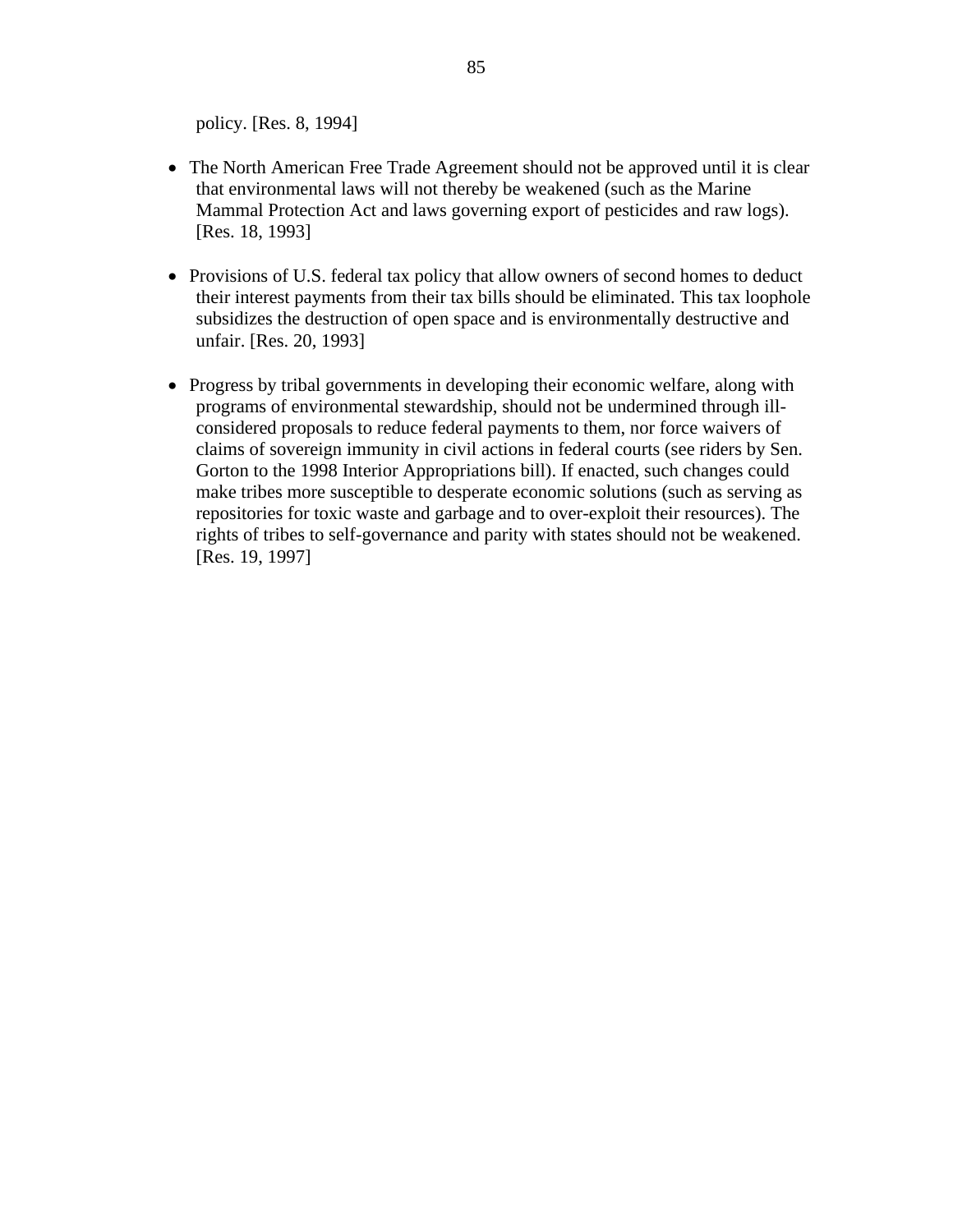policy. [Res. 8, 1994]

- The North American Free Trade Agreement should not be approved until it is clear that environmental laws will not thereby be weakened (such as the Marine Mammal Protection Act and laws governing export of pesticides and raw logs). [Res. 18, 1993]

- Provisions of U.S. federal tax policy that allow owners of second homes to deduct their interest payments from their tax bills should be eliminated. This tax loophole subsidizes the destruction of open space and is environmentally destructive and unfair. [Res. 20, 1993]

- Progress by tribal governments in developing their economic welfare, along with programs of environmental stewardship, should not be undermined through ill-considered proposals to reduce federal payments to them, nor force waivers of claims of sovereign immunity in civil actions in federal courts (see riders by Sen. Gorton to the 1998 Interior Appropriations bill). If enacted, such changes could make tribes more susceptible to desperate economic solutions (such as serving as repositories for toxic waste and garbage and to over-exploit their resources). The rights of tribes to self-governance and parity with states should not be weakened. [Res. 19, 1997]